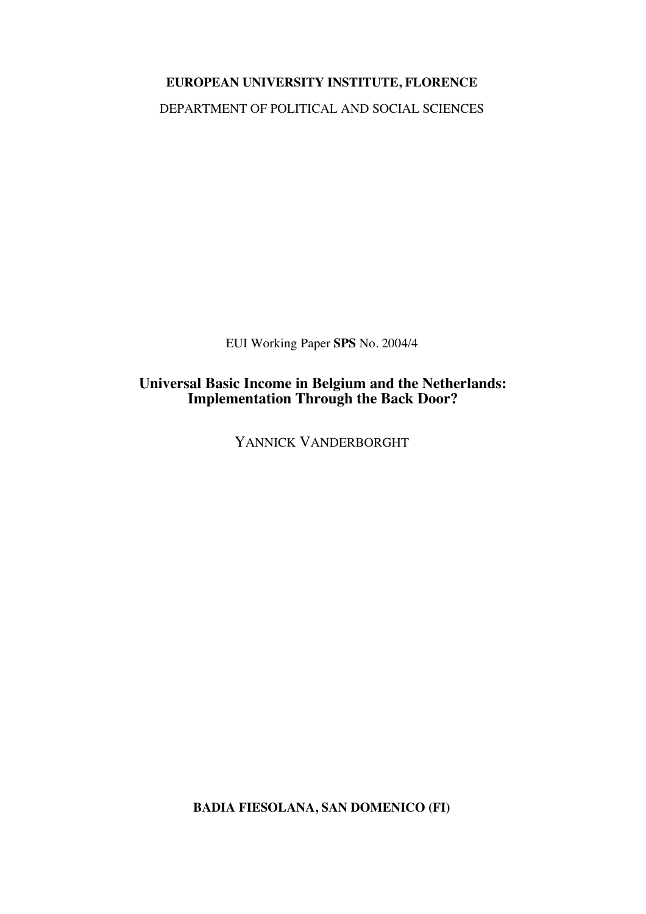**EUROPEAN UNIVERSITY INSTITUTE, FLORENCE**

DEPARTMENT OF POLITICAL AND SOCIAL SCIENCES

EUI Working Paper **SPS** No. 2004/4

# Universal Basic Income in Belgium and the Netherlands: Implementation Through the Back Door?

YANNICK VANDERBORGHT

**BADIA FIESOLANA, SAN DOMENICO (FI)**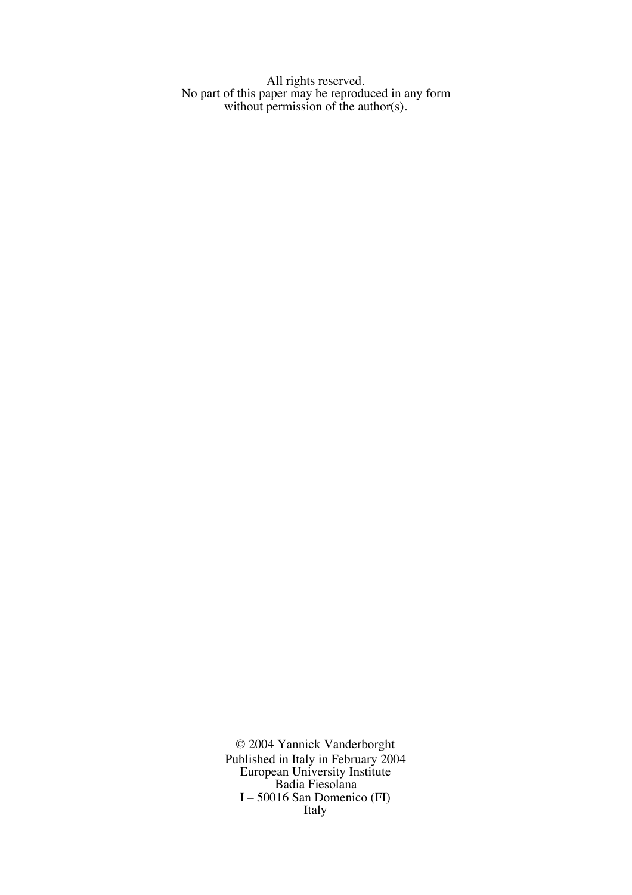All rights reserved.
No part of this paper may be reproduced in any form
without permission of the author(s).

© 2004 Yannick Vanderborght
Published in Italy in February 2004
European University Institute
Badia Fiesolana
I – 50016 San Domenico (FI)
Italy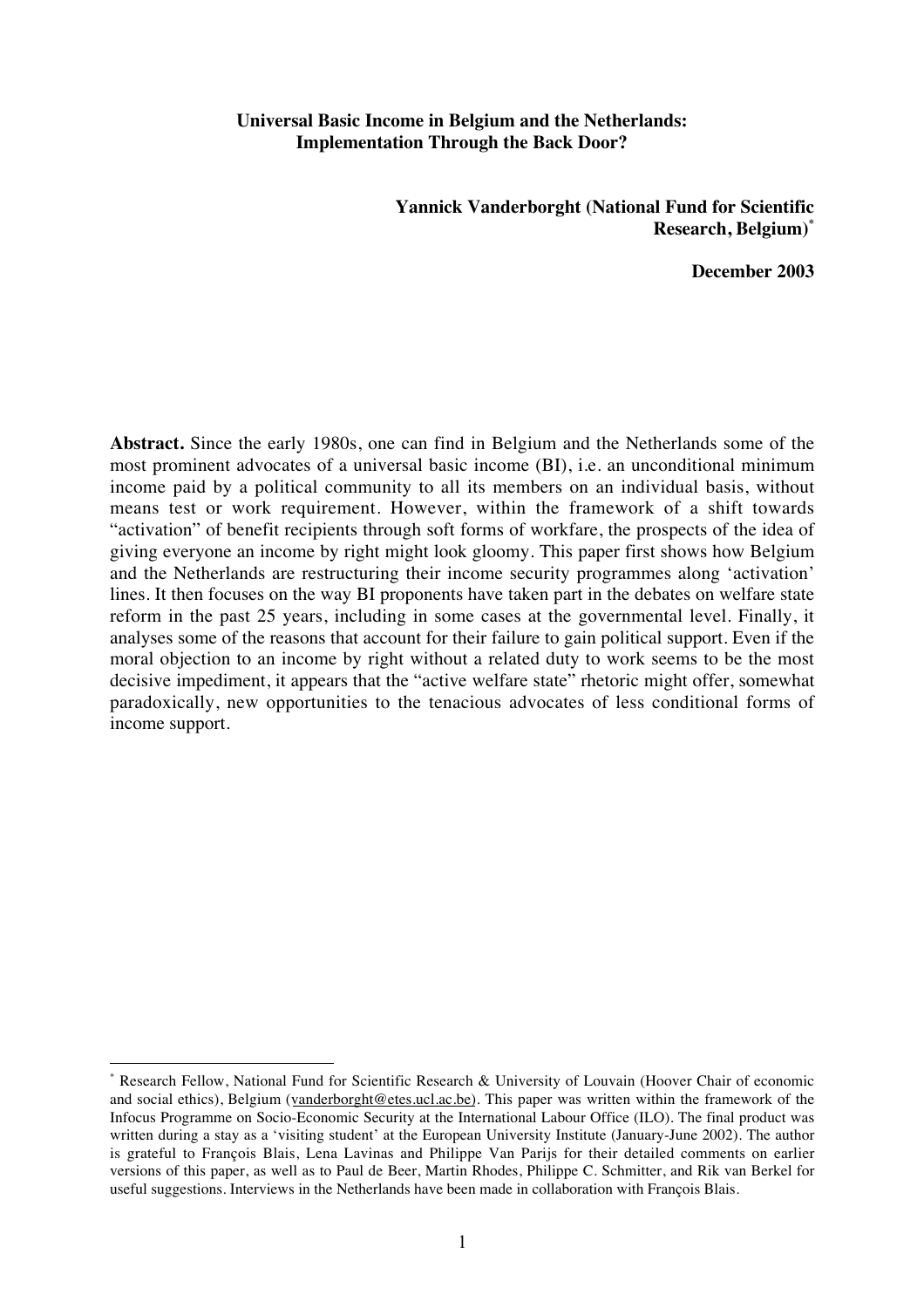**Universal Basic Income in Belgium and the Netherlands: Implementation Through the Back Door?**

**Yannick Vanderborght (National Fund for Scientific Research, Belgium)***

**December 2003**

**Abstract.** Since the early 1980s, one can find in Belgium and the Netherlands some of the most prominent advocates of a universal basic income (BI), i.e. an unconditional minimum income paid by a political community to all its members on an individual basis, without means test or work requirement. However, within the framework of a shift towards "activation" of benefit recipients through soft forms of workfare, the prospects of the idea of giving everyone an income by right might look gloomy. This paper first shows how Belgium and the Netherlands are restructuring their income security programmes along 'activation' lines. It then focuses on the way BI proponents have taken part in the debates on welfare state reform in the past 25 years, including in some cases at the governmental level. Finally, it analyses some of the reasons that account for their failure to gain political support. Even if the moral objection to an income by right without a related duty to work seems to be the most decisive impediment, it appears that the "active welfare state" rhetoric might offer, somewhat paradoxically, new opportunities to the tenacious advocates of less conditional forms of income support.

---

* Research Fellow, National Fund for Scientific Research & University of Louvain (Hoover Chair of economic and social ethics), Belgium (vanderborght@etes.ucl.ac.be). This paper was written within the framework of the Infocus Programme on Socio-Economic Security at the International Labour Office (ILO). The final product was written during a stay as a 'visiting student' at the European University Institute (January-June 2002). The author is grateful to François Blais, Lena Lavinas and Philippe Van Parijs for their detailed comments on earlier versions of this paper, as well as to Paul de Beer, Martin Rhodes, Philippe C. Schmitter, and Rik van Berkel for useful suggestions. Interviews in the Netherlands have been made in collaboration with François Blais.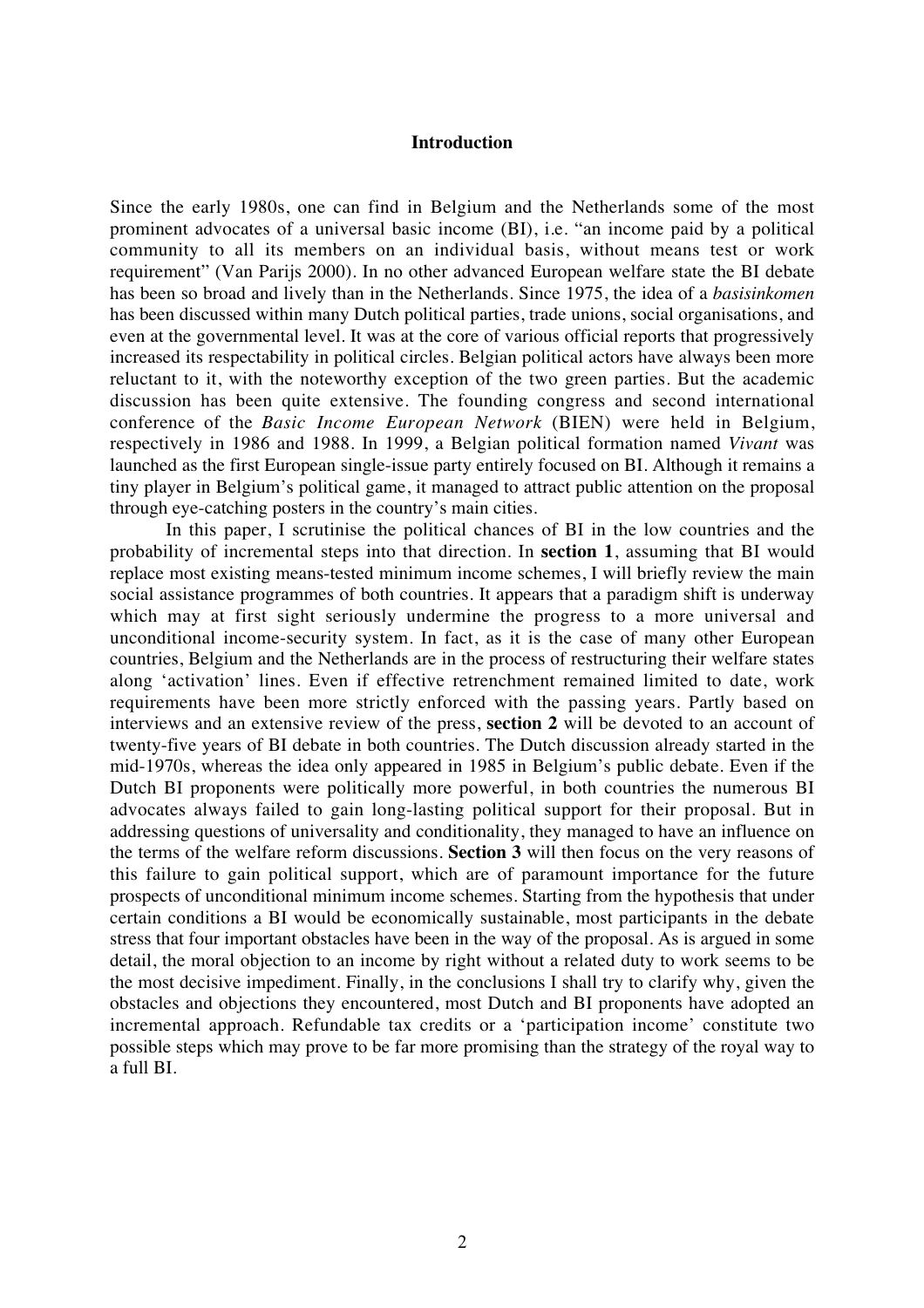## Introduction

Since the early 1980s, one can find in Belgium and the Netherlands some of the most prominent advocates of a universal basic income (BI), i.e. "an income paid by a political community to all its members on an individual basis, without means test or work requirement" (Van Parijs 2000). In no other advanced European welfare state the BI debate has been so broad and lively than in the Netherlands. Since 1975, the idea of a *basisinkomen* has been discussed within many Dutch political parties, trade unions, social organisations, and even at the governmental level. It was at the core of various official reports that progressively increased its respectability in political circles. Belgian political actors have always been more reluctant to it, with the noteworthy exception of the two green parties. But the academic discussion has been quite extensive. The founding congress and second international conference of the *Basic Income European Network* (BIEN) were held in Belgium, respectively in 1986 and 1988. In 1999, a Belgian political formation named *Vivant* was launched as the first European single-issue party entirely focused on BI. Although it remains a tiny player in Belgium's political game, it managed to attract public attention on the proposal through eye-catching posters in the country's main cities.

In this paper, I scrutinise the political chances of BI in the low countries and the probability of incremental steps into that direction. In **section 1**, assuming that BI would replace most existing means-tested minimum income schemes, I will briefly review the main social assistance programmes of both countries. It appears that a paradigm shift is underway which may at first sight seriously undermine the progress to a more universal and unconditional income-security system. In fact, as it is the case of many other European countries, Belgium and the Netherlands are in the process of restructuring their welfare states along 'activation' lines. Even if effective retrenchment remained limited to date, work requirements have been more strictly enforced with the passing years. Partly based on interviews and an extensive review of the press, **section 2** will be devoted to an account of twenty-five years of BI debate in both countries. The Dutch discussion already started in the mid-1970s, whereas the idea only appeared in 1985 in Belgium's public debate. Even if the Dutch BI proponents were politically more powerful, in both countries the numerous BI advocates always failed to gain long-lasting political support for their proposal. But in addressing questions of universality and conditionality, they managed to have an influence on the terms of the welfare reform discussions. **Section 3** will then focus on the very reasons of this failure to gain political support, which are of paramount importance for the future prospects of unconditional minimum income schemes. Starting from the hypothesis that under certain conditions a BI would be economically sustainable, most participants in the debate stress that four important obstacles have been in the way of the proposal. As is argued in some detail, the moral objection to an income by right without a related duty to work seems to be the most decisive impediment. Finally, in the conclusions I shall try to clarify why, given the obstacles and objections they encountered, most Dutch and BI proponents have adopted an incremental approach. Refundable tax credits or a 'participation income' constitute two possible steps which may prove to be far more promising than the strategy of the royal way to a full BI.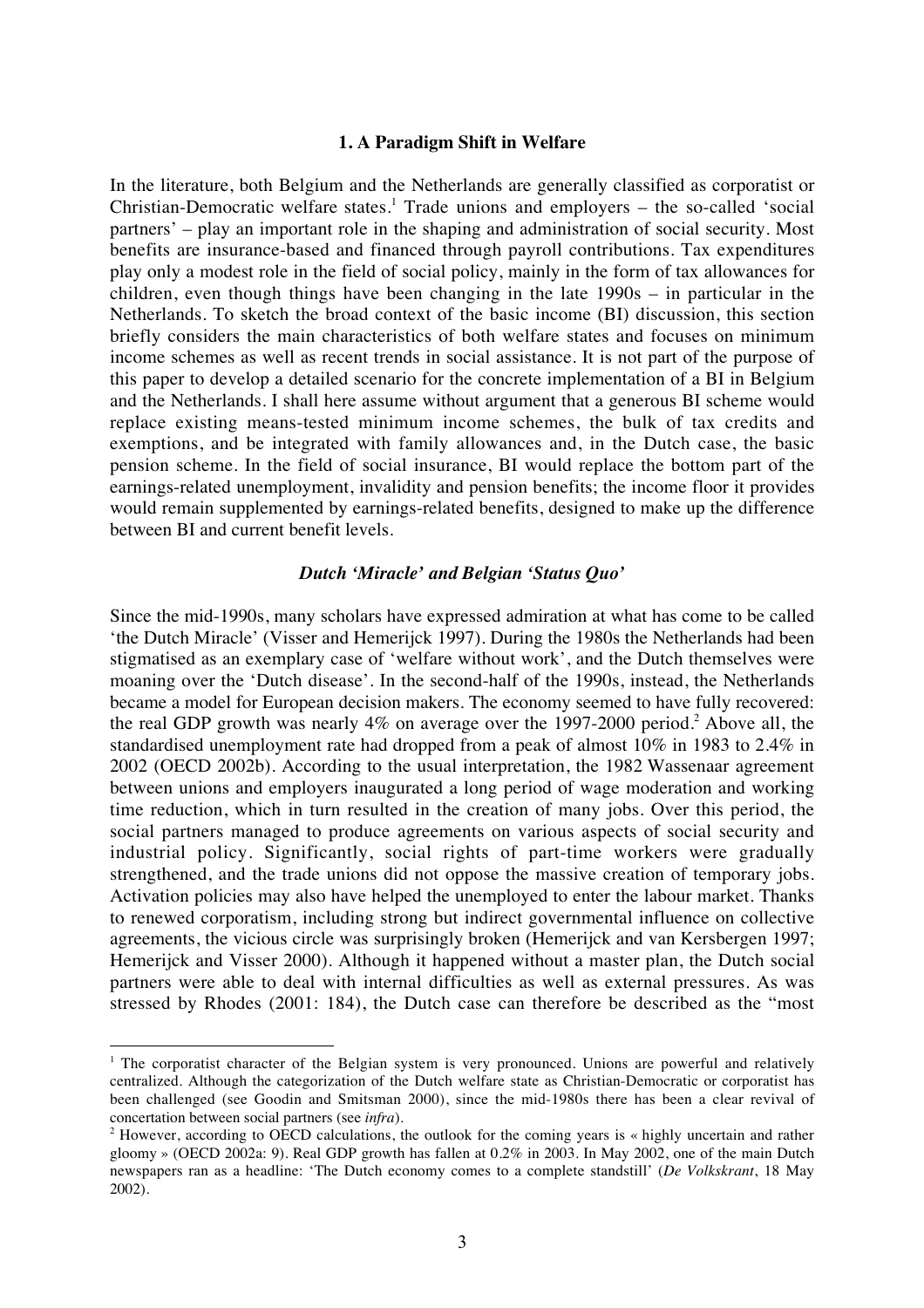## 1. A Paradigm Shift in Welfare

In the literature, both Belgium and the Netherlands are generally classified as corporatist or Christian-Democratic welfare states.[1] Trade unions and employers – the so-called 'social partners' – play an important role in the shaping and administration of social security. Most benefits are insurance-based and financed through payroll contributions. Tax expenditures play only a modest role in the field of social policy, mainly in the form of tax allowances for children, even though things have been changing in the late 1990s – in particular in the Netherlands. To sketch the broad context of the basic income (BI) discussion, this section briefly considers the main characteristics of both welfare states and focuses on minimum income schemes as well as recent trends in social assistance. It is not part of the purpose of this paper to develop a detailed scenario for the concrete implementation of a BI in Belgium and the Netherlands. I shall here assume without argument that a generous BI scheme would replace existing means-tested minimum income schemes, the bulk of tax credits and exemptions, and be integrated with family allowances and, in the Dutch case, the basic pension scheme. In the field of social insurance, BI would replace the bottom part of the earnings-related unemployment, invalidity and pension benefits; the income floor it provides would remain supplemented by earnings-related benefits, designed to make up the difference between BI and current benefit levels.

### *Dutch 'Miracle' and Belgian 'Status Quo'*

Since the mid-1990s, many scholars have expressed admiration at what has come to be called 'the Dutch Miracle' (Visser and Hemerijck 1997). During the 1980s the Netherlands had been stigmatised as an exemplary case of 'welfare without work', and the Dutch themselves were moaning over the 'Dutch disease'. In the second-half of the 1990s, instead, the Netherlands became a model for European decision makers. The economy seemed to have fully recovered: the real GDP growth was nearly 4% on average over the 1997-2000 period.[2] Above all, the standardised unemployment rate had dropped from a peak of almost 10% in 1983 to 2.4% in 2002 (OECD 2002b). According to the usual interpretation, the 1982 Wassenaar agreement between unions and employers inaugurated a long period of wage moderation and working time reduction, which in turn resulted in the creation of many jobs. Over this period, the social partners managed to produce agreements on various aspects of social security and industrial policy. Significantly, social rights of part-time workers were gradually strengthened, and the trade unions did not oppose the massive creation of temporary jobs. Activation policies may also have helped the unemployed to enter the labour market. Thanks to renewed corporatism, including strong but indirect governmental influence on collective agreements, the vicious circle was surprisingly broken (Hemerijck and van Kersbergen 1997; Hemerijck and Visser 2000). Although it happened without a master plan, the Dutch social partners were able to deal with internal difficulties as well as external pressures. As was stressed by Rhodes (2001: 184), the Dutch case can therefore be described as the "most

---

[1] The corporatist character of the Belgian system is very pronounced. Unions are powerful and relatively centralized. Although the categorization of the Dutch welfare state as Christian-Democratic or corporatist has been challenged (see Goodin and Smitsman 2000), since the mid-1980s there has been a clear revival of concertation between social partners (see *infra*).

[2] However, according to OECD calculations, the outlook for the coming years is « highly uncertain and rather gloomy » (OECD 2002a: 9). Real GDP growth has fallen at 0.2% in 2003. In May 2002, one of the main Dutch newspapers ran as a headline: 'The Dutch economy comes to a complete standstill' (*De Volkskrant*, 18 May 2002).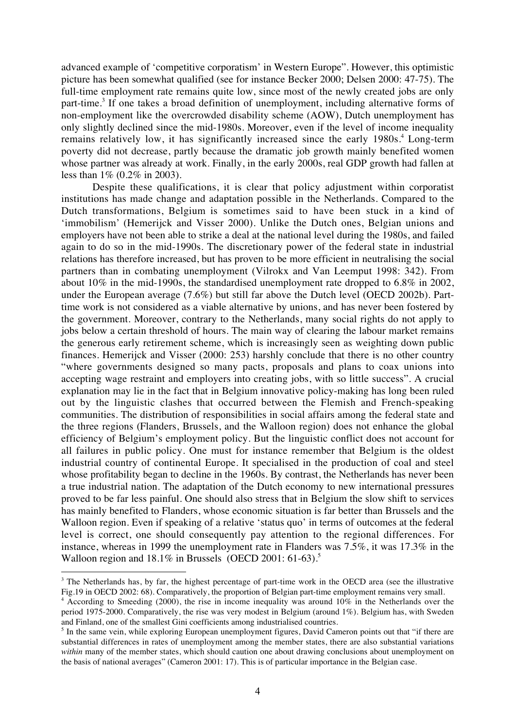advanced example of 'competitive corporatism' in Western Europe". However, this optimistic picture has been somewhat qualified (see for instance Becker 2000; Delsen 2000: 47-75). The full-time employment rate remains quite low, since most of the newly created jobs are only part-time.[3] If one takes a broad definition of unemployment, including alternative forms of non-employment like the overcrowded disability scheme (AOW), Dutch unemployment has only slightly declined since the mid-1980s. Moreover, even if the level of income inequality remains relatively low, it has significantly increased since the early 1980s.[4] Long-term poverty did not decrease, partly because the dramatic job growth mainly benefited women whose partner was already at work. Finally, in the early 2000s, real GDP growth had fallen at less than 1% (0.2% in 2003).

Despite these qualifications, it is clear that policy adjustment within corporatist institutions has made change and adaptation possible in the Netherlands. Compared to the Dutch transformations, Belgium is sometimes said to have been stuck in a kind of 'immobilism' (Hemerijck and Visser 2000). Unlike the Dutch ones, Belgian unions and employers have not been able to strike a deal at the national level during the 1980s, and failed again to do so in the mid-1990s. The discretionary power of the federal state in industrial relations has therefore increased, but has proven to be more efficient in neutralising the social partners than in combating unemployment (Vilrokx and Van Leemput 1998: 342). From about 10% in the mid-1990s, the standardised unemployment rate dropped to 6.8% in 2002, under the European average (7.6%) but still far above the Dutch level (OECD 2002b). Part-time work is not considered as a viable alternative by unions, and has never been fostered by the government. Moreover, contrary to the Netherlands, many social rights do not apply to jobs below a certain threshold of hours. The main way of clearing the labour market remains the generous early retirement scheme, which is increasingly seen as weighting down public finances. Hemerijck and Visser (2000: 253) harshly conclude that there is no other country "where governments designed so many pacts, proposals and plans to coax unions into accepting wage restraint and employers into creating jobs, with so little success". A crucial explanation may lie in the fact that in Belgium innovative policy-making has long been ruled out by the linguistic clashes that occurred between the Flemish and French-speaking communities. The distribution of responsibilities in social affairs among the federal state and the three regions (Flanders, Brussels, and the Walloon region) does not enhance the global efficiency of Belgium's employment policy. But the linguistic conflict does not account for all failures in public policy. One must for instance remember that Belgium is the oldest industrial country of continental Europe. It specialised in the production of coal and steel whose profitability began to decline in the 1960s. By contrast, the Netherlands has never been a true industrial nation. The adaptation of the Dutch economy to new international pressures proved to be far less painful. One should also stress that in Belgium the slow shift to services has mainly benefited to Flanders, whose economic situation is far better than Brussels and the Walloon region. Even if speaking of a relative 'status quo' in terms of outcomes at the federal level is correct, one should consequently pay attention to the regional differences. For instance, whereas in 1999 the unemployment rate in Flanders was 7.5%, it was 17.3% in the Walloon region and 18.1% in Brussels (OECD 2001: 61-63).[5]

---

[3] The Netherlands has, by far, the highest percentage of part-time work in the OECD area (see the illustrative Fig.19 in OECD 2002: 68). Comparatively, the proportion of Belgian part-time employment remains very small.

[4] According to Smeeding (2000), the rise in income inequality was around 10% in the Netherlands over the period 1975-2000. Comparatively, the rise was very modest in Belgium (around 1%). Belgium has, with Sweden and Finland, one of the smallest Gini coefficients among industrialised countries.

[5] In the same vein, while exploring European unemployment figures, David Cameron points out that "if there are substantial differences in rates of unemployment among the member states, there are also substantial variations *within* many of the member states, which should caution one about drawing conclusions about unemployment on the basis of national averages" (Cameron 2001: 17). This is of particular importance in the Belgian case.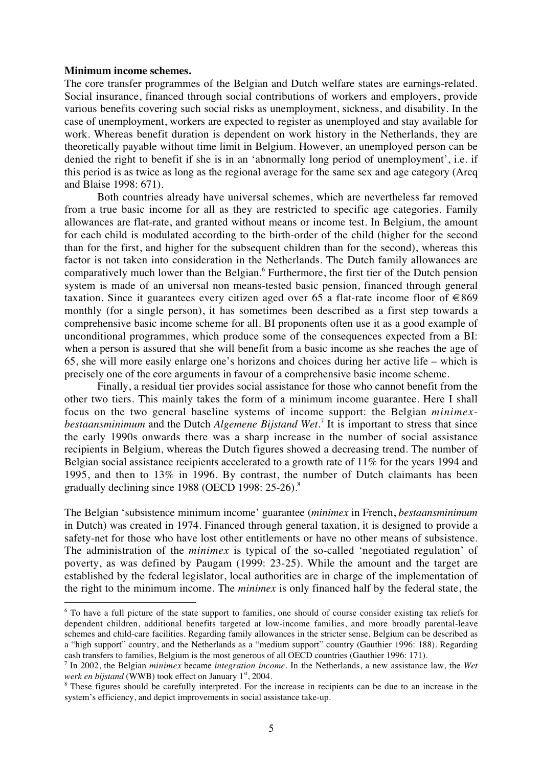**Minimum income schemes.**

The core transfer programmes of the Belgian and Dutch welfare states are earnings-related. Social insurance, financed through social contributions of workers and employers, provide various benefits covering such social risks as unemployment, sickness, and disability. In the case of unemployment, workers are expected to register as unemployed and stay available for work. Whereas benefit duration is dependent on work history in the Netherlands, they are theoretically payable without time limit in Belgium. However, an unemployed person can be denied the right to benefit if she is in an 'abnormally long period of unemployment', i.e. if this period is as twice as long as the regional average for the same sex and age category (Arcq and Blaise 1998: 671).

Both countries already have universal schemes, which are nevertheless far removed from a true basic income for all as they are restricted to specific age categories. Family allowances are flat-rate, and granted without means or income test. In Belgium, the amount for each child is modulated according to the birth-order of the child (higher for the second than for the first, and higher for the subsequent children than for the second), whereas this factor is not taken into consideration in the Netherlands. The Dutch family allowances are comparatively much lower than the Belgian.[6] Furthermore, the first tier of the Dutch pension system is made of an universal non means-tested basic pension, financed through general taxation. Since it guarantees every citizen aged over 65 a flat-rate income floor of €869 monthly (for a single person), it has sometimes been described as a first step towards a comprehensive basic income scheme for all. BI proponents often use it as a good example of unconditional programmes, which produce some of the consequences expected from a BI: when a person is assured that she will benefit from a basic income as she reaches the age of 65, she will more easily enlarge one's horizons and choices during her active life – which is precisely one of the core arguments in favour of a comprehensive basic income scheme.

Finally, a residual tier provides social assistance for those who cannot benefit from the other two tiers. This mainly takes the form of a minimum income guarantee. Here I shall focus on the two general baseline systems of income support: the Belgian *minimex-bestaansminimum* and the Dutch *Algemene Bijstand Wet*.[7] It is important to stress that since the early 1990s onwards there was a sharp increase in the number of social assistance recipients in Belgium, whereas the Dutch figures showed a decreasing trend. The number of Belgian social assistance recipients accelerated to a growth rate of 11% for the years 1994 and 1995, and then to 13% in 1996. By contrast, the number of Dutch claimants has been gradually declining since 1988 (OECD 1998: 25-26).[8]

The Belgian 'subsistence minimum income' guarantee (*minimex* in French, *bestaansminimum* in Dutch) was created in 1974. Financed through general taxation, it is designed to provide a safety-net for those who have lost other entitlements or have no other means of subsistence. The administration of the *minimex* is typical of the so-called 'negotiated regulation' of poverty, as was defined by Paugam (1999: 23-25). While the amount and the target are established by the federal legislator, local authorities are in charge of the implementation of the right to the minimum income. The *minimex* is only financed half by the federal state, the

---

[6] To have a full picture of the state support to families, one should of course consider existing tax reliefs for dependent children, additional benefits targeted at low-income families, and more broadly parental-leave schemes and child-care facilities. Regarding family allowances in the stricter sense, Belgium can be described as a "high support" country, and the Netherlands as a "medium support" country (Gauthier 1996: 188). Regarding cash transfers to families, Belgium is the most generous of all OECD countries (Gauthier 1996: 171).

[7] In 2002, the Belgian *minimex* became *integration income*. In the Netherlands, a new assistance law, the *Wet werk en bijstand* (WWB) took effect on January 1st, 2004.

[8] These figures should be carefully interpreted. For the increase in recipients can be due to an increase in the system's efficiency, and depict improvements in social assistance take-up.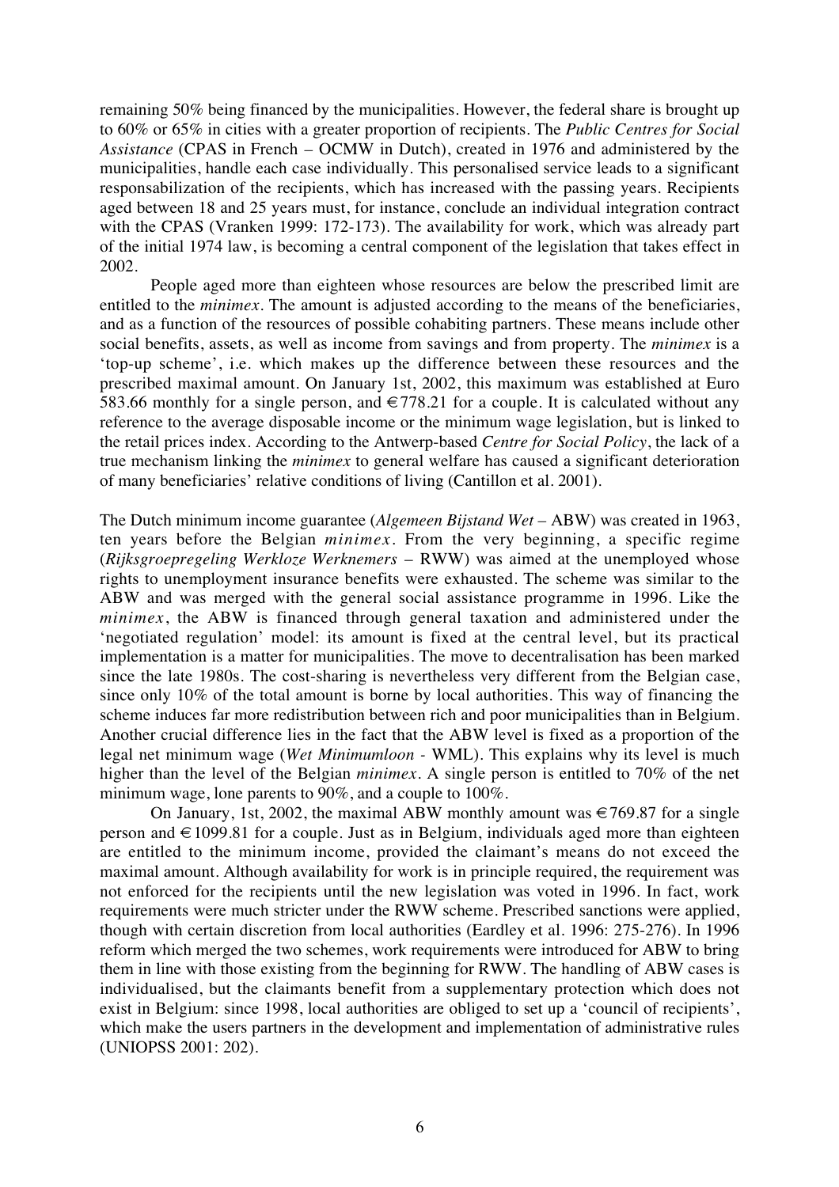remaining 50% being financed by the municipalities. However, the federal share is brought up to 60% or 65% in cities with a greater proportion of recipients. The *Public Centres for Social Assistance* (CPAS in French – OCMW in Dutch), created in 1976 and administered by the municipalities, handle each case individually. This personalised service leads to a significant responsabilization of the recipients, which has increased with the passing years. Recipients aged between 18 and 25 years must, for instance, conclude an individual integration contract with the CPAS (Vranken 1999: 172-173). The availability for work, which was already part of the initial 1974 law, is becoming a central component of the legislation that takes effect in 2002.

People aged more than eighteen whose resources are below the prescribed limit are entitled to the *minimex*. The amount is adjusted according to the means of the beneficiaries, and as a function of the resources of possible cohabiting partners. These means include other social benefits, assets, as well as income from savings and from property. The *minimex* is a 'top-up scheme', i.e. which makes up the difference between these resources and the prescribed maximal amount. On January 1st, 2002, this maximum was established at Euro 583.66 monthly for a single person, and €778.21 for a couple. It is calculated without any reference to the average disposable income or the minimum wage legislation, but is linked to the retail prices index. According to the Antwerp-based *Centre for Social Policy*, the lack of a true mechanism linking the *minimex* to general welfare has caused a significant deterioration of many beneficiaries' relative conditions of living (Cantillon et al. 2001).

The Dutch minimum income guarantee (*Algemeen Bijstand Wet* – ABW) was created in 1963, ten years before the Belgian *minimex*. From the very beginning, a specific regime (*Rijksgroepregeling Werkloze Werknemers* – RWW) was aimed at the unemployed whose rights to unemployment insurance benefits were exhausted. The scheme was similar to the ABW and was merged with the general social assistance programme in 1996. Like the *minimex*, the ABW is financed through general taxation and administered under the 'negotiated regulation' model: its amount is fixed at the central level, but its practical implementation is a matter for municipalities. The move to decentralisation has been marked since the late 1980s. The cost-sharing is nevertheless very different from the Belgian case, since only 10% of the total amount is borne by local authorities. This way of financing the scheme induces far more redistribution between rich and poor municipalities than in Belgium. Another crucial difference lies in the fact that the ABW level is fixed as a proportion of the legal net minimum wage (*Wet Minimumloon* - WML). This explains why its level is much higher than the level of the Belgian *minimex*. A single person is entitled to 70% of the net minimum wage, lone parents to 90%, and a couple to 100%.

On January, 1st, 2002, the maximal ABW monthly amount was €769.87 for a single person and €1099.81 for a couple. Just as in Belgium, individuals aged more than eighteen are entitled to the minimum income, provided the claimant's means do not exceed the maximal amount. Although availability for work is in principle required, the requirement was not enforced for the recipients until the new legislation was voted in 1996. In fact, work requirements were much stricter under the RWW scheme. Prescribed sanctions were applied, though with certain discretion from local authorities (Eardley et al. 1996: 275-276). In 1996 reform which merged the two schemes, work requirements were introduced for ABW to bring them in line with those existing from the beginning for RWW. The handling of ABW cases is individualised, but the claimants benefit from a supplementary protection which does not exist in Belgium: since 1998, local authorities are obliged to set up a 'council of recipients', which make the users partners in the development and implementation of administrative rules (UNIOPSS 2001: 202).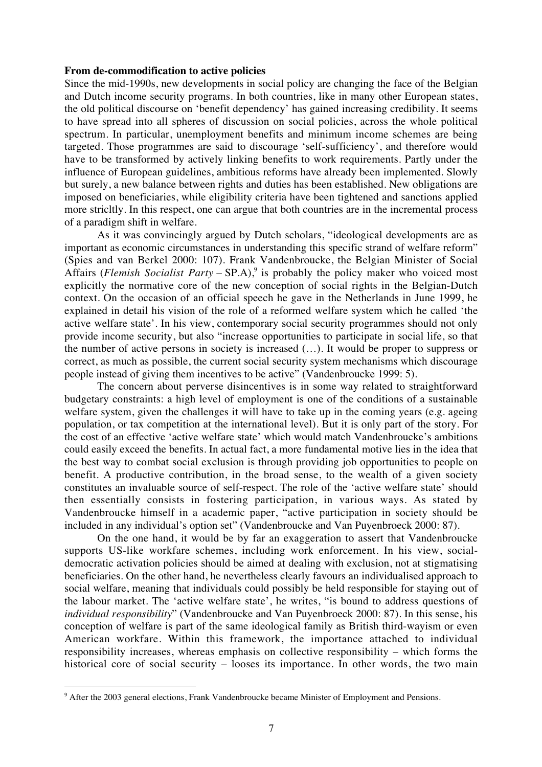**From de-commodification to active policies**

Since the mid-1990s, new developments in social policy are changing the face of the Belgian and Dutch income security programs. In both countries, like in many other European states, the old political discourse on 'benefit dependency' has gained increasing credibility. It seems to have spread into all spheres of discussion on social policies, across the whole political spectrum. In particular, unemployment benefits and minimum income schemes are being targeted. Those programmes are said to discourage 'self-sufficiency', and therefore would have to be transformed by actively linking benefits to work requirements. Partly under the influence of European guidelines, ambitious reforms have already been implemented. Slowly but surely, a new balance between rights and duties has been established. New obligations are imposed on beneficiaries, while eligibility criteria have been tightened and sanctions applied more stricltly. In this respect, one can argue that both countries are in the incremental process of a paradigm shift in welfare.

As it was convincingly argued by Dutch scholars, "ideological developments are as important as economic circumstances in understanding this specific strand of welfare reform" (Spies and van Berkel 2000: 107). Frank Vandenbroucke, the Belgian Minister of Social Affairs (*Flemish Socialist Party* – SP.A),[9] is probably the policy maker who voiced most explicitly the normative core of the new conception of social rights in the Belgian-Dutch context. On the occasion of an official speech he gave in the Netherlands in June 1999, he explained in detail his vision of the role of a reformed welfare system which he called 'the active welfare state'. In his view, contemporary social security programmes should not only provide income security, but also "increase opportunities to participate in social life, so that the number of active persons in society is increased (…). It would be proper to suppress or correct, as much as possible, the current social security system mechanisms which discourage people instead of giving them incentives to be active" (Vandenbroucke 1999: 5).

The concern about perverse disincentives is in some way related to straightforward budgetary constraints: a high level of employment is one of the conditions of a sustainable welfare system, given the challenges it will have to take up in the coming years (e.g. ageing population, or tax competition at the international level). But it is only part of the story. For the cost of an effective 'active welfare state' which would match Vandenbroucke's ambitions could easily exceed the benefits. In actual fact, a more fundamental motive lies in the idea that the best way to combat social exclusion is through providing job opportunities to people on benefit. A productive contribution, in the broad sense, to the wealth of a given society constitutes an invaluable source of self-respect. The role of the 'active welfare state' should then essentially consists in fostering participation, in various ways. As stated by Vandenbroucke himself in a academic paper, "active participation in society should be included in any individual's option set" (Vandenbroucke and Van Puyenbroeck 2000: 87).

On the one hand, it would be by far an exaggeration to assert that Vandenbroucke supports US-like workfare schemes, including work enforcement. In his view, social-democratic activation policies should be aimed at dealing with exclusion, not at stigmatising beneficiaries. On the other hand, he nevertheless clearly favours an individualised approach to social welfare, meaning that individuals could possibly be held responsible for staying out of the labour market. The 'active welfare state', he writes, "is bound to address questions of *individual responsibility*" (Vandenbroucke and Van Puyenbroeck 2000: 87). In this sense, his conception of welfare is part of the same ideological family as British third-wayism or even American workfare. Within this framework, the importance attached to individual responsibility increases, whereas emphasis on collective responsibility – which forms the historical core of social security – looses its importance. In other words, the two main

[9] After the 2003 general elections, Frank Vandenbroucke became Minister of Employment and Pensions.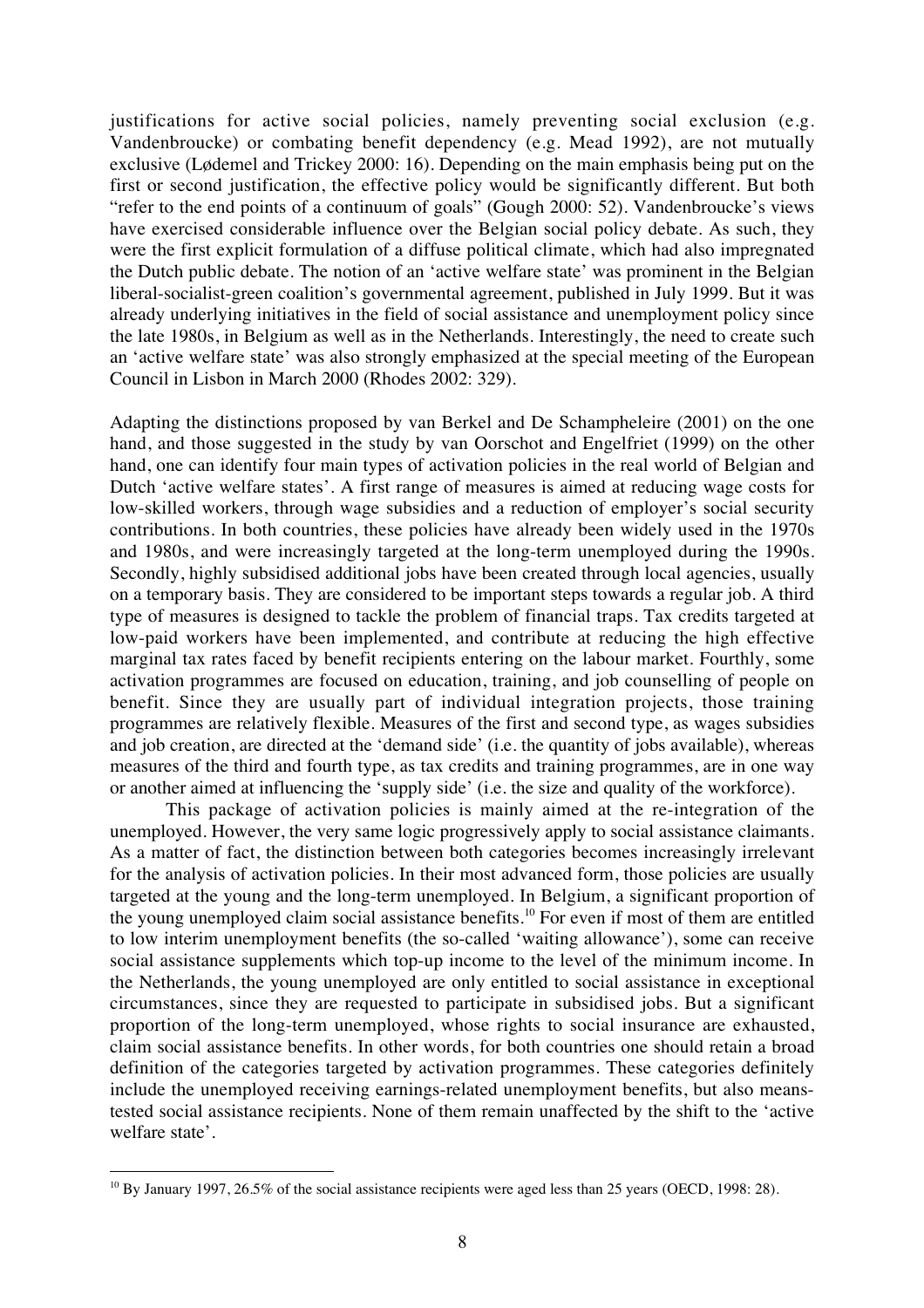justifications for active social policies, namely preventing social exclusion (e.g. Vandenbroucke) or combating benefit dependency (e.g. Mead 1992), are not mutually exclusive (Lødemel and Trickey 2000: 16). Depending on the main emphasis being put on the first or second justification, the effective policy would be significantly different. But both "refer to the end points of a continuum of goals" (Gough 2000: 52). Vandenbroucke's views have exercised considerable influence over the Belgian social policy debate. As such, they were the first explicit formulation of a diffuse political climate, which had also impregnated the Dutch public debate. The notion of an 'active welfare state' was prominent in the Belgian liberal-socialist-green coalition's governmental agreement, published in July 1999. But it was already underlying initiatives in the field of social assistance and unemployment policy since the late 1980s, in Belgium as well as in the Netherlands. Interestingly, the need to create such an 'active welfare state' was also strongly emphasized at the special meeting of the European Council in Lisbon in March 2000 (Rhodes 2002: 329).

Adapting the distinctions proposed by van Berkel and De Schampheleire (2001) on the one hand, and those suggested in the study by van Oorschot and Engelfriet (1999) on the other hand, one can identify four main types of activation policies in the real world of Belgian and Dutch 'active welfare states'. A first range of measures is aimed at reducing wage costs for low-skilled workers, through wage subsidies and a reduction of employer's social security contributions. In both countries, these policies have already been widely used in the 1970s and 1980s, and were increasingly targeted at the long-term unemployed during the 1990s. Secondly, highly subsidised additional jobs have been created through local agencies, usually on a temporary basis. They are considered to be important steps towards a regular job. A third type of measures is designed to tackle the problem of financial traps. Tax credits targeted at low-paid workers have been implemented, and contribute at reducing the high effective marginal tax rates faced by benefit recipients entering on the labour market. Fourthly, some activation programmes are focused on education, training, and job counselling of people on benefit. Since they are usually part of individual integration projects, those training programmes are relatively flexible. Measures of the first and second type, as wages subsidies and job creation, are directed at the 'demand side' (i.e. the quantity of jobs available), whereas measures of the third and fourth type, as tax credits and training programmes, are in one way or another aimed at influencing the 'supply side' (i.e. the size and quality of the workforce).

This package of activation policies is mainly aimed at the re-integration of the unemployed. However, the very same logic progressively apply to social assistance claimants. As a matter of fact, the distinction between both categories becomes increasingly irrelevant for the analysis of activation policies. In their most advanced form, those policies are usually targeted at the young and the long-term unemployed. In Belgium, a significant proportion of the young unemployed claim social assistance benefits.[10] For even if most of them are entitled to low interim unemployment benefits (the so-called 'waiting allowance'), some can receive social assistance supplements which top-up income to the level of the minimum income. In the Netherlands, the young unemployed are only entitled to social assistance in exceptional circumstances, since they are requested to participate in subsidised jobs. But a significant proportion of the long-term unemployed, whose rights to social insurance are exhausted, claim social assistance benefits. In other words, for both countries one should retain a broad definition of the categories targeted by activation programmes. These categories definitely include the unemployed receiving earnings-related unemployment benefits, but also means-tested social assistance recipients. None of them remain unaffected by the shift to the 'active welfare state'.

[10] By January 1997, 26.5% of the social assistance recipients were aged less than 25 years (OECD, 1998: 28).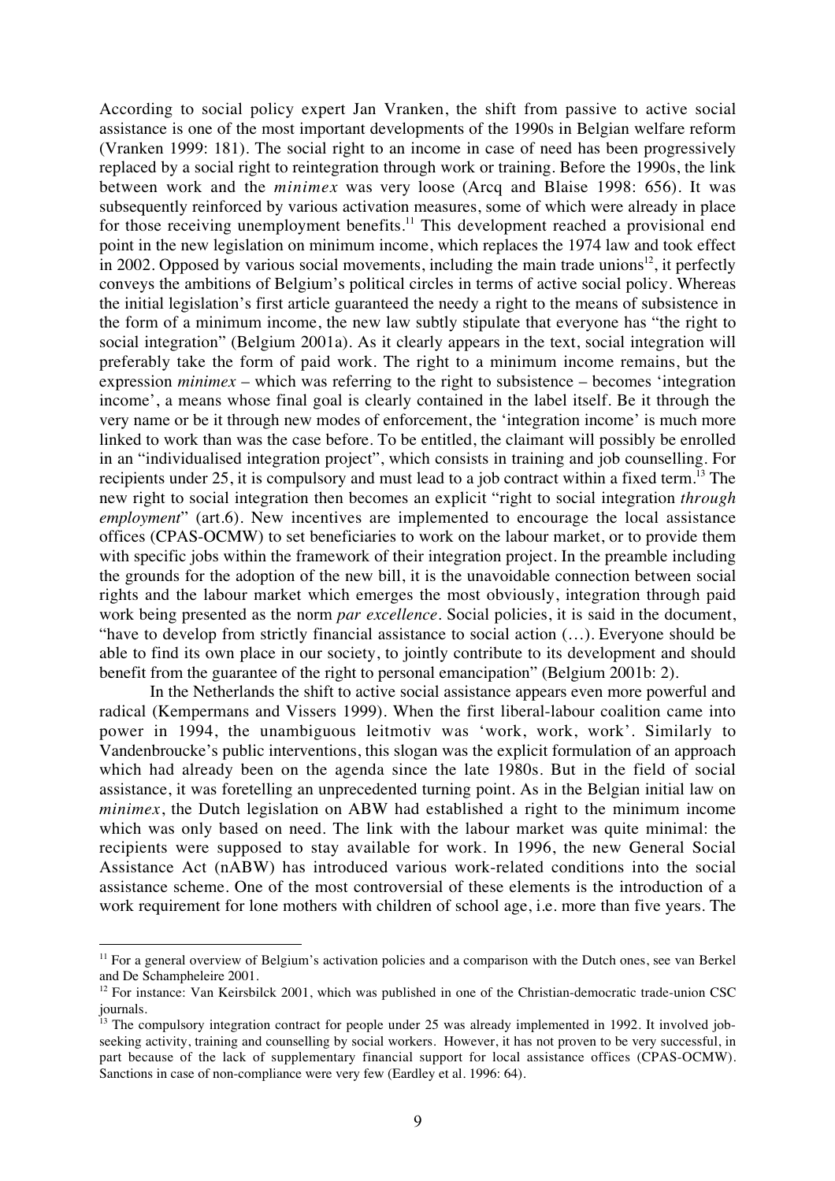According to social policy expert Jan Vranken, the shift from passive to active social assistance is one of the most important developments of the 1990s in Belgian welfare reform (Vranken 1999: 181). The social right to an income in case of need has been progressively replaced by a social right to reintegration through work or training. Before the 1990s, the link between work and the *minimex* was very loose (Arcq and Blaise 1998: 656). It was subsequently reinforced by various activation measures, some of which were already in place for those receiving unemployment benefits.[11] This development reached a provisional end point in the new legislation on minimum income, which replaces the 1974 law and took effect in 2002. Opposed by various social movements, including the main trade unions[12], it perfectly conveys the ambitions of Belgium's political circles in terms of active social policy. Whereas the initial legislation's first article guaranteed the needy a right to the means of subsistence in the form of a minimum income, the new law subtly stipulate that everyone has "the right to social integration" (Belgium 2001a). As it clearly appears in the text, social integration will preferably take the form of paid work. The right to a minimum income remains, but the expression *minimex* – which was referring to the right to subsistence – becomes 'integration income', a means whose final goal is clearly contained in the label itself. Be it through the very name or be it through new modes of enforcement, the 'integration income' is much more linked to work than was the case before. To be entitled, the claimant will possibly be enrolled in an "individualised integration project", which consists in training and job counselling. For recipients under 25, it is compulsory and must lead to a job contract within a fixed term.[13] The new right to social integration then becomes an explicit "right to social integration *through employment*" (art.6). New incentives are implemented to encourage the local assistance offices (CPAS-OCMW) to set beneficiaries to work on the labour market, or to provide them with specific jobs within the framework of their integration project. In the preamble including the grounds for the adoption of the new bill, it is the unavoidable connection between social rights and the labour market which emerges the most obviously, integration through paid work being presented as the norm *par excellence*. Social policies, it is said in the document, "have to develop from strictly financial assistance to social action (…). Everyone should be able to find its own place in our society, to jointly contribute to its development and should benefit from the guarantee of the right to personal emancipation" (Belgium 2001b: 2).

In the Netherlands the shift to active social assistance appears even more powerful and radical (Kempermans and Vissers 1999). When the first liberal-labour coalition came into power in 1994, the unambiguous leitmotiv was 'work, work, work'. Similarly to Vandenbroucke's public interventions, this slogan was the explicit formulation of an approach which had already been on the agenda since the late 1980s. But in the field of social assistance, it was foretelling an unprecedented turning point. As in the Belgian initial law on *minimex*, the Dutch legislation on ABW had established a right to the minimum income which was only based on need. The link with the labour market was quite minimal: the recipients were supposed to stay available for work. In 1996, the new General Social Assistance Act (nABW) has introduced various work-related conditions into the social assistance scheme. One of the most controversial of these elements is the introduction of a work requirement for lone mothers with children of school age, i.e. more than five years. The

---

[11] For a general overview of Belgium's activation policies and a comparison with the Dutch ones, see van Berkel and De Schampheleire 2001.

[12] For instance: Van Keirsbilck 2001, which was published in one of the Christian-democratic trade-union CSC journals.

[13] The compulsory integration contract for people under 25 was already implemented in 1992. It involved job-seeking activity, training and counselling by social workers. However, it has not proven to be very successful, in part because of the lack of supplementary financial support for local assistance offices (CPAS-OCMW). Sanctions in case of non-compliance were very few (Eardley et al. 1996: 64).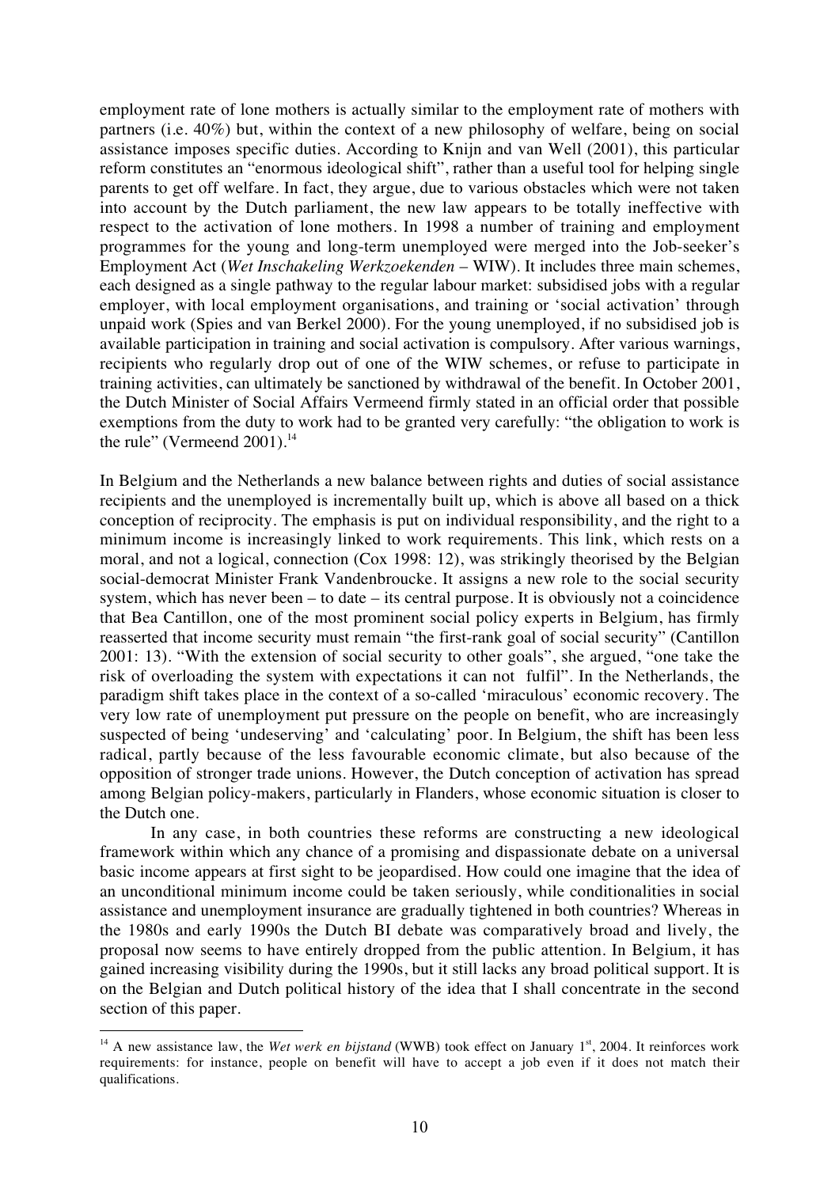employment rate of lone mothers is actually similar to the employment rate of mothers with partners (i.e. 40%) but, within the context of a new philosophy of welfare, being on social assistance imposes specific duties. According to Knijn and van Well (2001), this particular reform constitutes an "enormous ideological shift", rather than a useful tool for helping single parents to get off welfare. In fact, they argue, due to various obstacles which were not taken into account by the Dutch parliament, the new law appears to be totally ineffective with respect to the activation of lone mothers. In 1998 a number of training and employment programmes for the young and long-term unemployed were merged into the Job-seeker's Employment Act (*Wet Inschakeling Werkzoekenden* – WIW). It includes three main schemes, each designed as a single pathway to the regular labour market: subsidised jobs with a regular employer, with local employment organisations, and training or 'social activation' through unpaid work (Spies and van Berkel 2000). For the young unemployed, if no subsidised job is available participation in training and social activation is compulsory. After various warnings, recipients who regularly drop out of one of the WIW schemes, or refuse to participate in training activities, can ultimately be sanctioned by withdrawal of the benefit. In October 2001, the Dutch Minister of Social Affairs Vermeend firmly stated in an official order that possible exemptions from the duty to work had to be granted very carefully: "the obligation to work is the rule" (Vermeend 2001).[14]

In Belgium and the Netherlands a new balance between rights and duties of social assistance recipients and the unemployed is incrementally built up, which is above all based on a thick conception of reciprocity. The emphasis is put on individual responsibility, and the right to a minimum income is increasingly linked to work requirements. This link, which rests on a moral, and not a logical, connection (Cox 1998: 12), was strikingly theorised by the Belgian social-democrat Minister Frank Vandenbroucke. It assigns a new role to the social security system, which has never been – to date – its central purpose. It is obviously not a coincidence that Bea Cantillon, one of the most prominent social policy experts in Belgium, has firmly reasserted that income security must remain "the first-rank goal of social security" (Cantillon 2001: 13). "With the extension of social security to other goals", she argued, "one take the risk of overloading the system with expectations it can not fulfil". In the Netherlands, the paradigm shift takes place in the context of a so-called 'miraculous' economic recovery. The very low rate of unemployment put pressure on the people on benefit, who are increasingly suspected of being 'undeserving' and 'calculating' poor. In Belgium, the shift has been less radical, partly because of the less favourable economic climate, but also because of the opposition of stronger trade unions. However, the Dutch conception of activation has spread among Belgian policy-makers, particularly in Flanders, whose economic situation is closer to the Dutch one.

In any case, in both countries these reforms are constructing a new ideological framework within which any chance of a promising and dispassionate debate on a universal basic income appears at first sight to be jeopardised. How could one imagine that the idea of an unconditional minimum income could be taken seriously, while conditionalities in social assistance and unemployment insurance are gradually tightened in both countries? Whereas in the 1980s and early 1990s the Dutch BI debate was comparatively broad and lively, the proposal now seems to have entirely dropped from the public attention. In Belgium, it has gained increasing visibility during the 1990s, but it still lacks any broad political support. It is on the Belgian and Dutch political history of the idea that I shall concentrate in the second section of this paper.

[14] A new assistance law, the *Wet werk en bijstand* (WWB) took effect on January 1st, 2004. It reinforces work requirements: for instance, people on benefit will have to accept a job even if it does not match their qualifications.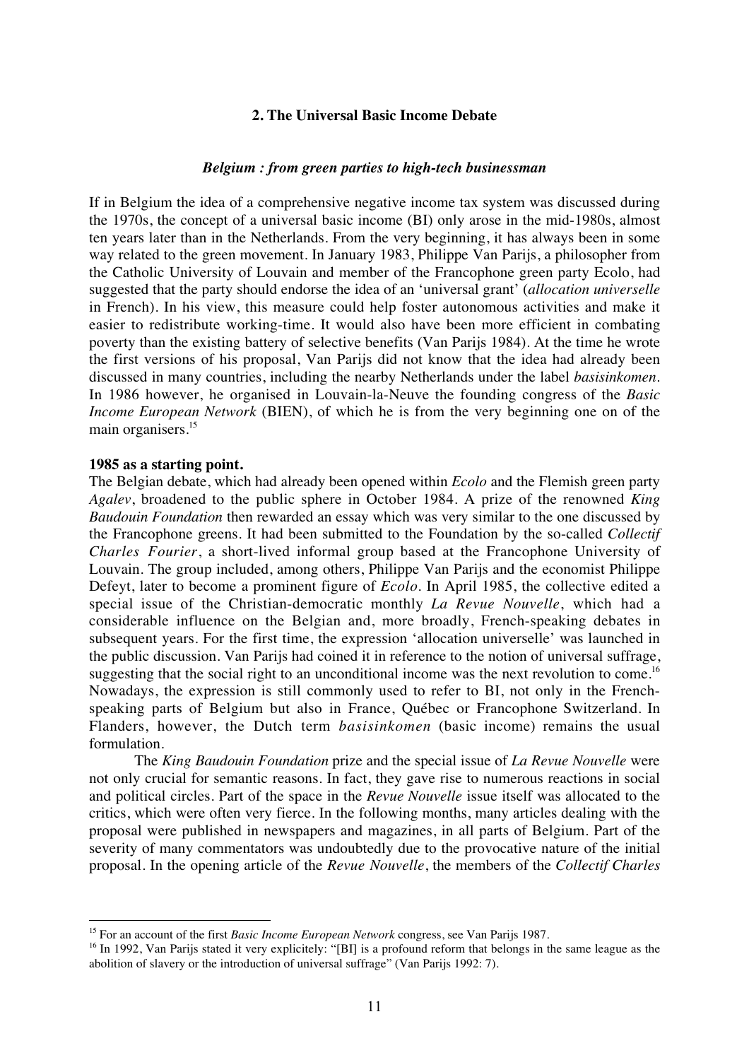## 2. The Universal Basic Income Debate

### *Belgium : from green parties to high-tech businessman*

If in Belgium the idea of a comprehensive negative income tax system was discussed during the 1970s, the concept of a universal basic income (BI) only arose in the mid-1980s, almost ten years later than in the Netherlands. From the very beginning, it has always been in some way related to the green movement. In January 1983, Philippe Van Parijs, a philosopher from the Catholic University of Louvain and member of the Francophone green party Ecolo, had suggested that the party should endorse the idea of an 'universal grant' (*allocation universelle* in French). In his view, this measure could help foster autonomous activities and make it easier to redistribute working-time. It would also have been more efficient in combating poverty than the existing battery of selective benefits (Van Parijs 1984). At the time he wrote the first versions of his proposal, Van Parijs did not know that the idea had already been discussed in many countries, including the nearby Netherlands under the label *basisinkomen*. In 1986 however, he organised in Louvain-la-Neuve the founding congress of the *Basic Income European Network* (BIEN), of which he is from the very beginning one on of the main organisers.[15]

**1985 as a starting point.**

The Belgian debate, which had already been opened within *Ecolo* and the Flemish green party *Agalev*, broadened to the public sphere in October 1984. A prize of the renowned *King Baudouin Foundation* then rewarded an essay which was very similar to the one discussed by the Francophone greens. It had been submitted to the Foundation by the so-called *Collectif Charles Fourier*, a short-lived informal group based at the Francophone University of Louvain. The group included, among others, Philippe Van Parijs and the economist Philippe Defeyt, later to become a prominent figure of *Ecolo*. In April 1985, the collective edited a special issue of the Christian-democratic monthly *La Revue Nouvelle*, which had a considerable influence on the Belgian and, more broadly, French-speaking debates in subsequent years. For the first time, the expression 'allocation universelle' was launched in the public discussion. Van Parijs had coined it in reference to the notion of universal suffrage, suggesting that the social right to an unconditional income was the next revolution to come.[16] Nowadays, the expression is still commonly used to refer to BI, not only in the French-speaking parts of Belgium but also in France, Québec or Francophone Switzerland. In Flanders, however, the Dutch term *basisinkomen* (basic income) remains the usual formulation.

The *King Baudouin Foundation* prize and the special issue of *La Revue Nouvelle* were not only crucial for semantic reasons. In fact, they gave rise to numerous reactions in social and political circles. Part of the space in the *Revue Nouvelle* issue itself was allocated to the critics, which were often very fierce. In the following months, many articles dealing with the proposal were published in newspapers and magazines, in all parts of Belgium. Part of the severity of many commentators was undoubtedly due to the provocative nature of the initial proposal. In the opening article of the *Revue Nouvelle*, the members of the *Collectif Charles*

---

[15] For an account of the first *Basic Income European Network* congress, see Van Parijs 1987.

[16] In 1992, Van Parijs stated it very explicitely: "[BI] is a profound reform that belongs in the same league as the abolition of slavery or the introduction of universal suffrage" (Van Parijs 1992: 7).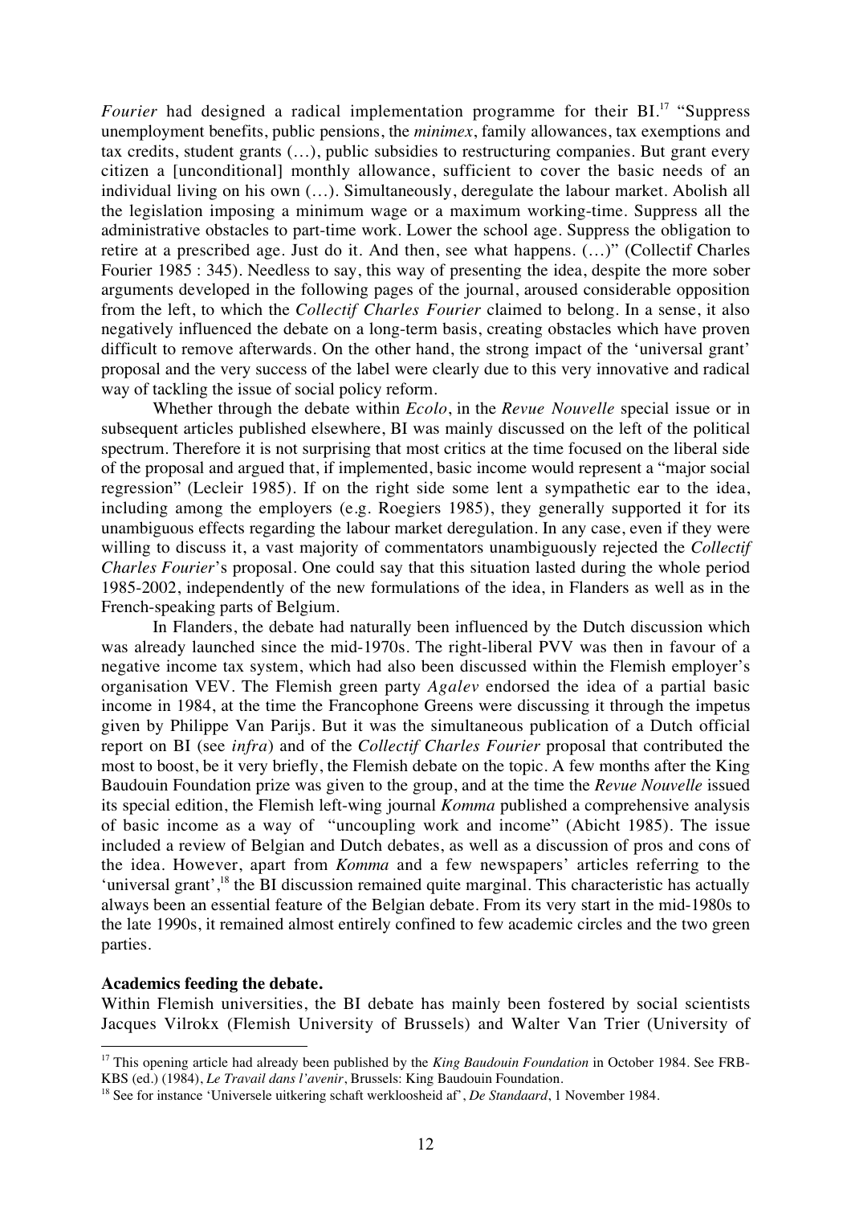*Fourier* had designed a radical implementation programme for their BI.[17] "Suppress unemployment benefits, public pensions, the *minimex*, family allowances, tax exemptions and tax credits, student grants (…), public subsidies to restructuring companies. But grant every citizen a [unconditional] monthly allowance, sufficient to cover the basic needs of an individual living on his own (…). Simultaneously, deregulate the labour market. Abolish all the legislation imposing a minimum wage or a maximum working-time. Suppress all the administrative obstacles to part-time work. Lower the school age. Suppress the obligation to retire at a prescribed age. Just do it. And then, see what happens. (…)" (Collectif Charles Fourier 1985 : 345). Needless to say, this way of presenting the idea, despite the more sober arguments developed in the following pages of the journal, aroused considerable opposition from the left, to which the *Collectif Charles Fourier* claimed to belong. In a sense, it also negatively influenced the debate on a long-term basis, creating obstacles which have proven difficult to remove afterwards. On the other hand, the strong impact of the 'universal grant' proposal and the very success of the label were clearly due to this very innovative and radical way of tackling the issue of social policy reform.

Whether through the debate within *Ecolo*, in the *Revue Nouvelle* special issue or in subsequent articles published elsewhere, BI was mainly discussed on the left of the political spectrum. Therefore it is not surprising that most critics at the time focused on the liberal side of the proposal and argued that, if implemented, basic income would represent a "major social regression" (Lecleir 1985). If on the right side some lent a sympathetic ear to the idea, including among the employers (e.g. Roegiers 1985), they generally supported it for its unambiguous effects regarding the labour market deregulation. In any case, even if they were willing to discuss it, a vast majority of commentators unambiguously rejected the *Collectif Charles Fourier*'s proposal. One could say that this situation lasted during the whole period 1985-2002, independently of the new formulations of the idea, in Flanders as well as in the French-speaking parts of Belgium.

In Flanders, the debate had naturally been influenced by the Dutch discussion which was already launched since the mid-1970s. The right-liberal PVV was then in favour of a negative income tax system, which had also been discussed within the Flemish employer's organisation VEV. The Flemish green party *Agalev* endorsed the idea of a partial basic income in 1984, at the time the Francophone Greens were discussing it through the impetus given by Philippe Van Parijs. But it was the simultaneous publication of a Dutch official report on BI (see *infra*) and of the *Collectif Charles Fourier* proposal that contributed the most to boost, be it very briefly, the Flemish debate on the topic. A few months after the King Baudouin Foundation prize was given to the group, and at the time the *Revue Nouvelle* issued its special edition, the Flemish left-wing journal *Komma* published a comprehensive analysis of basic income as a way of "uncoupling work and income" (Abicht 1985). The issue included a review of Belgian and Dutch debates, as well as a discussion of pros and cons of the idea. However, apart from *Komma* and a few newspapers' articles referring to the 'universal grant',[18] the BI discussion remained quite marginal. This characteristic has actually always been an essential feature of the Belgian debate. From its very start in the mid-1980s to the late 1990s, it remained almost entirely confined to few academic circles and the two green parties.

**Academics feeding the debate.**

Within Flemish universities, the BI debate has mainly been fostered by social scientists Jacques Vilrokx (Flemish University of Brussels) and Walter Van Trier (University of

---

[17] This opening article had already been published by the *King Baudouin Foundation* in October 1984. See FRB-KBS (ed.) (1984), *Le Travail dans l'avenir*, Brussels: King Baudouin Foundation.

[18] See for instance 'Universele uitkering schaft werkloosheid af', *De Standaard*, 1 November 1984.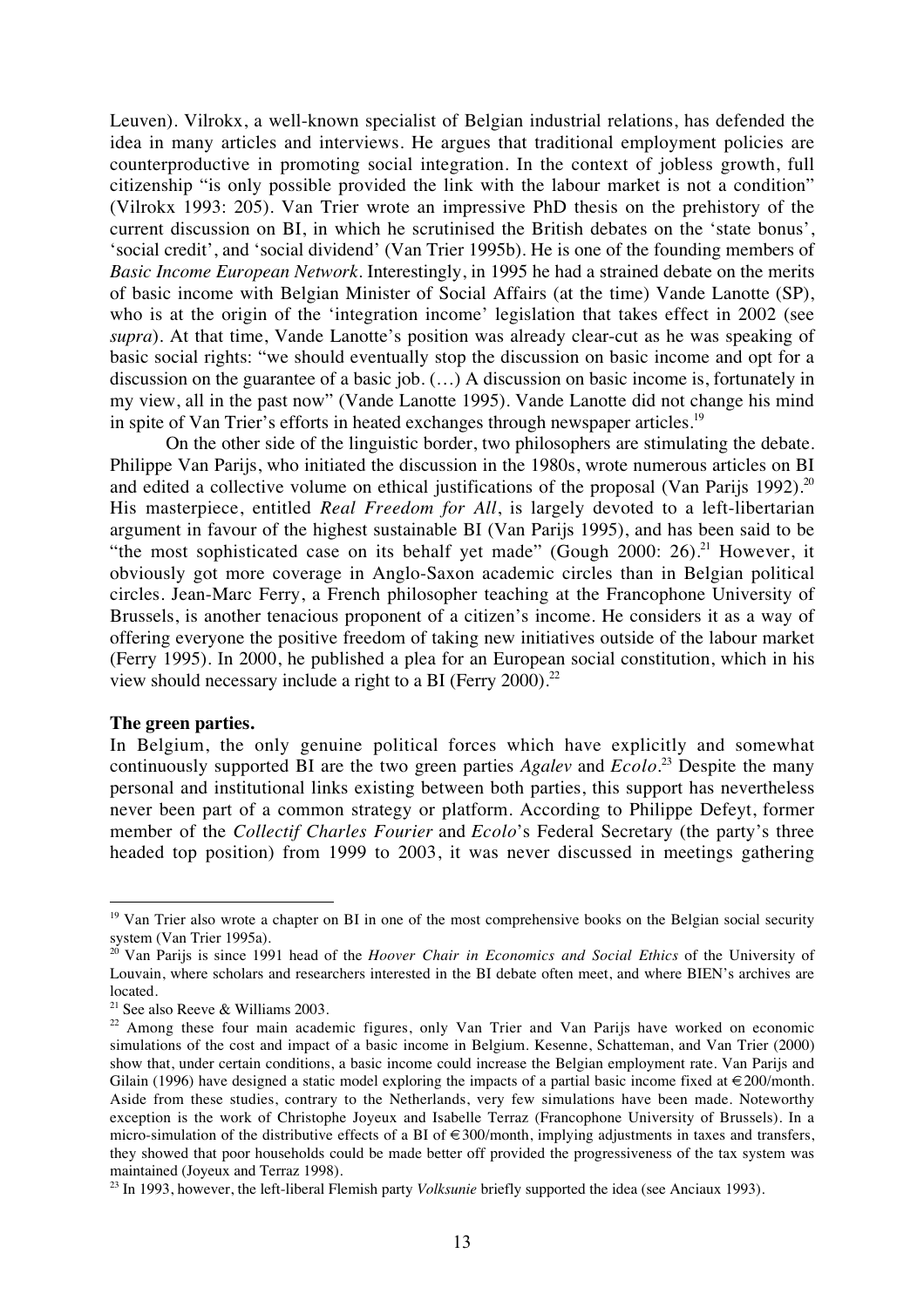Leuven). Vilrokx, a well-known specialist of Belgian industrial relations, has defended the idea in many articles and interviews. He argues that traditional employment policies are counterproductive in promoting social integration. In the context of jobless growth, full citizenship "is only possible provided the link with the labour market is not a condition" (Vilrokx 1993: 205). Van Trier wrote an impressive PhD thesis on the prehistory of the current discussion on BI, in which he scrutinised the British debates on the 'state bonus', 'social credit', and 'social dividend' (Van Trier 1995b). He is one of the founding members of *Basic Income European Network*. Interestingly, in 1995 he had a strained debate on the merits of basic income with Belgian Minister of Social Affairs (at the time) Vande Lanotte (SP), who is at the origin of the 'integration income' legislation that takes effect in 2002 (see *supra*). At that time, Vande Lanotte's position was already clear-cut as he was speaking of basic social rights: "we should eventually stop the discussion on basic income and opt for a discussion on the guarantee of a basic job. (…) A discussion on basic income is, fortunately in my view, all in the past now" (Vande Lanotte 1995). Vande Lanotte did not change his mind in spite of Van Trier's efforts in heated exchanges through newspaper articles.[19]

On the other side of the linguistic border, two philosophers are stimulating the debate. Philippe Van Parijs, who initiated the discussion in the 1980s, wrote numerous articles on BI and edited a collective volume on ethical justifications of the proposal (Van Parijs 1992).[20] His masterpiece, entitled *Real Freedom for All*, is largely devoted to a left-libertarian argument in favour of the highest sustainable BI (Van Parijs 1995), and has been said to be "the most sophisticated case on its behalf yet made" (Gough 2000: 26).[21] However, it obviously got more coverage in Anglo-Saxon academic circles than in Belgian political circles. Jean-Marc Ferry, a French philosopher teaching at the Francophone University of Brussels, is another tenacious proponent of a citizen's income. He considers it as a way of offering everyone the positive freedom of taking new initiatives outside of the labour market (Ferry 1995). In 2000, he published a plea for an European social constitution, which in his view should necessary include a right to a BI (Ferry 2000).[22]

**The green parties.**

In Belgium, the only genuine political forces which have explicitly and somewhat continuously supported BI are the two green parties *Agalev* and *Ecolo*.[23] Despite the many personal and institutional links existing between both parties, this support has nevertheless never been part of a common strategy or platform. According to Philippe Defeyt, former member of the *Collectif Charles Fourier* and *Ecolo*'s Federal Secretary (the party's three headed top position) from 1999 to 2003, it was never discussed in meetings gathering

---

[19] Van Trier also wrote a chapter on BI in one of the most comprehensive books on the Belgian social security system (Van Trier 1995a).

[20] Van Parijs is since 1991 head of the *Hoover Chair in Economics and Social Ethics* of the University of Louvain, where scholars and researchers interested in the BI debate often meet, and where BIEN's archives are located.

[21] See also Reeve & Williams 2003.

[22] Among these four main academic figures, only Van Trier and Van Parijs have worked on economic simulations of the cost and impact of a basic income in Belgium. Kesenne, Schatteman, and Van Trier (2000) show that, under certain conditions, a basic income could increase the Belgian employment rate. Van Parijs and Gilain (1996) have designed a static model exploring the impacts of a partial basic income fixed at €200/month. Aside from these studies, contrary to the Netherlands, very few simulations have been made. Noteworthy exception is the work of Christophe Joyeux and Isabelle Terraz (Francophone University of Brussels). In a micro-simulation of the distributive effects of a BI of €300/month, implying adjustments in taxes and transfers, they showed that poor households could be made better off provided the progressiveness of the tax system was maintained (Joyeux and Terraz 1998).

[23] In 1993, however, the left-liberal Flemish party *Volksunie* briefly supported the idea (see Anciaux 1993).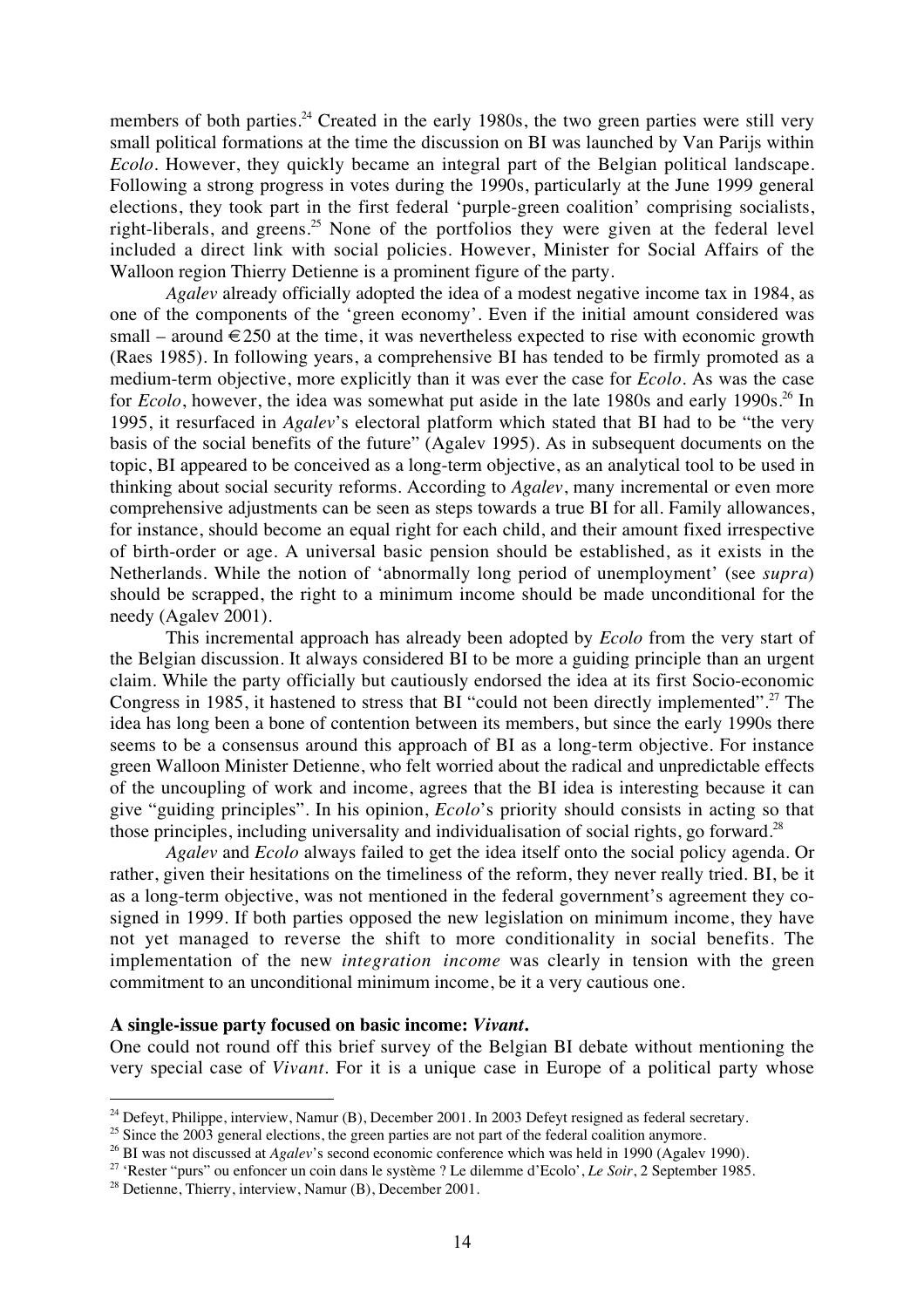members of both parties.[24] Created in the early 1980s, the two green parties were still very small political formations at the time the discussion on BI was launched by Van Parijs within *Ecolo*. However, they quickly became an integral part of the Belgian political landscape. Following a strong progress in votes during the 1990s, particularly at the June 1999 general elections, they took part in the first federal 'purple-green coalition' comprising socialists, right-liberals, and greens.[25] None of the portfolios they were given at the federal level included a direct link with social policies. However, Minister for Social Affairs of the Walloon region Thierry Detienne is a prominent figure of the party.

*Agalev* already officially adopted the idea of a modest negative income tax in 1984, as one of the components of the 'green economy'. Even if the initial amount considered was small – around €250 at the time, it was nevertheless expected to rise with economic growth (Raes 1985). In following years, a comprehensive BI has tended to be firmly promoted as a medium-term objective, more explicitly than it was ever the case for *Ecolo*. As was the case for *Ecolo*, however, the idea was somewhat put aside in the late 1980s and early 1990s.[26] In 1995, it resurfaced in *Agalev*'s electoral platform which stated that BI had to be "the very basis of the social benefits of the future" (Agalev 1995). As in subsequent documents on the topic, BI appeared to be conceived as a long-term objective, as an analytical tool to be used in thinking about social security reforms. According to *Agalev*, many incremental or even more comprehensive adjustments can be seen as steps towards a true BI for all. Family allowances, for instance, should become an equal right for each child, and their amount fixed irrespective of birth-order or age. A universal basic pension should be established, as it exists in the Netherlands. While the notion of 'abnormally long period of unemployment' (see *supra*) should be scrapped, the right to a minimum income should be made unconditional for the needy (Agalev 2001).

This incremental approach has already been adopted by *Ecolo* from the very start of the Belgian discussion. It always considered BI to be more a guiding principle than an urgent claim. While the party officially but cautiously endorsed the idea at its first Socio-economic Congress in 1985, it hastened to stress that BI "could not been directly implemented".[27] The idea has long been a bone of contention between its members, but since the early 1990s there seems to be a consensus around this approach of BI as a long-term objective. For instance green Walloon Minister Detienne, who felt worried about the radical and unpredictable effects of the uncoupling of work and income, agrees that the BI idea is interesting because it can give "guiding principles". In his opinion, *Ecolo*'s priority should consists in acting so that those principles, including universality and individualisation of social rights, go forward.[28]

*Agalev* and *Ecolo* always failed to get the idea itself onto the social policy agenda. Or rather, given their hesitations on the timeliness of the reform, they never really tried. BI, be it as a long-term objective, was not mentioned in the federal government's agreement they co-signed in 1999. If both parties opposed the new legislation on minimum income, they have not yet managed to reverse the shift to more conditionality in social benefits. The implementation of the new *integration income* was clearly in tension with the green commitment to an unconditional minimum income, be it a very cautious one.

**A single-issue party focused on basic income: *Vivant*.**

One could not round off this brief survey of the Belgian BI debate without mentioning the very special case of *Vivant*. For it is a unique case in Europe of a political party whose

---

[24] Defeyt, Philippe, interview, Namur (B), December 2001. In 2003 Defeyt resigned as federal secretary.

[25] Since the 2003 general elections, the green parties are not part of the federal coalition anymore.

[26] BI was not discussed at *Agalev*'s second economic conference which was held in 1990 (Agalev 1990).

[27] 'Rester "purs" ou enfoncer un coin dans le système ? Le dilemme d'Ecolo', *Le Soir*, 2 September 1985.

[28] Detienne, Thierry, interview, Namur (B), December 2001.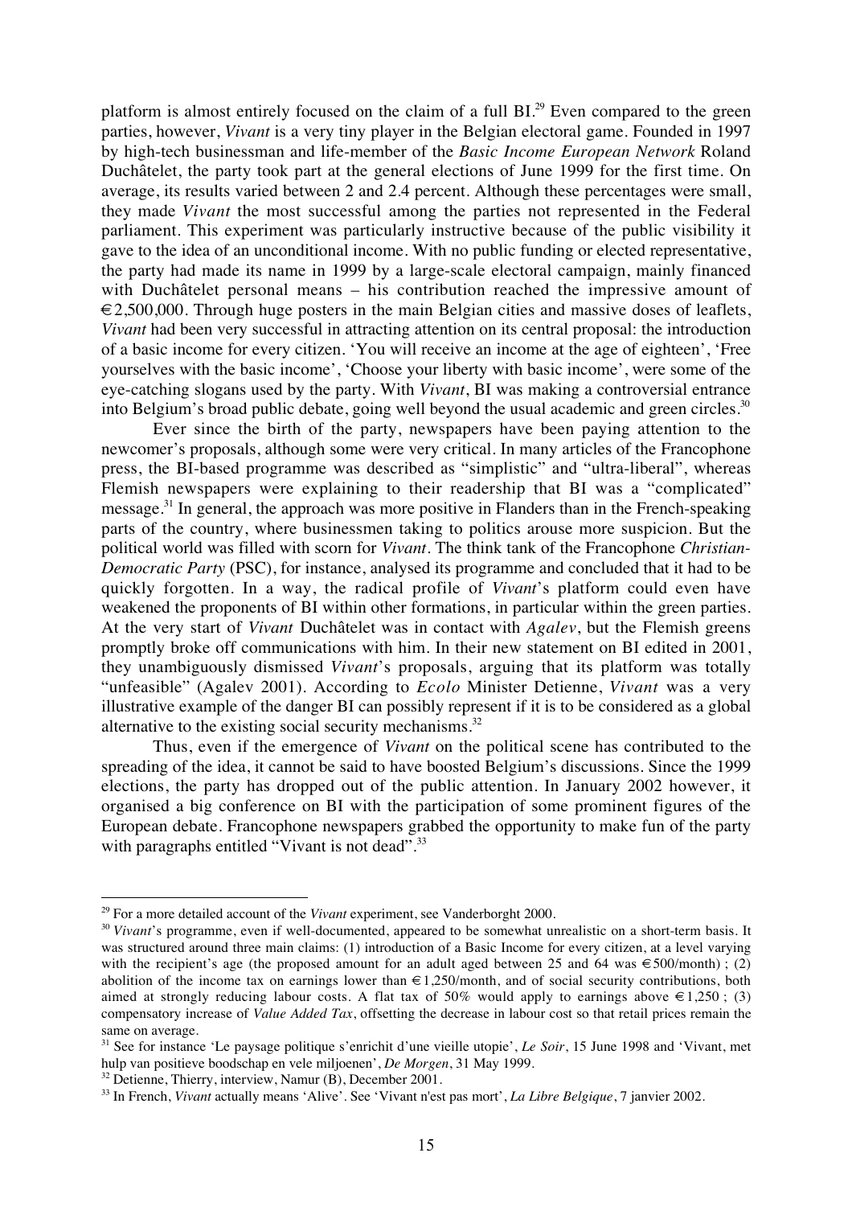platform is almost entirely focused on the claim of a full BI.[29] Even compared to the green parties, however, *Vivant* is a very tiny player in the Belgian electoral game. Founded in 1997 by high-tech businessman and life-member of the *Basic Income European Network* Roland Duchâtelet, the party took part at the general elections of June 1999 for the first time. On average, its results varied between 2 and 2.4 percent. Although these percentages were small, they made *Vivant* the most successful among the parties not represented in the Federal parliament. This experiment was particularly instructive because of the public visibility it gave to the idea of an unconditional income. With no public funding or elected representative, the party had made its name in 1999 by a large-scale electoral campaign, mainly financed with Duchâtelet personal means – his contribution reached the impressive amount of €2,500,000. Through huge posters in the main Belgian cities and massive doses of leaflets, *Vivant* had been very successful in attracting attention on its central proposal: the introduction of a basic income for every citizen. 'You will receive an income at the age of eighteen', 'Free yourselves with the basic income', 'Choose your liberty with basic income', were some of the eye-catching slogans used by the party. With *Vivant*, BI was making a controversial entrance into Belgium's broad public debate, going well beyond the usual academic and green circles.[30]

Ever since the birth of the party, newspapers have been paying attention to the newcomer's proposals, although some were very critical. In many articles of the Francophone press, the BI-based programme was described as "simplistic" and "ultra-liberal", whereas Flemish newspapers were explaining to their readership that BI was a "complicated" message.[31] In general, the approach was more positive in Flanders than in the French-speaking parts of the country, where businessmen taking to politics arouse more suspicion. But the political world was filled with scorn for *Vivant*. The think tank of the Francophone *Christian-Democratic Party* (PSC), for instance, analysed its programme and concluded that it had to be quickly forgotten. In a way, the radical profile of *Vivant*'s platform could even have weakened the proponents of BI within other formations, in particular within the green parties. At the very start of *Vivant* Duchâtelet was in contact with *Agalev*, but the Flemish greens promptly broke off communications with him. In their new statement on BI edited in 2001, they unambiguously dismissed *Vivant*'s proposals, arguing that its platform was totally "unfeasible" (Agalev 2001). According to *Ecolo* Minister Detienne, *Vivant* was a very illustrative example of the danger BI can possibly represent if it is to be considered as a global alternative to the existing social security mechanisms.[32]

Thus, even if the emergence of *Vivant* on the political scene has contributed to the spreading of the idea, it cannot be said to have boosted Belgium's discussions. Since the 1999 elections, the party has dropped out of the public attention. In January 2002 however, it organised a big conference on BI with the participation of some prominent figures of the European debate. Francophone newspapers grabbed the opportunity to make fun of the party with paragraphs entitled "Vivant is not dead".[33]

---

[29] For a more detailed account of the *Vivant* experiment, see Vanderborght 2000.

[30] *Vivant*'s programme, even if well-documented, appeared to be somewhat unrealistic on a short-term basis. It was structured around three main claims: (1) introduction of a Basic Income for every citizen, at a level varying with the recipient's age (the proposed amount for an adult aged between 25 and 64 was €500/month) ; (2) abolition of the income tax on earnings lower than €1,250/month, and of social security contributions, both aimed at strongly reducing labour costs. A flat tax of 50% would apply to earnings above €1,250 ; (3) compensatory increase of *Value Added Tax*, offsetting the decrease in labour cost so that retail prices remain the same on average.

[31] See for instance 'Le paysage politique s'enrichit d'une vieille utopie', *Le Soir*, 15 June 1998 and 'Vivant, met hulp van positieve boodschap en vele miljoenen', *De Morgen*, 31 May 1999.

[32] Detienne, Thierry, interview, Namur (B), December 2001.

[33] In French, *Vivant* actually means 'Alive'. See 'Vivant n'est pas mort', *La Libre Belgique*, 7 janvier 2002.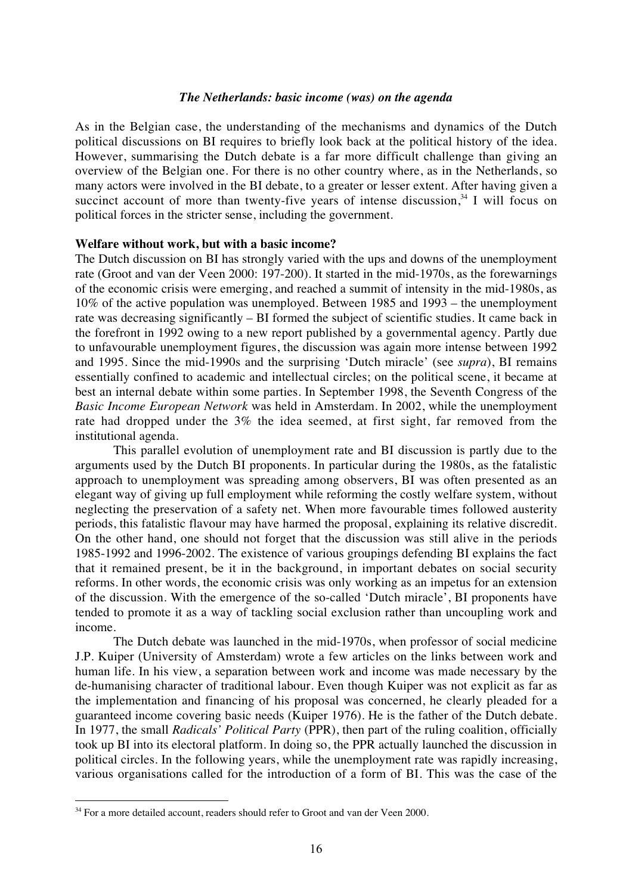### *The Netherlands: basic income (was) on the agenda*

As in the Belgian case, the understanding of the mechanisms and dynamics of the Dutch political discussions on BI requires to briefly look back at the political history of the idea. However, summarising the Dutch debate is a far more difficult challenge than giving an overview of the Belgian one. For there is no other country where, as in the Netherlands, so many actors were involved in the BI debate, to a greater or lesser extent. After having given a succinct account of more than twenty-five years of intense discussion,[34] I will focus on political forces in the stricter sense, including the government.

**Welfare without work, but with a basic income?**

The Dutch discussion on BI has strongly varied with the ups and downs of the unemployment rate (Groot and van der Veen 2000: 197-200). It started in the mid-1970s, as the forewarnings of the economic crisis were emerging, and reached a summit of intensity in the mid-1980s, as 10% of the active population was unemployed. Between 1985 and 1993 – the unemployment rate was decreasing significantly – BI formed the subject of scientific studies. It came back in the forefront in 1992 owing to a new report published by a governmental agency. Partly due to unfavourable unemployment figures, the discussion was again more intense between 1992 and 1995. Since the mid-1990s and the surprising 'Dutch miracle' (see *supra*), BI remains essentially confined to academic and intellectual circles; on the political scene, it became at best an internal debate within some parties. In September 1998, the Seventh Congress of the *Basic Income European Network* was held in Amsterdam. In 2002, while the unemployment rate had dropped under the 3% the idea seemed, at first sight, far removed from the institutional agenda.

This parallel evolution of unemployment rate and BI discussion is partly due to the arguments used by the Dutch BI proponents. In particular during the 1980s, as the fatalistic approach to unemployment was spreading among observers, BI was often presented as an elegant way of giving up full employment while reforming the costly welfare system, without neglecting the preservation of a safety net. When more favourable times followed austerity periods, this fatalistic flavour may have harmed the proposal, explaining its relative discredit. On the other hand, one should not forget that the discussion was still alive in the periods 1985-1992 and 1996-2002. The existence of various groupings defending BI explains the fact that it remained present, be it in the background, in important debates on social security reforms. In other words, the economic crisis was only working as an impetus for an extension of the discussion. With the emergence of the so-called 'Dutch miracle', BI proponents have tended to promote it as a way of tackling social exclusion rather than uncoupling work and income.

The Dutch debate was launched in the mid-1970s, when professor of social medicine J.P. Kuiper (University of Amsterdam) wrote a few articles on the links between work and human life. In his view, a separation between work and income was made necessary by the de-humanising character of traditional labour. Even though Kuiper was not explicit as far as the implementation and financing of his proposal was concerned, he clearly pleaded for a guaranteed income covering basic needs (Kuiper 1976). He is the father of the Dutch debate. In 1977, the small *Radicals' Political Party* (PPR), then part of the ruling coalition, officially took up BI into its electoral platform. In doing so, the PPR actually launched the discussion in political circles. In the following years, while the unemployment rate was rapidly increasing, various organisations called for the introduction of a form of BI. This was the case of the

[34] For a more detailed account, readers should refer to Groot and van der Veen 2000.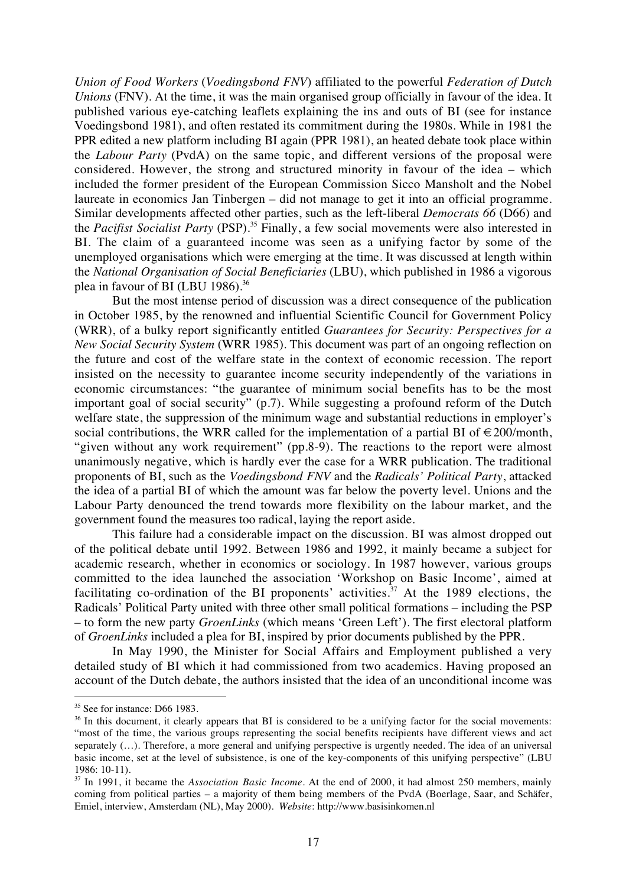*Union of Food Workers* (*Voedingsbond FNV*) affiliated to the powerful *Federation of Dutch Unions* (FNV). At the time, it was the main organised group officially in favour of the idea. It published various eye-catching leaflets explaining the ins and outs of BI (see for instance Voedingsbond 1981), and often restated its commitment during the 1980s. While in 1981 the PPR edited a new platform including BI again (PPR 1981), an heated debate took place within the *Labour Party* (PvdA) on the same topic, and different versions of the proposal were considered. However, the strong and structured minority in favour of the idea – which included the former president of the European Commission Sicco Mansholt and the Nobel laureate in economics Jan Tinbergen – did not manage to get it into an official programme. Similar developments affected other parties, such as the left-liberal *Democrats 66* (D66) and the *Pacifist Socialist Party* (PSP).[35] Finally, a few social movements were also interested in BI. The claim of a guaranteed income was seen as a unifying factor by some of the unemployed organisations which were emerging at the time. It was discussed at length within the *National Organisation of Social Beneficiaries* (LBU), which published in 1986 a vigorous plea in favour of BI (LBU 1986).[36]

But the most intense period of discussion was a direct consequence of the publication in October 1985, by the renowned and influential Scientific Council for Government Policy (WRR), of a bulky report significantly entitled *Guarantees for Security: Perspectives for a New Social Security System* (WRR 1985). This document was part of an ongoing reflection on the future and cost of the welfare state in the context of economic recession. The report insisted on the necessity to guarantee income security independently of the variations in economic circumstances: "the guarantee of minimum social benefits has to be the most important goal of social security" (p.7). While suggesting a profound reform of the Dutch welfare state, the suppression of the minimum wage and substantial reductions in employer's social contributions, the WRR called for the implementation of a partial BI of €200/month, "given without any work requirement" (pp.8-9). The reactions to the report were almost unanimously negative, which is hardly ever the case for a WRR publication. The traditional proponents of BI, such as the *Voedingsbond FNV* and the *Radicals' Political Party*, attacked the idea of a partial BI of which the amount was far below the poverty level. Unions and the Labour Party denounced the trend towards more flexibility on the labour market, and the government found the measures too radical, laying the report aside.

This failure had a considerable impact on the discussion. BI was almost dropped out of the political debate until 1992. Between 1986 and 1992, it mainly became a subject for academic research, whether in economics or sociology. In 1987 however, various groups committed to the idea launched the association 'Workshop on Basic Income', aimed at facilitating co-ordination of the BI proponents' activities.[37] At the 1989 elections, the Radicals' Political Party united with three other small political formations – including the PSP – to form the new party *GroenLinks* (which means 'Green Left'). The first electoral platform of *GroenLinks* included a plea for BI, inspired by prior documents published by the PPR.

In May 1990, the Minister for Social Affairs and Employment published a very detailed study of BI which it had commissioned from two academics. Having proposed an account of the Dutch debate, the authors insisted that the idea of an unconditional income was

---

[35] See for instance: D66 1983.

[36] In this document, it clearly appears that BI is considered to be a unifying factor for the social movements: "most of the time, the various groups representing the social benefits recipients have different views and act separately (…). Therefore, a more general and unifying perspective is urgently needed. The idea of an universal basic income, set at the level of subsistence, is one of the key-components of this unifying perspective" (LBU 1986: 10-11).

[37] In 1991, it became the *Association Basic Income*. At the end of 2000, it had almost 250 members, mainly coming from political parties – a majority of them being members of the PvdA (Boerlage, Saar, and Schäfer, Emiel, interview, Amsterdam (NL), May 2000). *Website*: http://www.basisinkomen.nl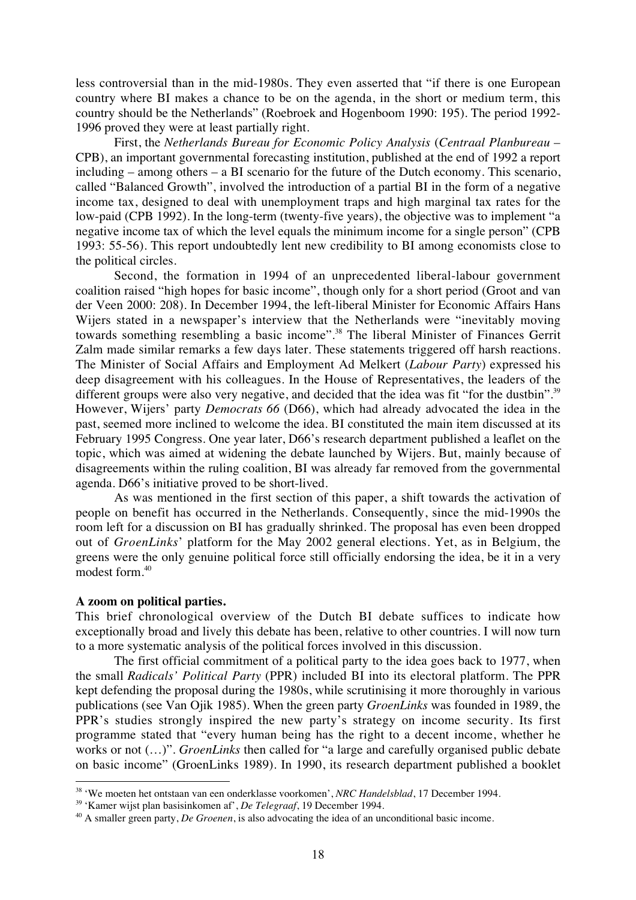less controversial than in the mid-1980s. They even asserted that "if there is one European country where BI makes a chance to be on the agenda, in the short or medium term, this country should be the Netherlands" (Roebroek and Hogenboom 1990: 195). The period 1992-1996 proved they were at least partially right.

First, the *Netherlands Bureau for Economic Policy Analysis* (*Centraal Planbureau* – CPB), an important governmental forecasting institution, published at the end of 1992 a report including – among others – a BI scenario for the future of the Dutch economy. This scenario, called "Balanced Growth", involved the introduction of a partial BI in the form of a negative income tax, designed to deal with unemployment traps and high marginal tax rates for the low-paid (CPB 1992). In the long-term (twenty-five years), the objective was to implement "a negative income tax of which the level equals the minimum income for a single person" (CPB 1993: 55-56). This report undoubtedly lent new credibility to BI among economists close to the political circles.

Second, the formation in 1994 of an unprecedented liberal-labour government coalition raised "high hopes for basic income", though only for a short period (Groot and van der Veen 2000: 208). In December 1994, the left-liberal Minister for Economic Affairs Hans Wijers stated in a newspaper's interview that the Netherlands were "inevitably moving towards something resembling a basic income".[38] The liberal Minister of Finances Gerrit Zalm made similar remarks a few days later. These statements triggered off harsh reactions. The Minister of Social Affairs and Employment Ad Melkert (*Labour Party*) expressed his deep disagreement with his colleagues. In the House of Representatives, the leaders of the different groups were also very negative, and decided that the idea was fit "for the dustbin".[39] However, Wijers' party *Democrats 66* (D66), which had already advocated the idea in the past, seemed more inclined to welcome the idea. BI constituted the main item discussed at its February 1995 Congress. One year later, D66's research department published a leaflet on the topic, which was aimed at widening the debate launched by Wijers. But, mainly because of disagreements within the ruling coalition, BI was already far removed from the governmental agenda. D66's initiative proved to be short-lived.

As was mentioned in the first section of this paper, a shift towards the activation of people on benefit has occurred in the Netherlands. Consequently, since the mid-1990s the room left for a discussion on BI has gradually shrinked. The proposal has even been dropped out of *GroenLinks*' platform for the May 2002 general elections. Yet, as in Belgium, the greens were the only genuine political force still officially endorsing the idea, be it in a very modest form.[40]

**A zoom on political parties.**

This brief chronological overview of the Dutch BI debate suffices to indicate how exceptionally broad and lively this debate has been, relative to other countries. I will now turn to a more systematic analysis of the political forces involved in this discussion.

The first official commitment of a political party to the idea goes back to 1977, when the small *Radicals' Political Party* (PPR) included BI into its electoral platform. The PPR kept defending the proposal during the 1980s, while scrutinising it more thoroughly in various publications (see Van Ojik 1985). When the green party *GroenLinks* was founded in 1989, the PPR's studies strongly inspired the new party's strategy on income security. Its first programme stated that "every human being has the right to a decent income, whether he works or not (…)". *GroenLinks* then called for "a large and carefully organised public debate on basic income" (GroenLinks 1989). In 1990, its research department published a booklet

[38] 'We moeten het ontstaan van een onderklasse voorkomen', *NRC Handelsblad*, 17 December 1994.

[39] 'Kamer wijst plan basisinkomen af', *De Telegraaf*, 19 December 1994.

[40] A smaller green party, *De Groenen*, is also advocating the idea of an unconditional basic income.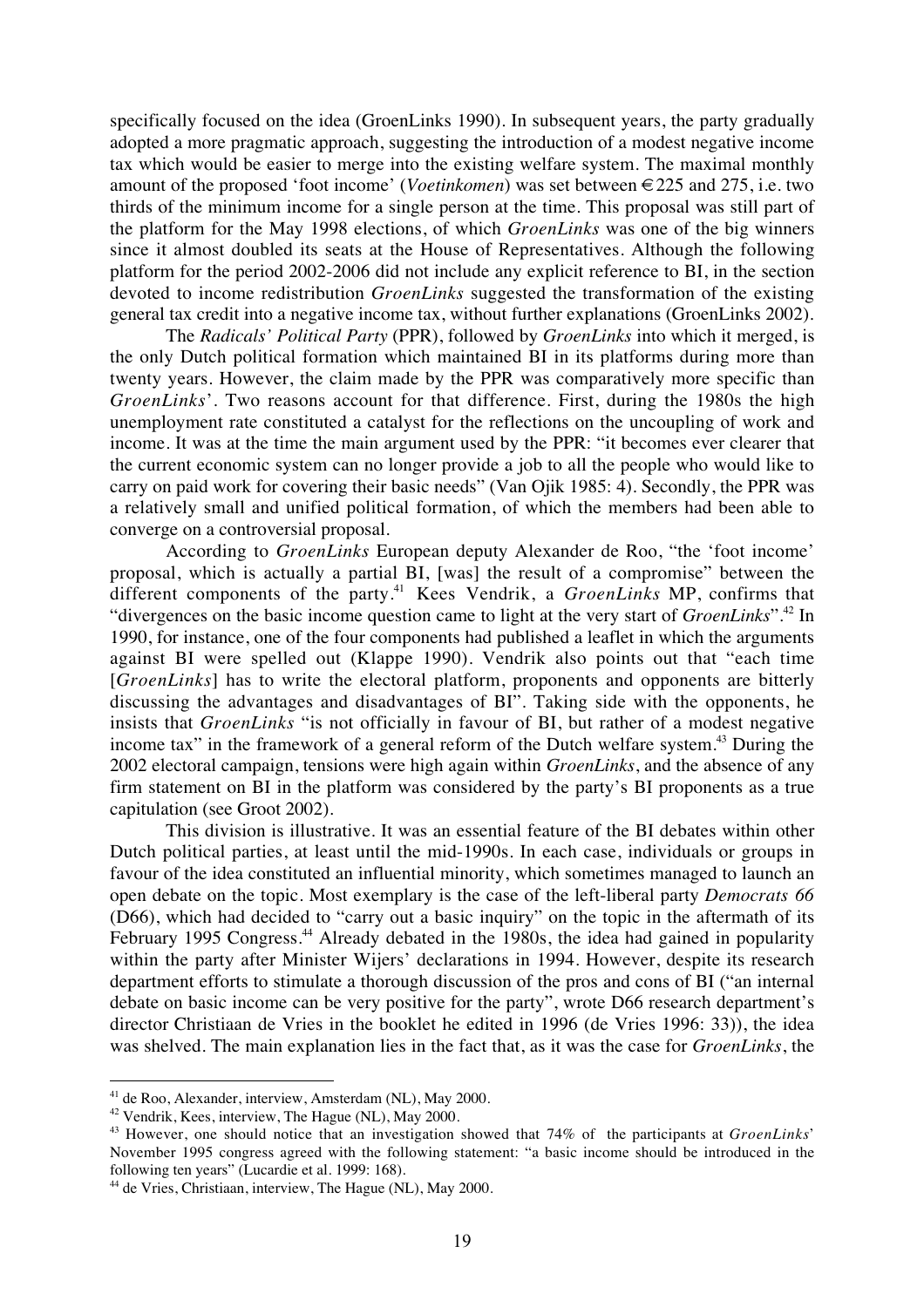specifically focused on the idea (GroenLinks 1990). In subsequent years, the party gradually adopted a more pragmatic approach, suggesting the introduction of a modest negative income tax which would be easier to merge into the existing welfare system. The maximal monthly amount of the proposed 'foot income' (*Voetinkomen*) was set between €225 and 275, i.e. two thirds of the minimum income for a single person at the time. This proposal was still part of the platform for the May 1998 elections, of which *GroenLinks* was one of the big winners since it almost doubled its seats at the House of Representatives. Although the following platform for the period 2002-2006 did not include any explicit reference to BI, in the section devoted to income redistribution *GroenLinks* suggested the transformation of the existing general tax credit into a negative income tax, without further explanations (GroenLinks 2002).

The *Radicals' Political Party* (PPR), followed by *GroenLinks* into which it merged, is the only Dutch political formation which maintained BI in its platforms during more than twenty years. However, the claim made by the PPR was comparatively more specific than *GroenLinks*'. Two reasons account for that difference. First, during the 1980s the high unemployment rate constituted a catalyst for the reflections on the uncoupling of work and income. It was at the time the main argument used by the PPR: "it becomes ever clearer that the current economic system can no longer provide a job to all the people who would like to carry on paid work for covering their basic needs" (Van Ojik 1985: 4). Secondly, the PPR was a relatively small and unified political formation, of which the members had been able to converge on a controversial proposal.

According to *GroenLinks* European deputy Alexander de Roo, "the 'foot income' proposal, which is actually a partial BI, [was] the result of a compromise" between the different components of the party.[41] Kees Vendrik, a *GroenLinks* MP, confirms that "divergences on the basic income question came to light at the very start of *GroenLinks*".[42] In 1990, for instance, one of the four components had published a leaflet in which the arguments against BI were spelled out (Klappe 1990). Vendrik also points out that "each time [*GroenLinks*] has to write the electoral platform, proponents and opponents are bitterly discussing the advantages and disadvantages of BI". Taking side with the opponents, he insists that *GroenLinks* "is not officially in favour of BI, but rather of a modest negative income tax" in the framework of a general reform of the Dutch welfare system.[43] During the 2002 electoral campaign, tensions were high again within *GroenLinks*, and the absence of any firm statement on BI in the platform was considered by the party's BI proponents as a true capitulation (see Groot 2002).

This division is illustrative. It was an essential feature of the BI debates within other Dutch political parties, at least until the mid-1990s. In each case, individuals or groups in favour of the idea constituted an influential minority, which sometimes managed to launch an open debate on the topic. Most exemplary is the case of the left-liberal party *Democrats 66* (D66), which had decided to "carry out a basic inquiry" on the topic in the aftermath of its February 1995 Congress.[44] Already debated in the 1980s, the idea had gained in popularity within the party after Minister Wijers' declarations in 1994. However, despite its research department efforts to stimulate a thorough discussion of the pros and cons of BI ("an internal debate on basic income can be very positive for the party", wrote D66 research department's director Christiaan de Vries in the booklet he edited in 1996 (de Vries 1996: 33)), the idea was shelved. The main explanation lies in the fact that, as it was the case for *GroenLinks*, the

---

[41] de Roo, Alexander, interview, Amsterdam (NL), May 2000.

[42] Vendrik, Kees, interview, The Hague (NL), May 2000.

[43] However, one should notice that an investigation showed that 74% of the participants at *GroenLinks*' November 1995 congress agreed with the following statement: "a basic income should be introduced in the following ten years" (Lucardie et al. 1999: 168).

[44] de Vries, Christiaan, interview, The Hague (NL), May 2000.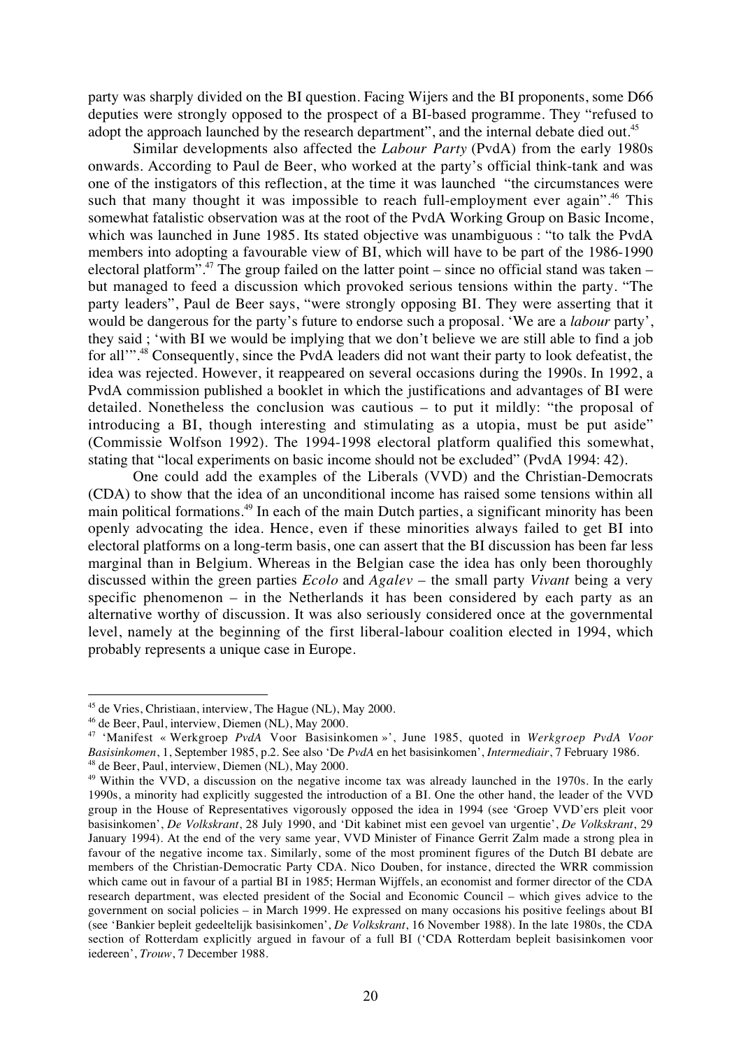party was sharply divided on the BI question. Facing Wijers and the BI proponents, some D66 deputies were strongly opposed to the prospect of a BI-based programme. They "refused to adopt the approach launched by the research department", and the internal debate died out.[45]

Similar developments also affected the *Labour Party* (PvdA) from the early 1980s onwards. According to Paul de Beer, who worked at the party's official think-tank and was one of the instigators of this reflection, at the time it was launched "the circumstances were such that many thought it was impossible to reach full-employment ever again".[46] This somewhat fatalistic observation was at the root of the PvdA Working Group on Basic Income, which was launched in June 1985. Its stated objective was unambiguous : "to talk the PvdA members into adopting a favourable view of BI, which will have to be part of the 1986-1990 electoral platform".[47] The group failed on the latter point – since no official stand was taken – but managed to feed a discussion which provoked serious tensions within the party. "The party leaders", Paul de Beer says, "were strongly opposing BI. They were asserting that it would be dangerous for the party's future to endorse such a proposal. 'We are a *labour* party', they said ; 'with BI we would be implying that we don't believe we are still able to find a job for all'".[48] Consequently, since the PvdA leaders did not want their party to look defeatist, the idea was rejected. However, it reappeared on several occasions during the 1990s. In 1992, a PvdA commission published a booklet in which the justifications and advantages of BI were detailed. Nonetheless the conclusion was cautious – to put it mildly: "the proposal of introducing a BI, though interesting and stimulating as a utopia, must be put aside" (Commissie Wolfson 1992). The 1994-1998 electoral platform qualified this somewhat, stating that "local experiments on basic income should not be excluded" (PvdA 1994: 42).

One could add the examples of the Liberals (VVD) and the Christian-Democrats (CDA) to show that the idea of an unconditional income has raised some tensions within all main political formations.[49] In each of the main Dutch parties, a significant minority has been openly advocating the idea. Hence, even if these minorities always failed to get BI into electoral platforms on a long-term basis, one can assert that the BI discussion has been far less marginal than in Belgium. Whereas in the Belgian case the idea has only been thoroughly discussed within the green parties *Ecolo* and *Agalev* – the small party *Vivant* being a very specific phenomenon – in the Netherlands it has been considered by each party as an alternative worthy of discussion. It was also seriously considered once at the governmental level, namely at the beginning of the first liberal-labour coalition elected in 1994, which probably represents a unique case in Europe.

---

[45] de Vries, Christiaan, interview, The Hague (NL), May 2000.

[46] de Beer, Paul, interview, Diemen (NL), May 2000.

[47] 'Manifest « Werkgroep *PvdA* Voor Basisinkomen »', June 1985, quoted in *Werkgroep PvdA Voor Basisinkomen*, 1, September 1985, p.2. See also 'De *PvdA* en het basisinkomen', *Intermediair*, 7 February 1986.

[48] de Beer, Paul, interview, Diemen (NL), May 2000.

[49] Within the VVD, a discussion on the negative income tax was already launched in the 1970s. In the early 1990s, a minority had explicitly suggested the introduction of a BI. One the other hand, the leader of the VVD group in the House of Representatives vigorously opposed the idea in 1994 (see 'Groep VVD'ers pleit voor basisinkomen', *De Volkskrant*, 28 July 1990, and 'Dit kabinet mist een gevoel van urgentie', *De Volkskrant*, 29 January 1994). At the end of the very same year, VVD Minister of Finance Gerrit Zalm made a strong plea in favour of the negative income tax. Similarly, some of the most prominent figures of the Dutch BI debate are members of the Christian-Democratic Party CDA. Nico Douben, for instance, directed the WRR commission which came out in favour of a partial BI in 1985; Herman Wijffels, an economist and former director of the CDA research department, was elected president of the Social and Economic Council – which gives advice to the government on social policies – in March 1999. He expressed on many occasions his positive feelings about BI (see 'Bankier bepleit gedeeltelijk basisinkomen', *De Volkskrant*, 16 November 1988). In the late 1980s, the CDA section of Rotterdam explicitly argued in favour of a full BI ('CDA Rotterdam bepleit basisinkomen voor iedereen', *Trouw*, 7 December 1988.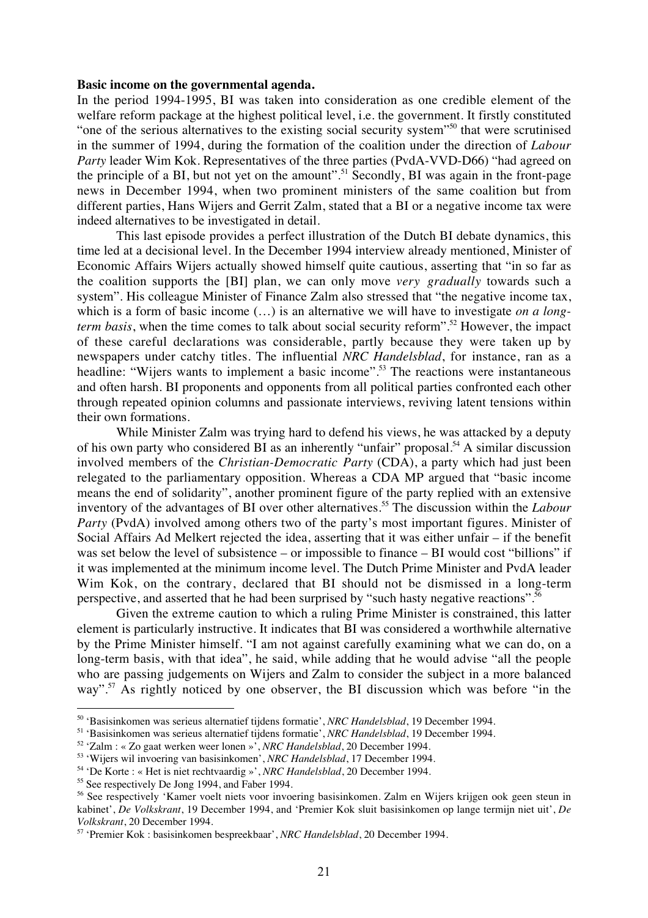**Basic income on the governmental agenda.**

In the period 1994-1995, BI was taken into consideration as one credible element of the welfare reform package at the highest political level, i.e. the government. It firstly constituted "one of the serious alternatives to the existing social security system"[50] that were scrutinised in the summer of 1994, during the formation of the coalition under the direction of *Labour Party* leader Wim Kok. Representatives of the three parties (PvdA-VVD-D66) "had agreed on the principle of a BI, but not yet on the amount".[51] Secondly, BI was again in the front-page news in December 1994, when two prominent ministers of the same coalition but from different parties, Hans Wijers and Gerrit Zalm, stated that a BI or a negative income tax were indeed alternatives to be investigated in detail.

This last episode provides a perfect illustration of the Dutch BI debate dynamics, this time led at a decisional level. In the December 1994 interview already mentioned, Minister of Economic Affairs Wijers actually showed himself quite cautious, asserting that "in so far as the coalition supports the [BI] plan, we can only move *very gradually* towards such a system". His colleague Minister of Finance Zalm also stressed that "the negative income tax, which is a form of basic income (…) is an alternative we will have to investigate *on a long-term basis*, when the time comes to talk about social security reform".[52] However, the impact of these careful declarations was considerable, partly because they were taken up by newspapers under catchy titles. The influential *NRC Handelsblad*, for instance, ran as a headline: "Wijers wants to implement a basic income".[53] The reactions were instantaneous and often harsh. BI proponents and opponents from all political parties confronted each other through repeated opinion columns and passionate interviews, reviving latent tensions within their own formations.

While Minister Zalm was trying hard to defend his views, he was attacked by a deputy of his own party who considered BI as an inherently "unfair" proposal.[54] A similar discussion involved members of the *Christian-Democratic Party* (CDA), a party which had just been relegated to the parliamentary opposition. Whereas a CDA MP argued that "basic income means the end of solidarity", another prominent figure of the party replied with an extensive inventory of the advantages of BI over other alternatives.[55] The discussion within the *Labour Party* (PvdA) involved among others two of the party's most important figures. Minister of Social Affairs Ad Melkert rejected the idea, asserting that it was either unfair – if the benefit was set below the level of subsistence – or impossible to finance – BI would cost "billions" if it was implemented at the minimum income level. The Dutch Prime Minister and PvdA leader Wim Kok, on the contrary, declared that BI should not be dismissed in a long-term perspective, and asserted that he had been surprised by "such hasty negative reactions".[56]

Given the extreme caution to which a ruling Prime Minister is constrained, this latter element is particularly instructive. It indicates that BI was considered a worthwhile alternative by the Prime Minister himself. "I am not against carefully examining what we can do, on a long-term basis, with that idea", he said, while adding that he would advise "all the people who are passing judgements on Wijers and Zalm to consider the subject in a more balanced way".[57] As rightly noticed by one observer, the BI discussion which was before "in the

---

[50] 'Basisinkomen was serieus alternatief tijdens formatie', *NRC Handelsblad*, 19 December 1994.

[51] 'Basisinkomen was serieus alternatief tijdens formatie', *NRC Handelsblad*, 19 December 1994.

[52] 'Zalm : « Zo gaat werken weer lonen »', *NRC Handelsblad*, 20 December 1994.

[53] 'Wijers wil invoering van basisinkomen', *NRC Handelsblad*, 17 December 1994.

[54] 'De Korte : « Het is niet rechtvaardig »', *NRC Handelsblad*, 20 December 1994.

[55] See respectively De Jong 1994, and Faber 1994.

[56] See respectively 'Kamer voelt niets voor invoering basisinkomen. Zalm en Wijers krijgen ook geen steun in kabinet', *De Volkskrant*, 19 December 1994, and 'Premier Kok sluit basisinkomen op lange termijn niet uit', *De Volkskrant*, 20 December 1994.

[57] 'Premier Kok : basisinkomen bespreekbaar', *NRC Handelsblad*, 20 December 1994.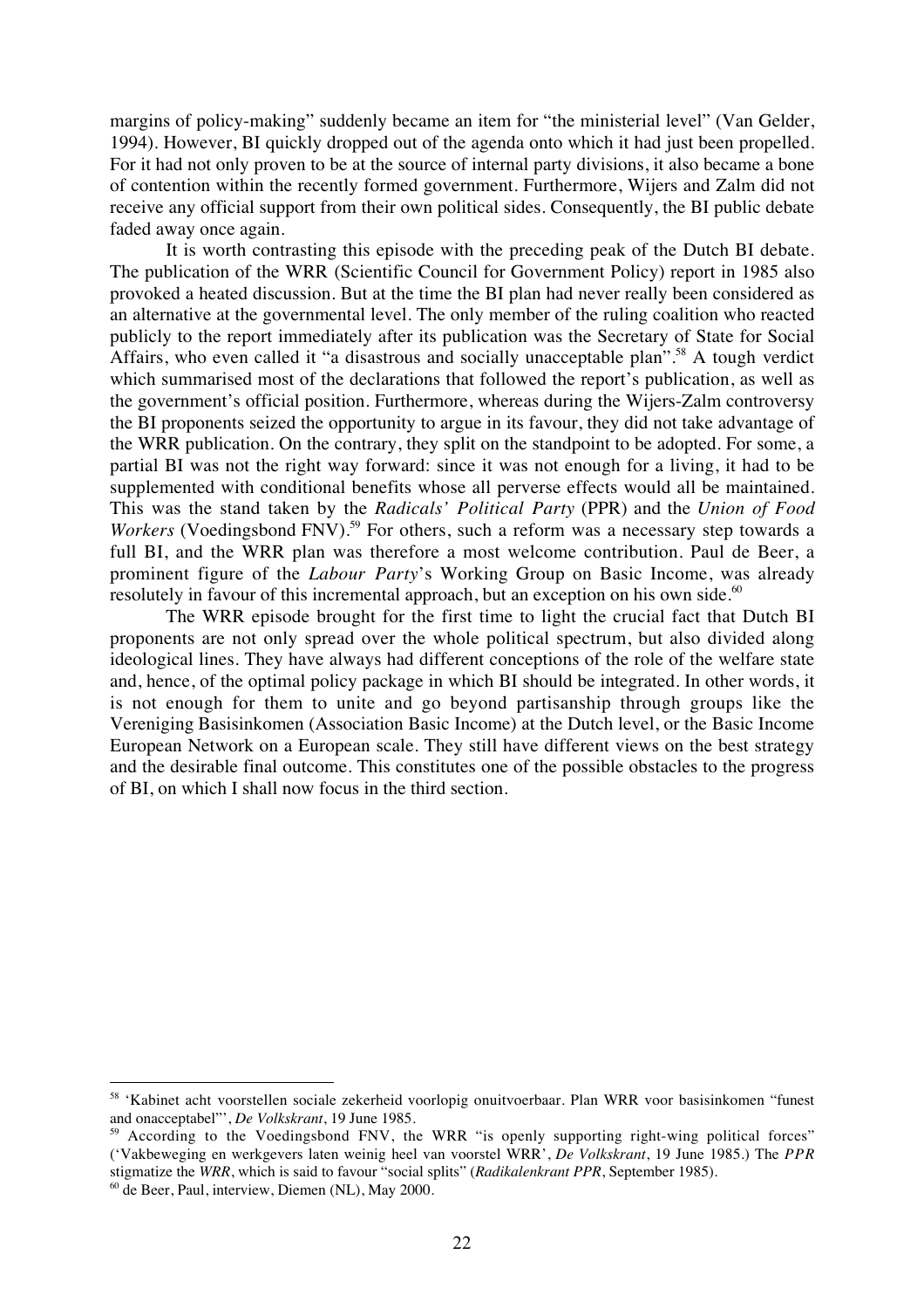margins of policy-making" suddenly became an item for "the ministerial level" (Van Gelder, 1994). However, BI quickly dropped out of the agenda onto which it had just been propelled. For it had not only proven to be at the source of internal party divisions, it also became a bone of contention within the recently formed government. Furthermore, Wijers and Zalm did not receive any official support from their own political sides. Consequently, the BI public debate faded away once again.

It is worth contrasting this episode with the preceding peak of the Dutch BI debate. The publication of the WRR (Scientific Council for Government Policy) report in 1985 also provoked a heated discussion. But at the time the BI plan had never really been considered as an alternative at the governmental level. The only member of the ruling coalition who reacted publicly to the report immediately after its publication was the Secretary of State for Social Affairs, who even called it "a disastrous and socially unacceptable plan".[58] A tough verdict which summarised most of the declarations that followed the report's publication, as well as the government's official position. Furthermore, whereas during the Wijers-Zalm controversy the BI proponents seized the opportunity to argue in its favour, they did not take advantage of the WRR publication. On the contrary, they split on the standpoint to be adopted. For some, a partial BI was not the right way forward: since it was not enough for a living, it had to be supplemented with conditional benefits whose all perverse effects would all be maintained. This was the stand taken by the *Radicals' Political Party* (PPR) and the *Union of Food Workers* (Voedingsbond FNV).[59] For others, such a reform was a necessary step towards a full BI, and the WRR plan was therefore a most welcome contribution. Paul de Beer, a prominent figure of the *Labour Party*'s Working Group on Basic Income, was already resolutely in favour of this incremental approach, but an exception on his own side.[60]

The WRR episode brought for the first time to light the crucial fact that Dutch BI proponents are not only spread over the whole political spectrum, but also divided along ideological lines. They have always had different conceptions of the role of the welfare state and, hence, of the optimal policy package in which BI should be integrated. In other words, it is not enough for them to unite and go beyond partisanship through groups like the Vereniging Basisinkomen (Association Basic Income) at the Dutch level, or the Basic Income European Network on a European scale. They still have different views on the best strategy and the desirable final outcome. This constitutes one of the possible obstacles to the progress of BI, on which I shall now focus in the third section.

---

[58] 'Kabinet acht voorstellen sociale zekerheid voorlopig onuitvoerbaar. Plan WRR voor basisinkomen "funest and onacceptabel"', *De Volkskrant*, 19 June 1985.

[59] According to the Voedingsbond FNV, the WRR "is openly supporting right-wing political forces" ('Vakbeweging en werkgevers laten weinig heel van voorstel WRR', *De Volkskrant*, 19 June 1985.) The *PPR* stigmatize the *WRR*, which is said to favour "social splits" (*Radikalenkrant PPR*, September 1985).

[60] de Beer, Paul, interview, Diemen (NL), May 2000.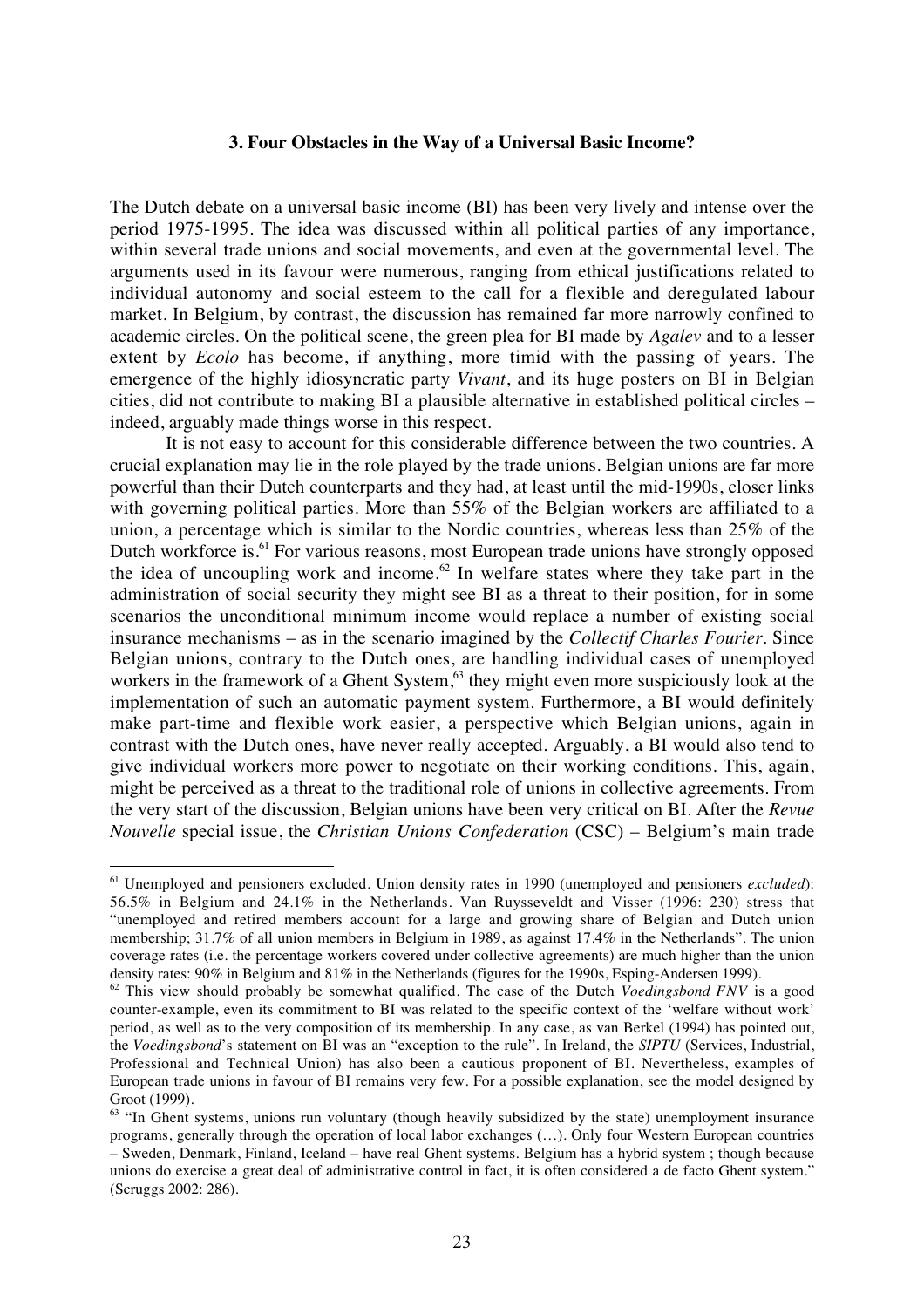### 3. Four Obstacles in the Way of a Universal Basic Income?

The Dutch debate on a universal basic income (BI) has been very lively and intense over the period 1975-1995. The idea was discussed within all political parties of any importance, within several trade unions and social movements, and even at the governmental level. The arguments used in its favour were numerous, ranging from ethical justifications related to individual autonomy and social esteem to the call for a flexible and deregulated labour market. In Belgium, by contrast, the discussion has remained far more narrowly confined to academic circles. On the political scene, the green plea for BI made by *Agalev* and to a lesser extent by *Ecolo* has become, if anything, more timid with the passing of years. The emergence of the highly idiosyncratic party *Vivant*, and its huge posters on BI in Belgian cities, did not contribute to making BI a plausible alternative in established political circles – indeed, arguably made things worse in this respect.

It is not easy to account for this considerable difference between the two countries. A crucial explanation may lie in the role played by the trade unions. Belgian unions are far more powerful than their Dutch counterparts and they had, at least until the mid-1990s, closer links with governing political parties. More than 55% of the Belgian workers are affiliated to a union, a percentage which is similar to the Nordic countries, whereas less than 25% of the Dutch workforce is.[61] For various reasons, most European trade unions have strongly opposed the idea of uncoupling work and income.[62] In welfare states where they take part in the administration of social security they might see BI as a threat to their position, for in some scenarios the unconditional minimum income would replace a number of existing social insurance mechanisms – as in the scenario imagined by the *Collectif Charles Fourier*. Since Belgian unions, contrary to the Dutch ones, are handling individual cases of unemployed workers in the framework of a Ghent System,[63] they might even more suspiciously look at the implementation of such an automatic payment system. Furthermore, a BI would definitely make part-time and flexible work easier, a perspective which Belgian unions, again in contrast with the Dutch ones, have never really accepted. Arguably, a BI would also tend to give individual workers more power to negotiate on their working conditions. This, again, might be perceived as a threat to the traditional role of unions in collective agreements. From the very start of the discussion, Belgian unions have been very critical on BI. After the *Revue Nouvelle* special issue, the *Christian Unions Confederation* (CSC) – Belgium's main trade

---

[61] Unemployed and pensioners excluded. Union density rates in 1990 (unemployed and pensioners *excluded*): 56.5% in Belgium and 24.1% in the Netherlands. Van Ruysseveldt and Visser (1996: 230) stress that "unemployed and retired members account for a large and growing share of Belgian and Dutch union membership; 31.7% of all union members in Belgium in 1989, as against 17.4% in the Netherlands". The union coverage rates (i.e. the percentage workers covered under collective agreements) are much higher than the union density rates: 90% in Belgium and 81% in the Netherlands (figures for the 1990s, Esping-Andersen 1999).

[62] This view should probably be somewhat qualified. The case of the Dutch *Voedingsbond FNV* is a good counter-example, even its commitment to BI was related to the specific context of the 'welfare without work' period, as well as to the very composition of its membership. In any case, as van Berkel (1994) has pointed out, the *Voedingsbond*'s statement on BI was an "exception to the rule". In Ireland, the *SIPTU* (Services, Industrial, Professional and Technical Union) has also been a cautious proponent of BI. Nevertheless, examples of European trade unions in favour of BI remains very few. For a possible explanation, see the model designed by Groot (1999).

[63] "In Ghent systems, unions run voluntary (though heavily subsidized by the state) unemployment insurance programs, generally through the operation of local labor exchanges (…). Only four Western European countries – Sweden, Denmark, Finland, Iceland – have real Ghent systems. Belgium has a hybrid system ; though because unions do exercise a great deal of administrative control in fact, it is often considered a de facto Ghent system." (Scruggs 2002: 286).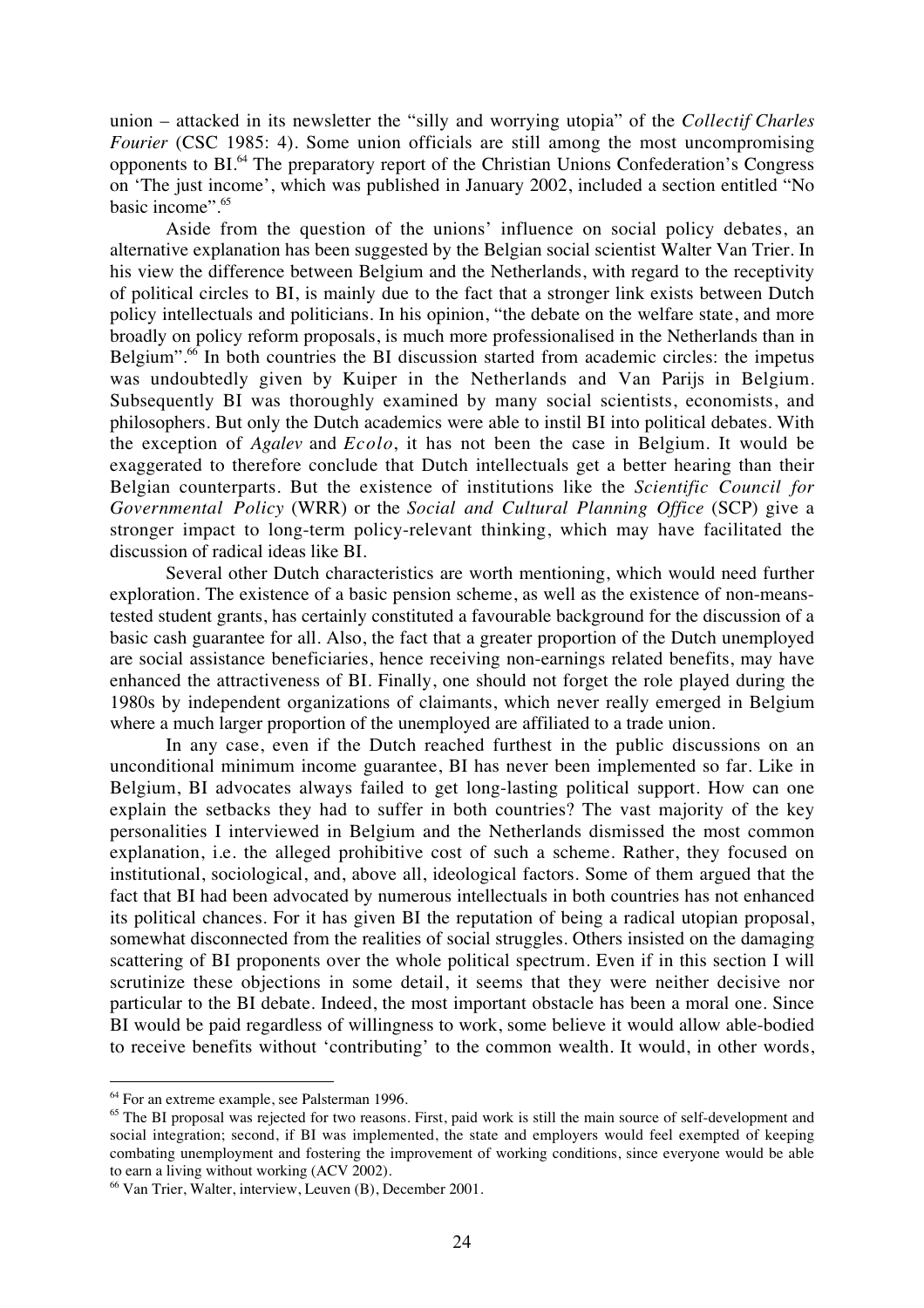union – attacked in its newsletter the "silly and worrying utopia" of the *Collectif Charles Fourier* (CSC 1985: 4). Some union officials are still among the most uncompromising opponents to BI.[64] The preparatory report of the Christian Unions Confederation's Congress on 'The just income', which was published in January 2002, included a section entitled "No basic income".[65]

Aside from the question of the unions' influence on social policy debates, an alternative explanation has been suggested by the Belgian social scientist Walter Van Trier. In his view the difference between Belgium and the Netherlands, with regard to the receptivity of political circles to BI, is mainly due to the fact that a stronger link exists between Dutch policy intellectuals and politicians. In his opinion, "the debate on the welfare state, and more broadly on policy reform proposals, is much more professionalised in the Netherlands than in Belgium".[66] In both countries the BI discussion started from academic circles: the impetus was undoubtedly given by Kuiper in the Netherlands and Van Parijs in Belgium. Subsequently BI was thoroughly examined by many social scientists, economists, and philosophers. But only the Dutch academics were able to instil BI into political debates. With the exception of *Agalev* and *Ecolo*, it has not been the case in Belgium. It would be exaggerated to therefore conclude that Dutch intellectuals get a better hearing than their Belgian counterparts. But the existence of institutions like the *Scientific Council for Governmental Policy* (WRR) or the *Social and Cultural Planning Office* (SCP) give a stronger impact to long-term policy-relevant thinking, which may have facilitated the discussion of radical ideas like BI.

Several other Dutch characteristics are worth mentioning, which would need further exploration. The existence of a basic pension scheme, as well as the existence of non-means-tested student grants, has certainly constituted a favourable background for the discussion of a basic cash guarantee for all. Also, the fact that a greater proportion of the Dutch unemployed are social assistance beneficiaries, hence receiving non-earnings related benefits, may have enhanced the attractiveness of BI. Finally, one should not forget the role played during the 1980s by independent organizations of claimants, which never really emerged in Belgium where a much larger proportion of the unemployed are affiliated to a trade union.

In any case, even if the Dutch reached furthest in the public discussions on an unconditional minimum income guarantee, BI has never been implemented so far. Like in Belgium, BI advocates always failed to get long-lasting political support. How can one explain the setbacks they had to suffer in both countries? The vast majority of the key personalities I interviewed in Belgium and the Netherlands dismissed the most common explanation, i.e. the alleged prohibitive cost of such a scheme. Rather, they focused on institutional, sociological, and, above all, ideological factors. Some of them argued that the fact that BI had been advocated by numerous intellectuals in both countries has not enhanced its political chances. For it has given BI the reputation of being a radical utopian proposal, somewhat disconnected from the realities of social struggles. Others insisted on the damaging scattering of BI proponents over the whole political spectrum. Even if in this section I will scrutinize these objections in some detail, it seems that they were neither decisive nor particular to the BI debate. Indeed, the most important obstacle has been a moral one. Since BI would be paid regardless of willingness to work, some believe it would allow able-bodied to receive benefits without 'contributing' to the common wealth. It would, in other words,

---

[64] For an extreme example, see Palsterman 1996.

[65] The BI proposal was rejected for two reasons. First, paid work is still the main source of self-development and social integration; second, if BI was implemented, the state and employers would feel exempted of keeping combating unemployment and fostering the improvement of working conditions, since everyone would be able to earn a living without working (ACV 2002).

[66] Van Trier, Walter, interview, Leuven (B), December 2001.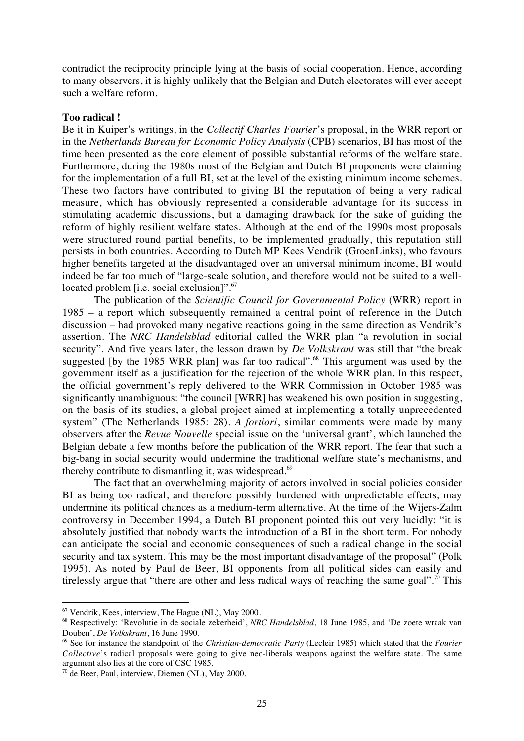contradict the reciprocity principle lying at the basis of social cooperation. Hence, according to many observers, it is highly unlikely that the Belgian and Dutch electorates will ever accept such a welfare reform.

**Too radical !**

Be it in Kuiper's writings, in the *Collectif Charles Fourier*'s proposal, in the WRR report or in the *Netherlands Bureau for Economic Policy Analysis* (CPB) scenarios, BI has most of the time been presented as the core element of possible substantial reforms of the welfare state. Furthermore, during the 1980s most of the Belgian and Dutch BI proponents were claiming for the implementation of a full BI, set at the level of the existing minimum income schemes. These two factors have contributed to giving BI the reputation of being a very radical measure, which has obviously represented a considerable advantage for its success in stimulating academic discussions, but a damaging drawback for the sake of guiding the reform of highly resilient welfare states. Although at the end of the 1990s most proposals were structured round partial benefits, to be implemented gradually, this reputation still persists in both countries. According to Dutch MP Kees Vendrik (GroenLinks), who favours higher benefits targeted at the disadvantaged over an universal minimum income, BI would indeed be far too much of "large-scale solution, and therefore would not be suited to a well-located problem [i.e. social exclusion]".[67]

The publication of the *Scientific Council for Governmental Policy* (WRR) report in 1985 – a report which subsequently remained a central point of reference in the Dutch discussion – had provoked many negative reactions going in the same direction as Vendrik's assertion. The *NRC Handelsblad* editorial called the WRR plan "a revolution in social security". And five years later, the lesson drawn by *De Volkskrant* was still that "the break suggested [by the 1985 WRR plan] was far too radical".[68] This argument was used by the government itself as a justification for the rejection of the whole WRR plan. In this respect, the official government's reply delivered to the WRR Commission in October 1985 was significantly unambiguous: "the council [WRR] has weakened his own position in suggesting, on the basis of its studies, a global project aimed at implementing a totally unprecedented system" (The Netherlands 1985: 28). *A fortiori*, similar comments were made by many observers after the *Revue Nouvelle* special issue on the 'universal grant', which launched the Belgian debate a few months before the publication of the WRR report. The fear that such a big-bang in social security would undermine the traditional welfare state's mechanisms, and thereby contribute to dismantling it, was widespread.[69]

The fact that an overwhelming majority of actors involved in social policies consider BI as being too radical, and therefore possibly burdened with unpredictable effects, may undermine its political chances as a medium-term alternative. At the time of the Wijers-Zalm controversy in December 1994, a Dutch BI proponent pointed this out very lucidly: "it is absolutely justified that nobody wants the introduction of a BI in the short term. For nobody can anticipate the social and economic consequences of such a radical change in the social security and tax system. This may be the most important disadvantage of the proposal" (Polk 1995). As noted by Paul de Beer, BI opponents from all political sides can easily and tirelessly argue that "there are other and less radical ways of reaching the same goal".[70] This

---

[67] Vendrik, Kees, interview, The Hague (NL), May 2000.

[68] Respectively: 'Revolutie in de sociale zekerheid', *NRC Handelsblad*, 18 June 1985, and 'De zoete wraak van Douben', *De Volkskrant*, 16 June 1990.

[69] See for instance the standpoint of the *Christian-democratic Party* (Lecleir 1985) which stated that the *Fourier Collective*'s radical proposals were going to give neo-liberals weapons against the welfare state. The same argument also lies at the core of CSC 1985.

[70] de Beer, Paul, interview, Diemen (NL), May 2000.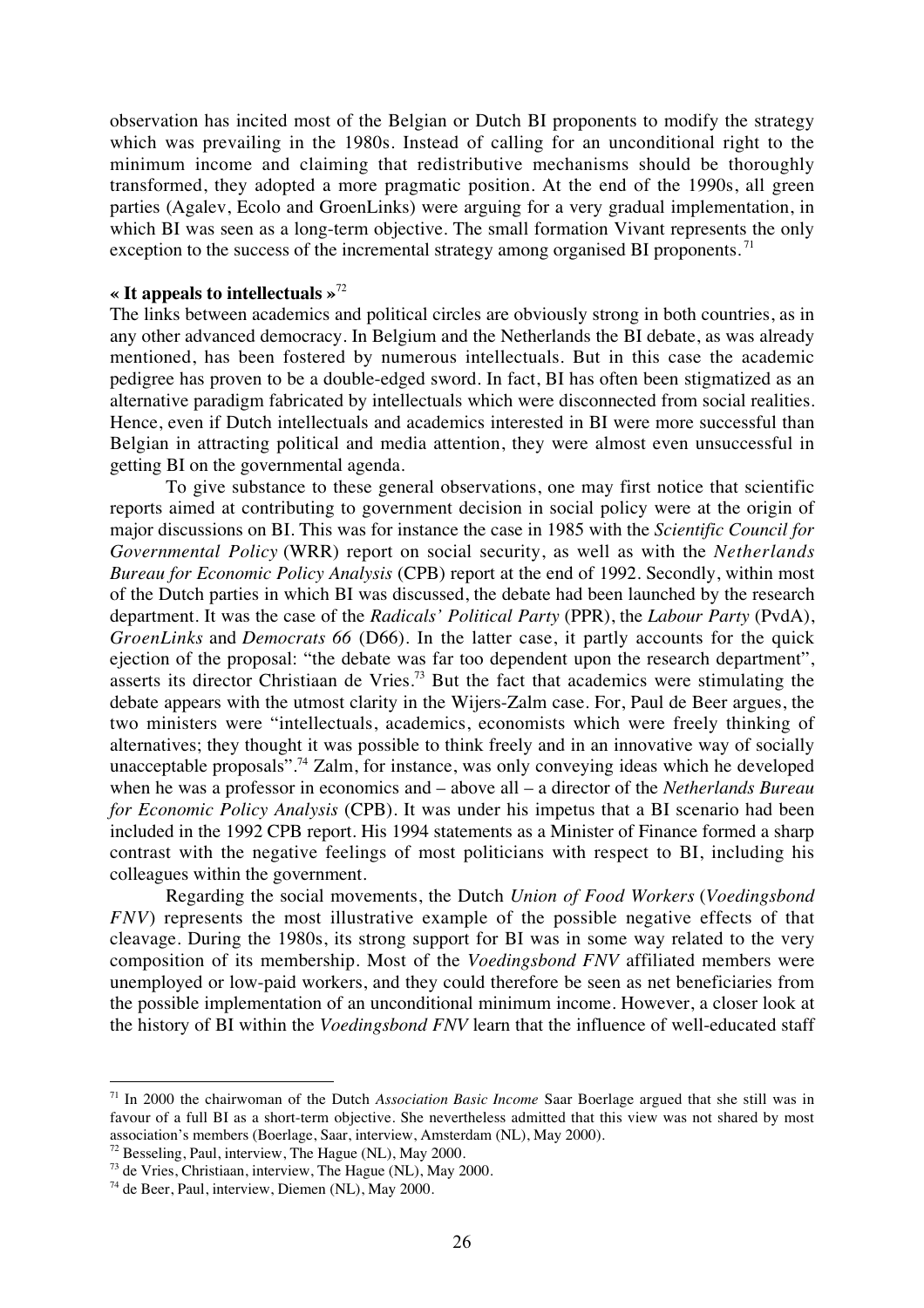observation has incited most of the Belgian or Dutch BI proponents to modify the strategy which was prevailing in the 1980s. Instead of calling for an unconditional right to the minimum income and claiming that redistributive mechanisms should be thoroughly transformed, they adopted a more pragmatic position. At the end of the 1990s, all green parties (Agalev, Ecolo and GroenLinks) were arguing for a very gradual implementation, in which BI was seen as a long-term objective. The small formation Vivant represents the only exception to the success of the incremental strategy among organised BI proponents.[71]

**« It appeals to intellectuals »**[72]

The links between academics and political circles are obviously strong in both countries, as in any other advanced democracy. In Belgium and the Netherlands the BI debate, as was already mentioned, has been fostered by numerous intellectuals. But in this case the academic pedigree has proven to be a double-edged sword. In fact, BI has often been stigmatized as an alternative paradigm fabricated by intellectuals which were disconnected from social realities. Hence, even if Dutch intellectuals and academics interested in BI were more successful than Belgian in attracting political and media attention, they were almost even unsuccessful in getting BI on the governmental agenda.

To give substance to these general observations, one may first notice that scientific reports aimed at contributing to government decision in social policy were at the origin of major discussions on BI. This was for instance the case in 1985 with the *Scientific Council for Governmental Policy* (WRR) report on social security, as well as with the *Netherlands Bureau for Economic Policy Analysis* (CPB) report at the end of 1992. Secondly, within most of the Dutch parties in which BI was discussed, the debate had been launched by the research department. It was the case of the *Radicals' Political Party* (PPR), the *Labour Party* (PvdA), *GroenLinks* and *Democrats 66* (D66). In the latter case, it partly accounts for the quick ejection of the proposal: "the debate was far too dependent upon the research department", asserts its director Christiaan de Vries.[73] But the fact that academics were stimulating the debate appears with the utmost clarity in the Wijers-Zalm case. For, Paul de Beer argues, the two ministers were "intellectuals, academics, economists which were freely thinking of alternatives; they thought it was possible to think freely and in an innovative way of socially unacceptable proposals".[74] Zalm, for instance, was only conveying ideas which he developed when he was a professor in economics and – above all – a director of the *Netherlands Bureau for Economic Policy Analysis* (CPB). It was under his impetus that a BI scenario had been included in the 1992 CPB report. His 1994 statements as a Minister of Finance formed a sharp contrast with the negative feelings of most politicians with respect to BI, including his colleagues within the government.

Regarding the social movements, the Dutch *Union of Food Workers* (*Voedingsbond FNV*) represents the most illustrative example of the possible negative effects of that cleavage. During the 1980s, its strong support for BI was in some way related to the very composition of its membership. Most of the *Voedingsbond FNV* affiliated members were unemployed or low-paid workers, and they could therefore be seen as net beneficiaries from the possible implementation of an unconditional minimum income. However, a closer look at the history of BI within the *Voedingsbond FNV* learn that the influence of well-educated staff

---

[71] In 2000 the chairwoman of the Dutch *Association Basic Income* Saar Boerlage argued that she still was in favour of a full BI as a short-term objective. She nevertheless admitted that this view was not shared by most association's members (Boerlage, Saar, interview, Amsterdam (NL), May 2000).

[72] Besseling, Paul, interview, The Hague (NL), May 2000.

[73] de Vries, Christiaan, interview, The Hague (NL), May 2000.

[74] de Beer, Paul, interview, Diemen (NL), May 2000.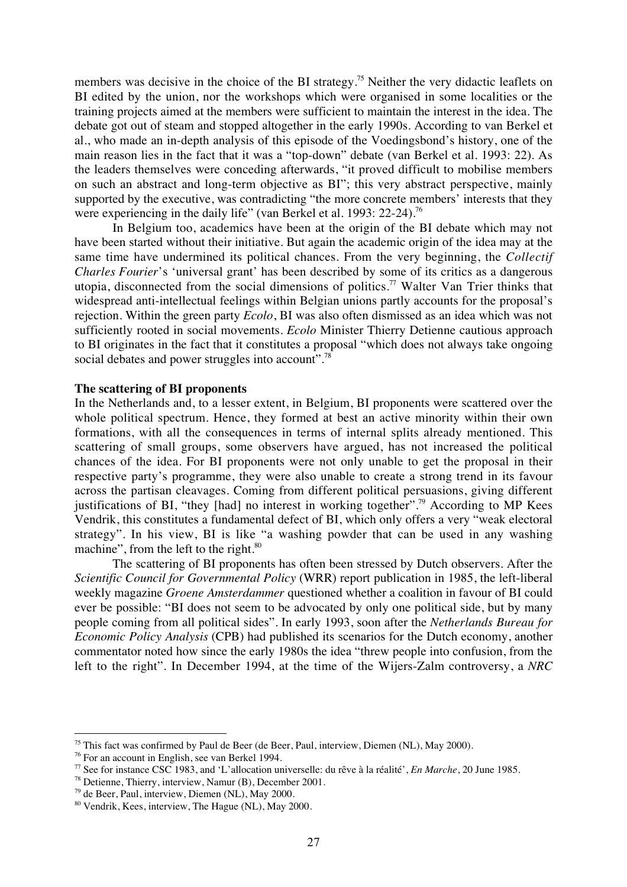members was decisive in the choice of the BI strategy.[75] Neither the very didactic leaflets on BI edited by the union, nor the workshops which were organised in some localities or the training projects aimed at the members were sufficient to maintain the interest in the idea. The debate got out of steam and stopped altogether in the early 1990s. According to van Berkel et al., who made an in-depth analysis of this episode of the Voedingsbond's history, one of the main reason lies in the fact that it was a "top-down" debate (van Berkel et al. 1993: 22). As the leaders themselves were conceding afterwards, "it proved difficult to mobilise members on such an abstract and long-term objective as BI"; this very abstract perspective, mainly supported by the executive, was contradicting "the more concrete members' interests that they were experiencing in the daily life" (van Berkel et al. 1993: 22-24).[76]

In Belgium too, academics have been at the origin of the BI debate which may not have been started without their initiative. But again the academic origin of the idea may at the same time have undermined its political chances. From the very beginning, the *Collectif Charles Fourier*'s 'universal grant' has been described by some of its critics as a dangerous utopia, disconnected from the social dimensions of politics.[77] Walter Van Trier thinks that widespread anti-intellectual feelings within Belgian unions partly accounts for the proposal's rejection. Within the green party *Ecolo*, BI was also often dismissed as an idea which was not sufficiently rooted in social movements. *Ecolo* Minister Thierry Detienne cautious approach to BI originates in the fact that it constitutes a proposal "which does not always take ongoing social debates and power struggles into account".[78]

**The scattering of BI proponents**

In the Netherlands and, to a lesser extent, in Belgium, BI proponents were scattered over the whole political spectrum. Hence, they formed at best an active minority within their own formations, with all the consequences in terms of internal splits already mentioned. This scattering of small groups, some observers have argued, has not increased the political chances of the idea. For BI proponents were not only unable to get the proposal in their respective party's programme, they were also unable to create a strong trend in its favour across the partisan cleavages. Coming from different political persuasions, giving different justifications of BI, "they [had] no interest in working together".[79] According to MP Kees Vendrik, this constitutes a fundamental defect of BI, which only offers a very "weak electoral strategy". In his view, BI is like "a washing powder that can be used in any washing machine", from the left to the right.[80]

The scattering of BI proponents has often been stressed by Dutch observers. After the *Scientific Council for Governmental Policy* (WRR) report publication in 1985, the left-liberal weekly magazine *Groene Amsterdammer* questioned whether a coalition in favour of BI could ever be possible: "BI does not seem to be advocated by only one political side, but by many people coming from all political sides". In early 1993, soon after the *Netherlands Bureau for Economic Policy Analysis* (CPB) had published its scenarios for the Dutch economy, another commentator noted how since the early 1980s the idea "threw people into confusion, from the left to the right". In December 1994, at the time of the Wijers-Zalm controversy, a *NRC*

---

[75] This fact was confirmed by Paul de Beer (de Beer, Paul, interview, Diemen (NL), May 2000).

[76] For an account in English, see van Berkel 1994.

[77] See for instance CSC 1983, and 'L'allocation universelle: du rêve à la réalité', *En Marche*, 20 June 1985.

[78] Detienne, Thierry, interview, Namur (B), December 2001.

[79] de Beer, Paul, interview, Diemen (NL), May 2000.

[80] Vendrik, Kees, interview, The Hague (NL), May 2000.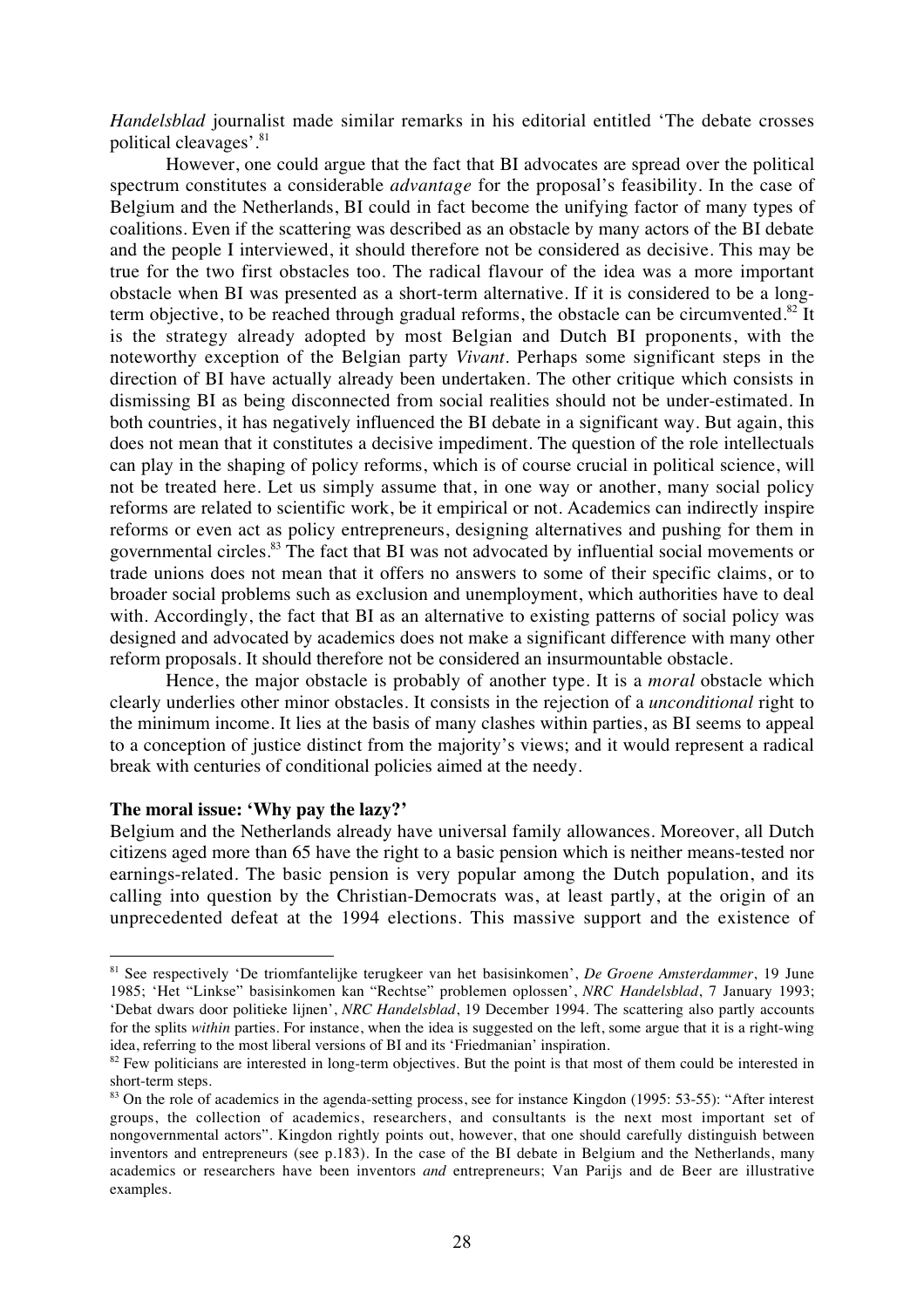*Handelsblad* journalist made similar remarks in his editorial entitled 'The debate crosses political cleavages'.[81]

However, one could argue that the fact that BI advocates are spread over the political spectrum constitutes a considerable *advantage* for the proposal's feasibility. In the case of Belgium and the Netherlands, BI could in fact become the unifying factor of many types of coalitions. Even if the scattering was described as an obstacle by many actors of the BI debate and the people I interviewed, it should therefore not be considered as decisive. This may be true for the two first obstacles too. The radical flavour of the idea was a more important obstacle when BI was presented as a short-term alternative. If it is considered to be a long-term objective, to be reached through gradual reforms, the obstacle can be circumvented.[82] It is the strategy already adopted by most Belgian and Dutch BI proponents, with the noteworthy exception of the Belgian party *Vivant*. Perhaps some significant steps in the direction of BI have actually already been undertaken. The other critique which consists in dismissing BI as being disconnected from social realities should not be under-estimated. In both countries, it has negatively influenced the BI debate in a significant way. But again, this does not mean that it constitutes a decisive impediment. The question of the role intellectuals can play in the shaping of policy reforms, which is of course crucial in political science, will not be treated here. Let us simply assume that, in one way or another, many social policy reforms are related to scientific work, be it empirical or not. Academics can indirectly inspire reforms or even act as policy entrepreneurs, designing alternatives and pushing for them in governmental circles.[83] The fact that BI was not advocated by influential social movements or trade unions does not mean that it offers no answers to some of their specific claims, or to broader social problems such as exclusion and unemployment, which authorities have to deal with. Accordingly, the fact that BI as an alternative to existing patterns of social policy was designed and advocated by academics does not make a significant difference with many other reform proposals. It should therefore not be considered an insurmountable obstacle.

Hence, the major obstacle is probably of another type. It is a *moral* obstacle which clearly underlies other minor obstacles. It consists in the rejection of a *unconditional* right to the minimum income. It lies at the basis of many clashes within parties, as BI seems to appeal to a conception of justice distinct from the majority's views; and it would represent a radical break with centuries of conditional policies aimed at the needy.

**The moral issue: 'Why pay the lazy?'**

Belgium and the Netherlands already have universal family allowances. Moreover, all Dutch citizens aged more than 65 have the right to a basic pension which is neither means-tested nor earnings-related. The basic pension is very popular among the Dutch population, and its calling into question by the Christian-Democrats was, at least partly, at the origin of an unprecedented defeat at the 1994 elections. This massive support and the existence of

---

[81] See respectively 'De triomfantelijke terugkeer van het basisinkomen', *De Groene Amsterdammer*, 19 June 1985; 'Het "Linkse" basisinkomen kan "Rechtse" problemen oplossen', *NRC Handelsblad*, 7 January 1993; 'Debat dwars door politieke lijnen', *NRC Handelsblad*, 19 December 1994. The scattering also partly accounts for the splits *within* parties. For instance, when the idea is suggested on the left, some argue that it is a right-wing idea, referring to the most liberal versions of BI and its 'Friedmanian' inspiration.

[82] Few politicians are interested in long-term objectives. But the point is that most of them could be interested in short-term steps.

[83] On the role of academics in the agenda-setting process, see for instance Kingdon (1995: 53-55): "After interest groups, the collection of academics, researchers, and consultants is the next most important set of nongovernmental actors". Kingdon rightly points out, however, that one should carefully distinguish between inventors and entrepreneurs (see p.183). In the case of the BI debate in Belgium and the Netherlands, many academics or researchers have been inventors *and* entrepreneurs; Van Parijs and de Beer are illustrative examples.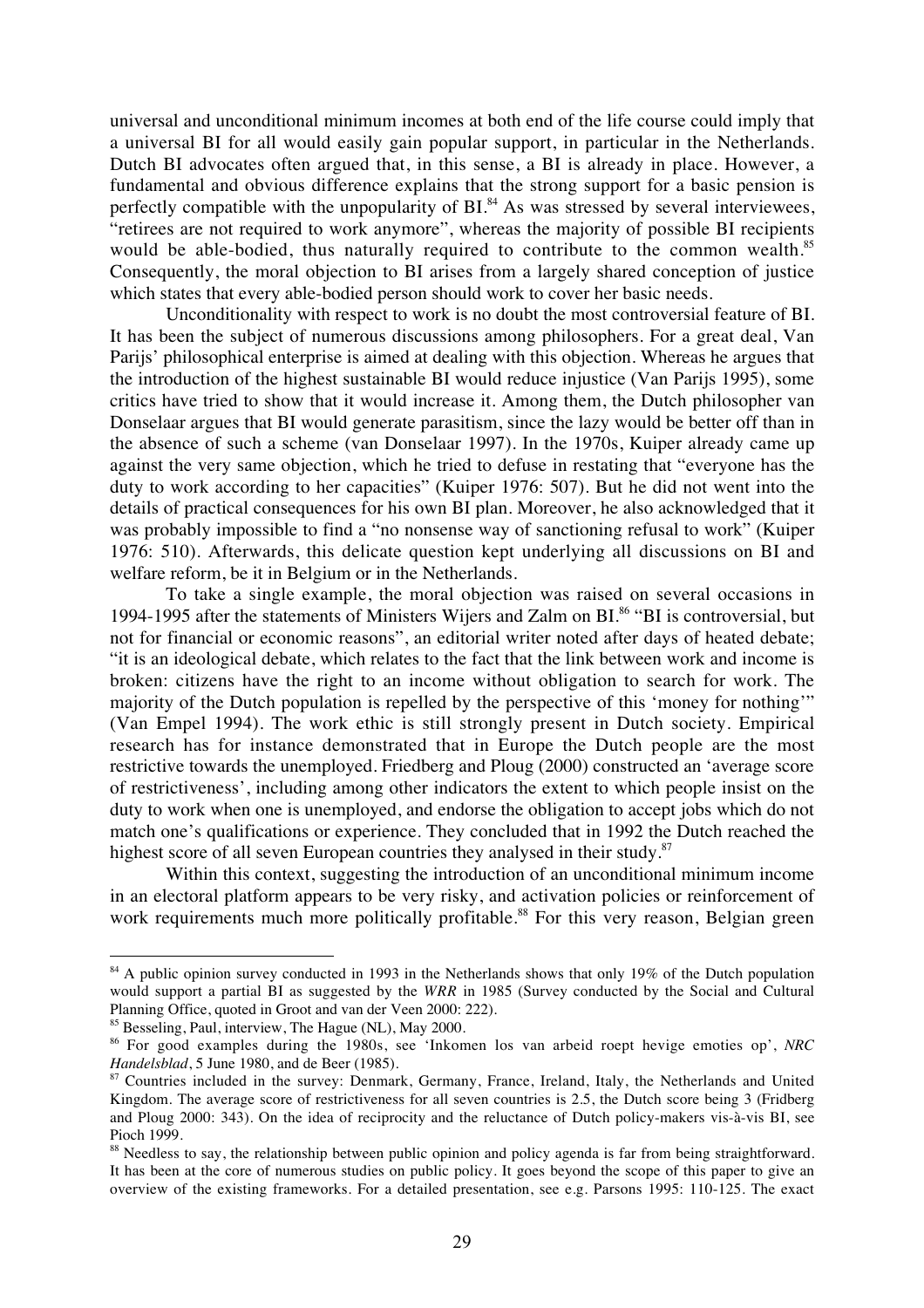universal and unconditional minimum incomes at both end of the life course could imply that a universal BI for all would easily gain popular support, in particular in the Netherlands. Dutch BI advocates often argued that, in this sense, a BI is already in place. However, a fundamental and obvious difference explains that the strong support for a basic pension is perfectly compatible with the unpopularity of BI.[84] As was stressed by several interviewees, "retirees are not required to work anymore", whereas the majority of possible BI recipients would be able-bodied, thus naturally required to contribute to the common wealth.[85] Consequently, the moral objection to BI arises from a largely shared conception of justice which states that every able-bodied person should work to cover her basic needs.

Unconditionality with respect to work is no doubt the most controversial feature of BI. It has been the subject of numerous discussions among philosophers. For a great deal, Van Parijs' philosophical enterprise is aimed at dealing with this objection. Whereas he argues that the introduction of the highest sustainable BI would reduce injustice (Van Parijs 1995), some critics have tried to show that it would increase it. Among them, the Dutch philosopher van Donselaar argues that BI would generate parasitism, since the lazy would be better off than in the absence of such a scheme (van Donselaar 1997). In the 1970s, Kuiper already came up against the very same objection, which he tried to defuse in restating that "everyone has the duty to work according to her capacities" (Kuiper 1976: 507). But he did not went into the details of practical consequences for his own BI plan. Moreover, he also acknowledged that it was probably impossible to find a "no nonsense way of sanctioning refusal to work" (Kuiper 1976: 510). Afterwards, this delicate question kept underlying all discussions on BI and welfare reform, be it in Belgium or in the Netherlands.

To take a single example, the moral objection was raised on several occasions in 1994-1995 after the statements of Ministers Wijers and Zalm on BI.[86] "BI is controversial, but not for financial or economic reasons", an editorial writer noted after days of heated debate; "it is an ideological debate, which relates to the fact that the link between work and income is broken: citizens have the right to an income without obligation to search for work. The majority of the Dutch population is repelled by the perspective of this 'money for nothing'" (Van Empel 1994). The work ethic is still strongly present in Dutch society. Empirical research has for instance demonstrated that in Europe the Dutch people are the most restrictive towards the unemployed. Friedberg and Ploug (2000) constructed an 'average score of restrictiveness', including among other indicators the extent to which people insist on the duty to work when one is unemployed, and endorse the obligation to accept jobs which do not match one's qualifications or experience. They concluded that in 1992 the Dutch reached the highest score of all seven European countries they analysed in their study.[87]

Within this context, suggesting the introduction of an unconditional minimum income in an electoral platform appears to be very risky, and activation policies or reinforcement of work requirements much more politically profitable.[88] For this very reason, Belgian green

---

[84] A public opinion survey conducted in 1993 in the Netherlands shows that only 19% of the Dutch population would support a partial BI as suggested by the *WRR* in 1985 (Survey conducted by the Social and Cultural Planning Office, quoted in Groot and van der Veen 2000: 222).

[85] Besseling, Paul, interview, The Hague (NL), May 2000.

[86] For good examples during the 1980s, see 'Inkomen los van arbeid roept hevige emoties op', *NRC Handelsblad*, 5 June 1980, and de Beer (1985).

[87] Countries included in the survey: Denmark, Germany, France, Ireland, Italy, the Netherlands and United Kingdom. The average score of restrictiveness for all seven countries is 2.5, the Dutch score being 3 (Fridberg and Ploug 2000: 343). On the idea of reciprocity and the reluctance of Dutch policy-makers vis-à-vis BI, see Pioch 1999.

[88] Needless to say, the relationship between public opinion and policy agenda is far from being straightforward. It has been at the core of numerous studies on public policy. It goes beyond the scope of this paper to give an overview of the existing frameworks. For a detailed presentation, see e.g. Parsons 1995: 110-125. The exact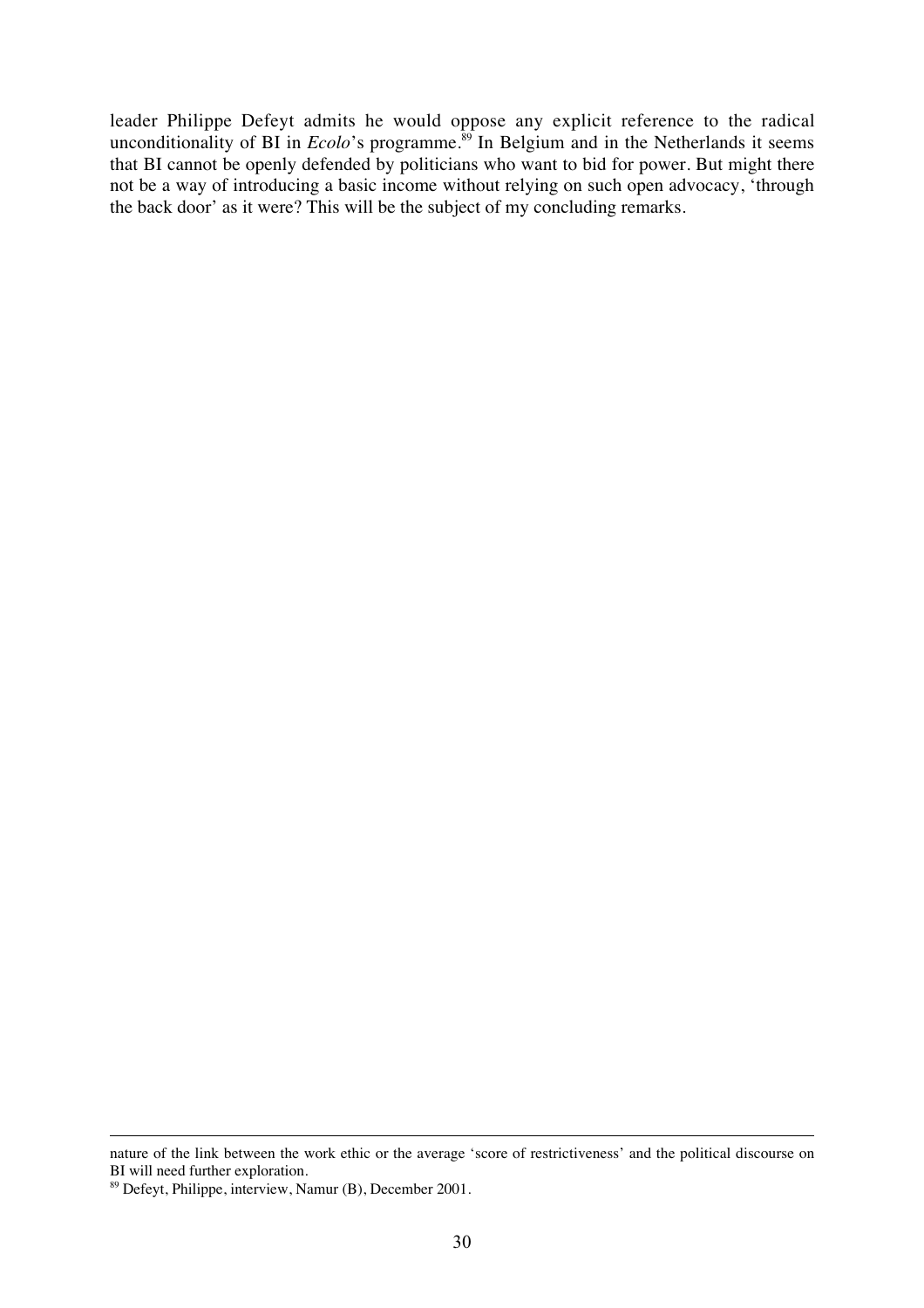leader Philippe Defeyt admits he would oppose any explicit reference to the radical unconditionality of BI in *Ecolo*'s programme.[89] In Belgium and in the Netherlands it seems that BI cannot be openly defended by politicians who want to bid for power. But might there not be a way of introducing a basic income without relying on such open advocacy, 'through the back door' as it were? This will be the subject of my concluding remarks.

---

nature of the link between the work ethic or the average 'score of restrictiveness' and the political discourse on BI will need further exploration.

[89] Defeyt, Philippe, interview, Namur (B), December 2001.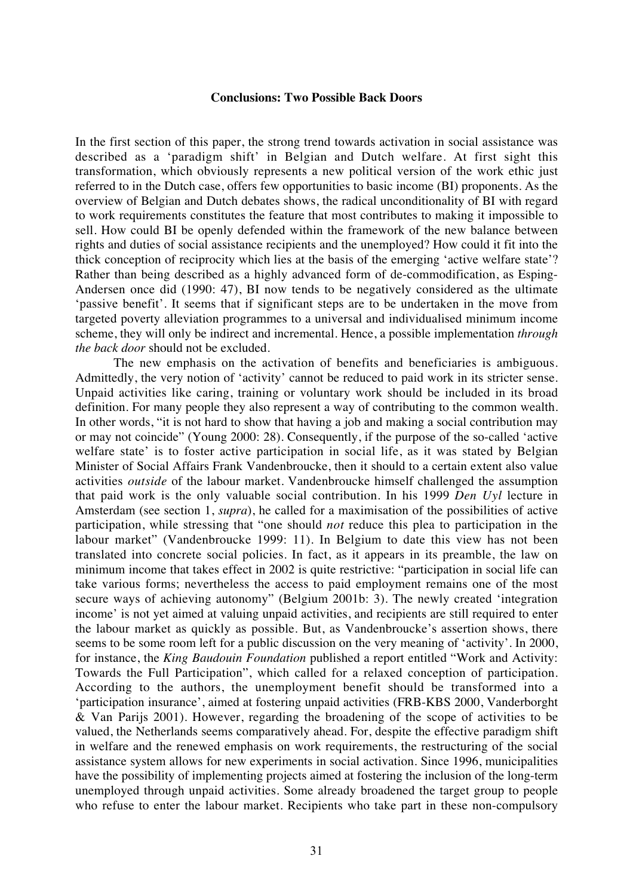**Conclusions: Two Possible Back Doors**

In the first section of this paper, the strong trend towards activation in social assistance was described as a 'paradigm shift' in Belgian and Dutch welfare. At first sight this transformation, which obviously represents a new political version of the work ethic just referred to in the Dutch case, offers few opportunities to basic income (BI) proponents. As the overview of Belgian and Dutch debates shows, the radical unconditionality of BI with regard to work requirements constitutes the feature that most contributes to making it impossible to sell. How could BI be openly defended within the framework of the new balance between rights and duties of social assistance recipients and the unemployed? How could it fit into the thick conception of reciprocity which lies at the basis of the emerging 'active welfare state'? Rather than being described as a highly advanced form of de-commodification, as Esping-Andersen once did (1990: 47), BI now tends to be negatively considered as the ultimate 'passive benefit'. It seems that if significant steps are to be undertaken in the move from targeted poverty alleviation programmes to a universal and individualised minimum income scheme, they will only be indirect and incremental. Hence, a possible implementation *through the back door* should not be excluded.

The new emphasis on the activation of benefits and beneficiaries is ambiguous. Admittedly, the very notion of 'activity' cannot be reduced to paid work in its stricter sense. Unpaid activities like caring, training or voluntary work should be included in its broad definition. For many people they also represent a way of contributing to the common wealth. In other words, "it is not hard to show that having a job and making a social contribution may or may not coincide" (Young 2000: 28). Consequently, if the purpose of the so-called 'active welfare state' is to foster active participation in social life, as it was stated by Belgian Minister of Social Affairs Frank Vandenbroucke, then it should to a certain extent also value activities *outside* of the labour market. Vandenbroucke himself challenged the assumption that paid work is the only valuable social contribution. In his 1999 *Den Uyl* lecture in Amsterdam (see section 1, *supra*), he called for a maximisation of the possibilities of active participation, while stressing that "one should *not* reduce this plea to participation in the labour market" (Vandenbroucke 1999: 11). In Belgium to date this view has not been translated into concrete social policies. In fact, as it appears in its preamble, the law on minimum income that takes effect in 2002 is quite restrictive: "participation in social life can take various forms; nevertheless the access to paid employment remains one of the most secure ways of achieving autonomy" (Belgium 2001b: 3). The newly created 'integration income' is not yet aimed at valuing unpaid activities, and recipients are still required to enter the labour market as quickly as possible. But, as Vandenbroucke's assertion shows, there seems to be some room left for a public discussion on the very meaning of 'activity'. In 2000, for instance, the *King Baudouin Foundation* published a report entitled "Work and Activity: Towards the Full Participation", which called for a relaxed conception of participation. According to the authors, the unemployment benefit should be transformed into a 'participation insurance', aimed at fostering unpaid activities (FRB-KBS 2000, Vanderborght & Van Parijs 2001). However, regarding the broadening of the scope of activities to be valued, the Netherlands seems comparatively ahead. For, despite the effective paradigm shift in welfare and the renewed emphasis on work requirements, the restructuring of the social assistance system allows for new experiments in social activation. Since 1996, municipalities have the possibility of implementing projects aimed at fostering the inclusion of the long-term unemployed through unpaid activities. Some already broadened the target group to people who refuse to enter the labour market. Recipients who take part in these non-compulsory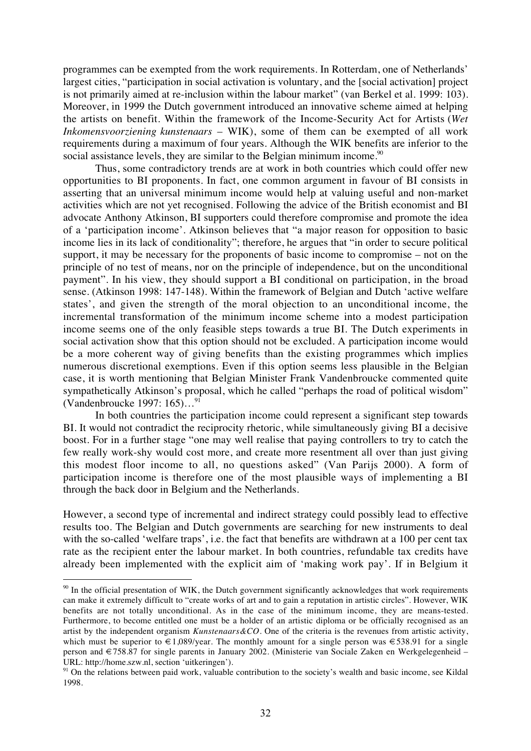programmes can be exempted from the work requirements. In Rotterdam, one of Netherlands' largest cities, "participation in social activation is voluntary, and the [social activation] project is not primarily aimed at re-inclusion within the labour market" (van Berkel et al. 1999: 103). Moreover, in 1999 the Dutch government introduced an innovative scheme aimed at helping the artists on benefit. Within the framework of the Income-Security Act for Artists (*Wet Inkomensvoorziening kunstenaars* – WIK), some of them can be exempted of all work requirements during a maximum of four years. Although the WIK benefits are inferior to the social assistance levels, they are similar to the Belgian minimum income.[90]

Thus, some contradictory trends are at work in both countries which could offer new opportunities to BI proponents. In fact, one common argument in favour of BI consists in asserting that an universal minimum income would help at valuing useful and non-market activities which are not yet recognised. Following the advice of the British economist and BI advocate Anthony Atkinson, BI supporters could therefore compromise and promote the idea of a 'participation income'. Atkinson believes that "a major reason for opposition to basic income lies in its lack of conditionality"; therefore, he argues that "in order to secure political support, it may be necessary for the proponents of basic income to compromise – not on the principle of no test of means, nor on the principle of independence, but on the unconditional payment". In his view, they should support a BI conditional on participation, in the broad sense. (Atkinson 1998: 147-148). Within the framework of Belgian and Dutch 'active welfare states', and given the strength of the moral objection to an unconditional income, the incremental transformation of the minimum income scheme into a modest participation income seems one of the only feasible steps towards a true BI. The Dutch experiments in social activation show that this option should not be excluded. A participation income would be a more coherent way of giving benefits than the existing programmes which implies numerous discretional exemptions. Even if this option seems less plausible in the Belgian case, it is worth mentioning that Belgian Minister Frank Vandenbroucke commented quite sympathetically Atkinson's proposal, which he called "perhaps the road of political wisdom" (Vandenbroucke 1997: 165)…[91]

In both countries the participation income could represent a significant step towards BI. It would not contradict the reciprocity rhetoric, while simultaneously giving BI a decisive boost. For in a further stage "one may well realise that paying controllers to try to catch the few really work-shy would cost more, and create more resentment all over than just giving this modest floor income to all, no questions asked" (Van Parijs 2000). A form of participation income is therefore one of the most plausible ways of implementing a BI through the back door in Belgium and the Netherlands.

However, a second type of incremental and indirect strategy could possibly lead to effective results too. The Belgian and Dutch governments are searching for new instruments to deal with the so-called 'welfare traps', i.e. the fact that benefits are withdrawn at a 100 per cent tax rate as the recipient enter the labour market. In both countries, refundable tax credits have already been implemented with the explicit aim of 'making work pay'. If in Belgium it

---

[90] In the official presentation of WIK, the Dutch government significantly acknowledges that work requirements can make it extremely difficult to "create works of art and to gain a reputation in artistic circles". However, WIK benefits are not totally unconditional. As in the case of the minimum income, they are means-tested. Furthermore, to become entitled one must be a holder of an artistic diploma or be officially recognised as an artist by the independent organism *Kunstenaars&CO*. One of the criteria is the revenues from artistic activity, which must be superior to €1,089/year. The monthly amount for a single person was €538.91 for a single person and €758.87 for single parents in January 2002. (Ministerie van Sociale Zaken en Werkgelegenheid – URL: http://home.szw.nl, section 'uitkeringen').

[91] On the relations between paid work, valuable contribution to the society's wealth and basic income, see Kildal 1998.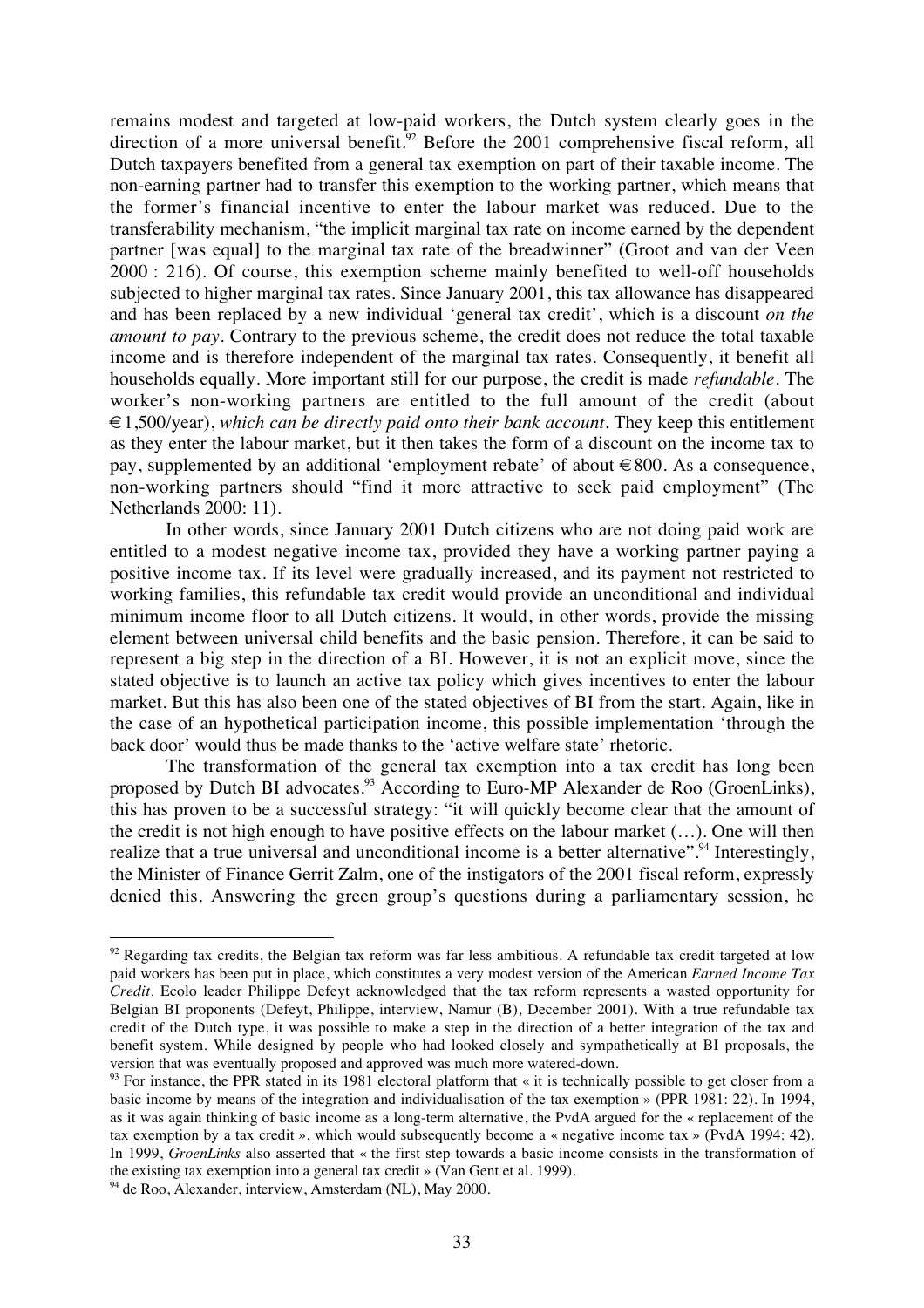remains modest and targeted at low-paid workers, the Dutch system clearly goes in the direction of a more universal benefit.[92] Before the 2001 comprehensive fiscal reform, all Dutch taxpayers benefited from a general tax exemption on part of their taxable income. The non-earning partner had to transfer this exemption to the working partner, which means that the former's financial incentive to enter the labour market was reduced. Due to the transferability mechanism, "the implicit marginal tax rate on income earned by the dependent partner [was equal] to the marginal tax rate of the breadwinner" (Groot and van der Veen 2000 : 216). Of course, this exemption scheme mainly benefited to well-off households subjected to higher marginal tax rates. Since January 2001, this tax allowance has disappeared and has been replaced by a new individual 'general tax credit', which is a discount *on the amount to pay*. Contrary to the previous scheme, the credit does not reduce the total taxable income and is therefore independent of the marginal tax rates. Consequently, it benefit all households equally. More important still for our purpose, the credit is made *refundable*. The worker's non-working partners are entitled to the full amount of the credit (about €1,500/year), *which can be directly paid onto their bank account*. They keep this entitlement as they enter the labour market, but it then takes the form of a discount on the income tax to pay, supplemented by an additional 'employment rebate' of about €800. As a consequence, non-working partners should "find it more attractive to seek paid employment" (The Netherlands 2000: 11).

In other words, since January 2001 Dutch citizens who are not doing paid work are entitled to a modest negative income tax, provided they have a working partner paying a positive income tax. If its level were gradually increased, and its payment not restricted to working families, this refundable tax credit would provide an unconditional and individual minimum income floor to all Dutch citizens. It would, in other words, provide the missing element between universal child benefits and the basic pension. Therefore, it can be said to represent a big step in the direction of a BI. However, it is not an explicit move, since the stated objective is to launch an active tax policy which gives incentives to enter the labour market. But this has also been one of the stated objectives of BI from the start. Again, like in the case of an hypothetical participation income, this possible implementation 'through the back door' would thus be made thanks to the 'active welfare state' rhetoric.

The transformation of the general tax exemption into a tax credit has long been proposed by Dutch BI advocates.[93] According to Euro-MP Alexander de Roo (GroenLinks), this has proven to be a successful strategy: "it will quickly become clear that the amount of the credit is not high enough to have positive effects on the labour market (…). One will then realize that a true universal and unconditional income is a better alternative".[94] Interestingly, the Minister of Finance Gerrit Zalm, one of the instigators of the 2001 fiscal reform, expressly denied this. Answering the green group's questions during a parliamentary session, he

---

[92] Regarding tax credits, the Belgian tax reform was far less ambitious. A refundable tax credit targeted at low paid workers has been put in place, which constitutes a very modest version of the American *Earned Income Tax Credit*. Ecolo leader Philippe Defeyt acknowledged that the tax reform represents a wasted opportunity for Belgian BI proponents (Defeyt, Philippe, interview, Namur (B), December 2001). With a true refundable tax credit of the Dutch type, it was possible to make a step in the direction of a better integration of the tax and benefit system. While designed by people who had looked closely and sympathetically at BI proposals, the version that was eventually proposed and approved was much more watered-down.

[93] For instance, the PPR stated in its 1981 electoral platform that « it is technically possible to get closer from a basic income by means of the integration and individualisation of the tax exemption » (PPR 1981: 22). In 1994, as it was again thinking of basic income as a long-term alternative, the PvdA argued for the « replacement of the tax exemption by a tax credit », which would subsequently become a « negative income tax » (PvdA 1994: 42). In 1999, *GroenLinks* also asserted that « the first step towards a basic income consists in the transformation of the existing tax exemption into a general tax credit » (Van Gent et al. 1999).

[94] de Roo, Alexander, interview, Amsterdam (NL), May 2000.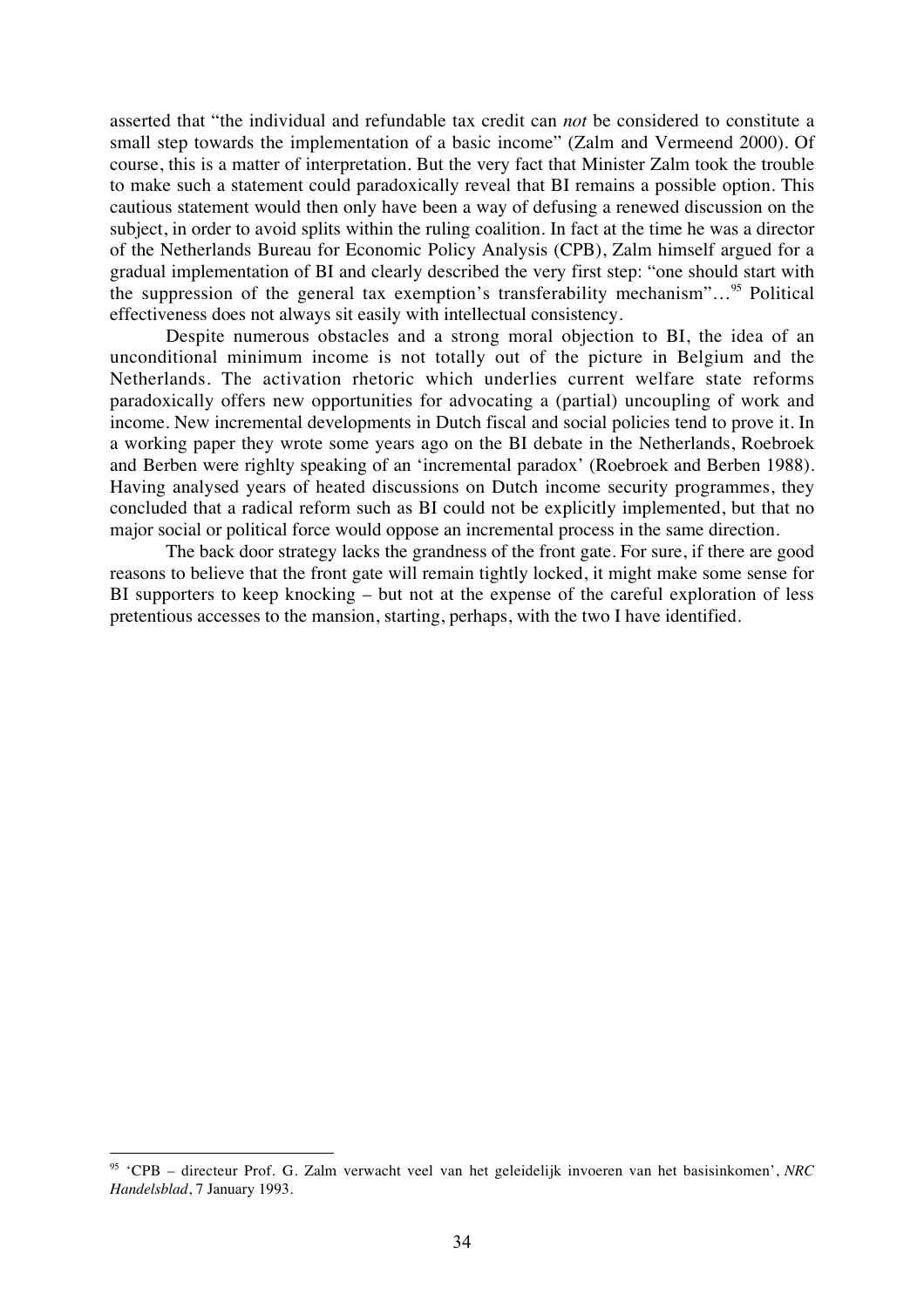asserted that "the individual and refundable tax credit can *not* be considered to constitute a small step towards the implementation of a basic income" (Zalm and Vermeend 2000). Of course, this is a matter of interpretation. But the very fact that Minister Zalm took the trouble to make such a statement could paradoxically reveal that BI remains a possible option. This cautious statement would then only have been a way of defusing a renewed discussion on the subject, in order to avoid splits within the ruling coalition. In fact at the time he was a director of the Netherlands Bureau for Economic Policy Analysis (CPB), Zalm himself argued for a gradual implementation of BI and clearly described the very first step: "one should start with the suppression of the general tax exemption's transferability mechanism"...[95] Political effectiveness does not always sit easily with intellectual consistency.

Despite numerous obstacles and a strong moral objection to BI, the idea of an unconditional minimum income is not totally out of the picture in Belgium and the Netherlands. The activation rhetoric which underlies current welfare state reforms paradoxically offers new opportunities for advocating a (partial) uncoupling of work and income. New incremental developments in Dutch fiscal and social policies tend to prove it. In a working paper they wrote some years ago on the BI debate in the Netherlands, Roebroek and Berben were righlty speaking of an 'incremental paradox' (Roebroek and Berben 1988). Having analysed years of heated discussions on Dutch income security programmes, they concluded that a radical reform such as BI could not be explicitly implemented, but that no major social or political force would oppose an incremental process in the same direction.

The back door strategy lacks the grandness of the front gate. For sure, if there are good reasons to believe that the front gate will remain tightly locked, it might make some sense for BI supporters to keep knocking – but not at the expense of the careful exploration of less pretentious accesses to the mansion, starting, perhaps, with the two I have identified.

---

[95] 'CPB – directeur Prof. G. Zalm verwacht veel van het geleidelijk invoeren van het basisinkomen', *NRC Handelsblad*, 7 January 1993.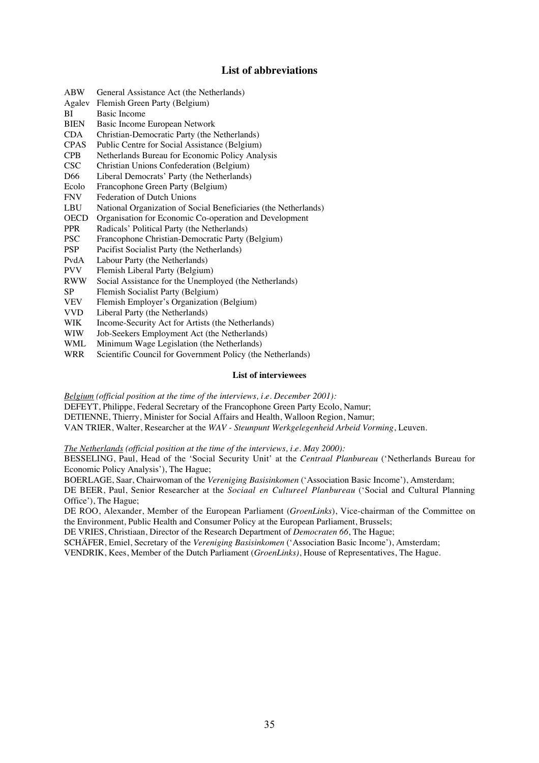## List of abbreviations

| | |
|---|---|
| ABW | General Assistance Act (the Netherlands) |
| Agalev | Flemish Green Party (Belgium) |
| BI | Basic Income |
| BIEN | Basic Income European Network |
| CDA | Christian-Democratic Party (the Netherlands) |
| CPAS | Public Centre for Social Assistance (Belgium) |
| CPB | Netherlands Bureau for Economic Policy Analysis |
| CSC | Christian Unions Confederation (Belgium) |
| D66 | Liberal Democrats' Party (the Netherlands) |
| Ecolo | Francophone Green Party (Belgium) |
| FNV | Federation of Dutch Unions |
| LBU | National Organization of Social Beneficiaries (the Netherlands) |
| OECD | Organisation for Economic Co-operation and Development |
| PPR | Radicals' Political Party (the Netherlands) |
| PSC | Francophone Christian-Democratic Party (Belgium) |
| PSP | Pacifist Socialist Party (the Netherlands) |
| PvdA | Labour Party (the Netherlands) |
| PVV | Flemish Liberal Party (Belgium) |
| RWW | Social Assistance for the Unemployed (the Netherlands) |
| SP | Flemish Socialist Party (Belgium) |
| VEV | Flemish Employer's Organization (Belgium) |
| VVD | Liberal Party (the Netherlands) |
| WIK | Income-Security Act for Artists (the Netherlands) |
| WIW | Job-Seekers Employment Act (the Netherlands) |
| WML | Minimum Wage Legislation (the Netherlands) |
| WRR | Scientific Council for Government Policy (the Netherlands) |

### List of interviewees

*Belgium (official position at the time of the interviews, i.e. December 2001):*

DEFEYT, Philippe, Federal Secretary of the Francophone Green Party Ecolo, Namur;

DETIENNE, Thierry, Minister for Social Affairs and Health, Walloon Region, Namur;

VAN TRIER, Walter, Researcher at the *WAV - Steunpunt Werkgelegenheid Arbeid Vorming*, Leuven.

*The Netherlands (official position at the time of the interviews, i.e. May 2000):*

BESSELING, Paul, Head of the 'Social Security Unit' at the *Centraal Planbureau* ('Netherlands Bureau for Economic Policy Analysis'), The Hague;

BOERLAGE, Saar, Chairwoman of the *Vereniging Basisinkomen* ('Association Basic Income'), Amsterdam;

DE BEER, Paul, Senior Researcher at the *Sociaal en Cultureel Planbureau* ('Social and Cultural Planning Office'), The Hague;

DE ROO, Alexander, Member of the European Parliament (*GroenLinks*), Vice-chairman of the Committee on the Environment, Public Health and Consumer Policy at the European Parliament, Brussels;

DE VRIES, Christiaan, Director of the Research Department of *Democraten 66*, The Hague;

SCHÄFER, Emiel, Secretary of the *Vereniging Basisinkomen* ('Association Basic Income'), Amsterdam;

VENDRIK, Kees, Member of the Dutch Parliament (*GroenLinks)*, House of Representatives, The Hague.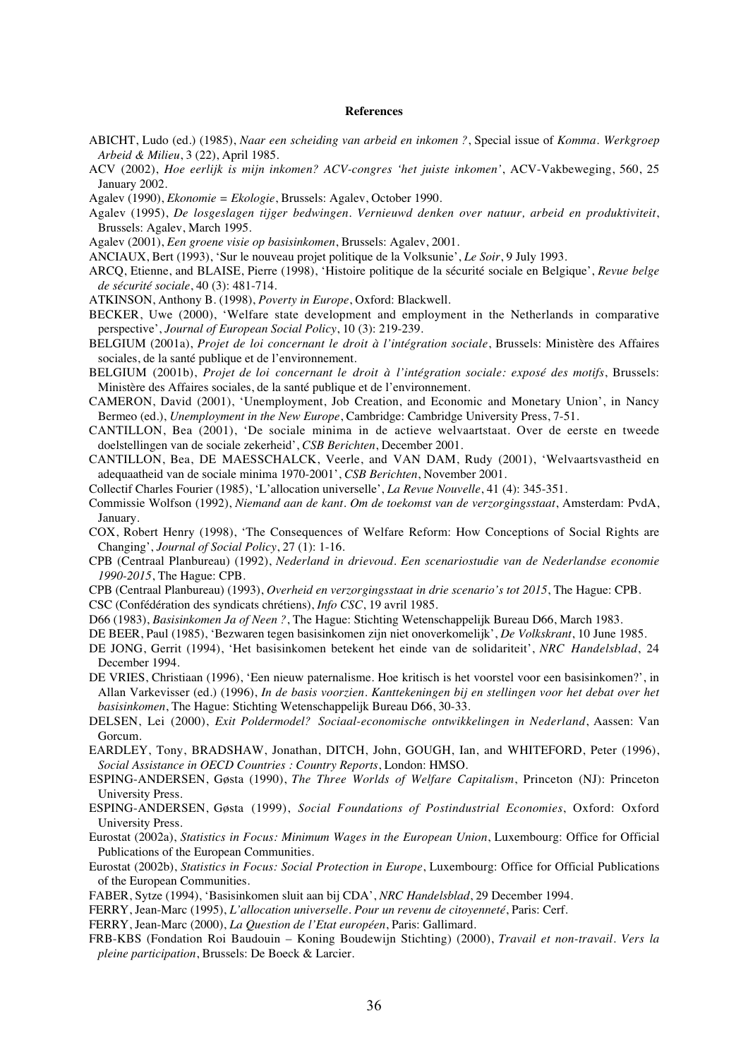# References

ABICHT, Ludo (ed.) (1985), *Naar een scheiding van arbeid en inkomen ?*, Special issue of *Komma. Werkgroep Arbeid & Milieu*, 3 (22), April 1985.

ACV (2002), *Hoe eerlijk is mijn inkomen? ACV-congres 'het juiste inkomen'*, ACV-Vakbeweging, 560, 25 January 2002.

Agalev (1990), *Ekonomie = Ekologie*, Brussels: Agalev, October 1990.

Agalev (1995), *De losgeslagen tijger bedwingen. Vernieuwd denken over natuur, arbeid en produktiviteit*, Brussels: Agalev, March 1995.

Agalev (2001), *Een groene visie op basisinkomen*, Brussels: Agalev, 2001.

ANCIAUX, Bert (1993), 'Sur le nouveau projet politique de la Volksunie', *Le Soir*, 9 July 1993.

ARCQ, Etienne, and BLAISE, Pierre (1998), 'Histoire politique de la sécurité sociale en Belgique', *Revue belge de sécurité sociale*, 40 (3): 481-714.

ATKINSON, Anthony B. (1998), *Poverty in Europe*, Oxford: Blackwell.

BECKER, Uwe (2000), 'Welfare state development and employment in the Netherlands in comparative perspective', *Journal of European Social Policy*, 10 (3): 219-239.

BELGIUM (2001a), *Projet de loi concernant le droit à l'intégration sociale*, Brussels: Ministère des Affaires sociales, de la santé publique et de l'environnement.

BELGIUM (2001b), *Projet de loi concernant le droit à l'intégration sociale: exposé des motifs*, Brussels: Ministère des Affaires sociales, de la santé publique et de l'environnement.

CAMERON, David (2001), 'Unemployment, Job Creation, and Economic and Monetary Union', in Nancy Bermeo (ed.), *Unemployment in the New Europe*, Cambridge: Cambridge University Press, 7-51.

CANTILLON, Bea (2001), 'De sociale minima in de actieve welvaartstaat. Over de eerste en tweede doelstellingen van de sociale zekerheid', *CSB Berichten*, December 2001.

CANTILLON, Bea, DE MAESSCHALCK, Veerle, and VAN DAM, Rudy (2001), 'Welvaartsvastheid en adequaatheid van de sociale minima 1970-2001', *CSB Berichten*, November 2001.

Collectif Charles Fourier (1985), 'L'allocation universelle', *La Revue Nouvelle*, 41 (4): 345-351.

Commissie Wolfson (1992), *Niemand aan de kant. Om de toekomst van de verzorgingsstaat*, Amsterdam: PvdA, January.

COX, Robert Henry (1998), 'The Consequences of Welfare Reform: How Conceptions of Social Rights are Changing', *Journal of Social Policy*, 27 (1): 1-16.

CPB (Centraal Planbureau) (1992), *Nederland in drievoud. Een scenariostudie van de Nederlandse economie 1990-2015*, The Hague: CPB.

CPB (Centraal Planbureau) (1993), *Overheid en verzorgingsstaat in drie scenario's tot 2015*, The Hague: CPB.

CSC (Confédération des syndicats chrétiens), *Info CSC*, 19 avril 1985.

D66 (1983), *Basisinkomen Ja of Neen ?*, The Hague: Stichting Wetenschappelijk Bureau D66, March 1983.

DE BEER, Paul (1985), 'Bezwaren tegen basisinkomen zijn niet onoverkomelijk', *De Volkskrant*, 10 June 1985.

DE JONG, Gerrit (1994), 'Het basisinkomen betekent het einde van de solidariteit', *NRC Handelsblad*, 24 December 1994.

DE VRIES, Christiaan (1996), 'Een nieuw paternalisme. Hoe kritisch is het voorstel voor een basisinkomen?', in Allan Varkevisser (ed.) (1996), *In de basis voorzien. Kanttekeningen bij en stellingen voor het debat over het basisinkomen*, The Hague: Stichting Wetenschappelijk Bureau D66, 30-33.

DELSEN, Lei (2000), *Exit Poldermodel? Sociaal-economische ontwikkelingen in Nederland*, Aassen: Van Gorcum.

EARDLEY, Tony, BRADSHAW, Jonathan, DITCH, John, GOUGH, Ian, and WHITEFORD, Peter (1996), *Social Assistance in OECD Countries : Country Reports*, London: HMSO.

ESPING-ANDERSEN, Gøsta (1990), *The Three Worlds of Welfare Capitalism*, Princeton (NJ): Princeton University Press.

ESPING-ANDERSEN, Gøsta (1999), *Social Foundations of Postindustrial Economies*, Oxford: Oxford University Press.

Eurostat (2002a), *Statistics in Focus: Minimum Wages in the European Union*, Luxembourg: Office for Official Publications of the European Communities.

Eurostat (2002b), *Statistics in Focus: Social Protection in Europe*, Luxembourg: Office for Official Publications of the European Communities.

FABER, Sytze (1994), 'Basisinkomen sluit aan bij CDA', *NRC Handelsblad*, 29 December 1994.

FERRY, Jean-Marc (1995), *L'allocation universelle. Pour un revenu de citoyenneté*, Paris: Cerf.

FERRY, Jean-Marc (2000), *La Question de l'Etat européen*, Paris: Gallimard.

FRB-KBS (Fondation Roi Baudouin – Koning Boudewijn Stichting) (2000), *Travail et non-travail. Vers la pleine participation*, Brussels: De Boeck & Larcier.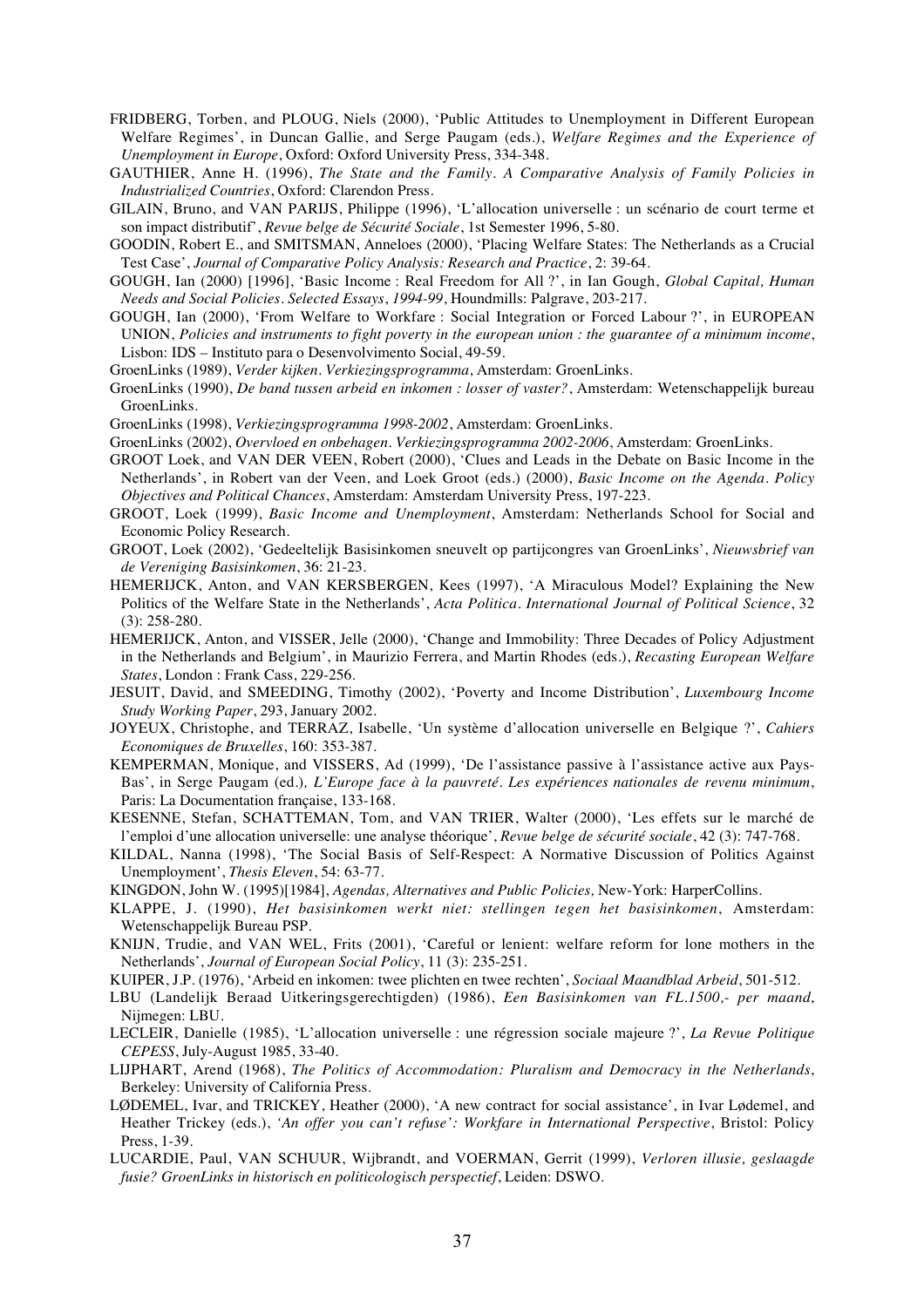FRIDBERG, Torben, and PLOUG, Niels (2000), 'Public Attitudes to Unemployment in Different European Welfare Regimes', in Duncan Gallie, and Serge Paugam (eds.), *Welfare Regimes and the Experience of Unemployment in Europe*, Oxford: Oxford University Press, 334-348.

GAUTHIER, Anne H. (1996), *The State and the Family. A Comparative Analysis of Family Policies in Industrialized Countries*, Oxford: Clarendon Press.

GILAIN, Bruno, and VAN PARIJS, Philippe (1996), 'L'allocation universelle : un scénario de court terme et son impact distributif', *Revue belge de Sécurité Sociale*, 1st Semester 1996, 5-80.

GOODIN, Robert E., and SMITSMAN, Anneloes (2000), 'Placing Welfare States: The Netherlands as a Crucial Test Case', *Journal of Comparative Policy Analysis: Research and Practice*, 2: 39-64.

GOUGH, Ian (2000) [1996], 'Basic Income : Real Freedom for All ?', in Ian Gough, *Global Capital, Human Needs and Social Policies. Selected Essays, 1994-99*, Houndmills: Palgrave, 203-217.

GOUGH, Ian (2000), 'From Welfare to Workfare : Social Integration or Forced Labour ?', in EUROPEAN UNION, *Policies and instruments to fight poverty in the european union : the guarantee of a minimum income*, Lisbon: IDS – Instituto para o Desenvolvimento Social, 49-59.

GroenLinks (1989), *Verder kijken. Verkiezingsprogramma*, Amsterdam: GroenLinks.

GroenLinks (1990), *De band tussen arbeid en inkomen : losser of vaster?*, Amsterdam: Wetenschappelijk bureau GroenLinks.

GroenLinks (1998), *Verkiezingsprogramma 1998-2002*, Amsterdam: GroenLinks.

GroenLinks (2002), *Overvloed en onbehagen. Verkiezingsprogramma 2002-2006*, Amsterdam: GroenLinks.

GROOT Loek, and VAN DER VEEN, Robert (2000), 'Clues and Leads in the Debate on Basic Income in the Netherlands', in Robert van der Veen, and Loek Groot (eds.) (2000), *Basic Income on the Agenda. Policy Objectives and Political Chances*, Amsterdam: Amsterdam University Press, 197-223.

GROOT, Loek (1999), *Basic Income and Unemployment*, Amsterdam: Netherlands School for Social and Economic Policy Research.

GROOT, Loek (2002), 'Gedeeltelijk Basisinkomen sneuvelt op partijcongres van GroenLinks', *Nieuwsbrief van de Vereniging Basisinkomen*, 36: 21-23.

HEMERIJCK, Anton, and VAN KERSBERGEN, Kees (1997), 'A Miraculous Model? Explaining the New Politics of the Welfare State in the Netherlands', *Acta Politica. International Journal of Political Science*, 32 (3): 258-280.

HEMERIJCK, Anton, and VISSER, Jelle (2000), 'Change and Immobility: Three Decades of Policy Adjustment in the Netherlands and Belgium', in Maurizio Ferrera, and Martin Rhodes (eds.), *Recasting European Welfare States*, London : Frank Cass, 229-256.

JESUIT, David, and SMEEDING, Timothy (2002), 'Poverty and Income Distribution', *Luxembourg Income Study Working Paper*, 293, January 2002.

JOYEUX, Christophe, and TERRAZ, Isabelle, 'Un système d'allocation universelle en Belgique ?', *Cahiers Economiques de Bruxelles*, 160: 353-387.

KEMPERMAN, Monique, and VISSERS, Ad (1999), 'De l'assistance passive à l'assistance active aux Pays-Bas', in Serge Paugam (ed.), *L'Europe face à la pauvreté. Les expériences nationales de revenu minimum*, Paris: La Documentation française, 133-168.

KESENNE, Stefan, SCHATTEMAN, Tom, and VAN TRIER, Walter (2000), 'Les effets sur le marché de l'emploi d'une allocation universelle: une analyse théorique', *Revue belge de sécurité sociale*, 42 (3): 747-768.

KILDAL, Nanna (1998), 'The Social Basis of Self-Respect: A Normative Discussion of Politics Against Unemployment', *Thesis Eleven*, 54: 63-77.

KINGDON, John W. (1995)[1984], *Agendas, Alternatives and Public Policies,* New-York: HarperCollins.

KLAPPE, J. (1990), *Het basisinkomen werkt niet: stellingen tegen het basisinkomen*, Amsterdam: Wetenschappelijk Bureau PSP.

KNIJN, Trudie, and VAN WEL, Frits (2001), 'Careful or lenient: welfare reform for lone mothers in the Netherlands', *Journal of European Social Policy*, 11 (3): 235-251.

KUIPER, J.P. (1976), 'Arbeid en inkomen: twee plichten en twee rechten', *Sociaal Maandblad Arbeid*, 501-512.

LBU (Landelijk Beraad Uitkeringsgerechtigden) (1986), *Een Basisinkomen van FL.1500,- per maand*, Nijmegen: LBU.

LECLEIR, Danielle (1985), 'L'allocation universelle : une régression sociale majeure ?', *La Revue Politique CEPESS*, July-August 1985, 33-40.

LIJPHART, Arend (1968), *The Politics of Accommodation: Pluralism and Democracy in the Netherlands*, Berkeley: University of California Press.

LØDEMEL, Ivar, and TRICKEY, Heather (2000), 'A new contract for social assistance', in Ivar Lødemel, and Heather Trickey (eds.), *'An offer you can't refuse': Workfare in International Perspective*, Bristol: Policy Press, 1-39.

LUCARDIE, Paul, VAN SCHUUR, Wijbrandt, and VOERMAN, Gerrit (1999), *Verloren illusie, geslaagde fusie? GroenLinks in historisch en politicologisch perspectief*, Leiden: DSWO.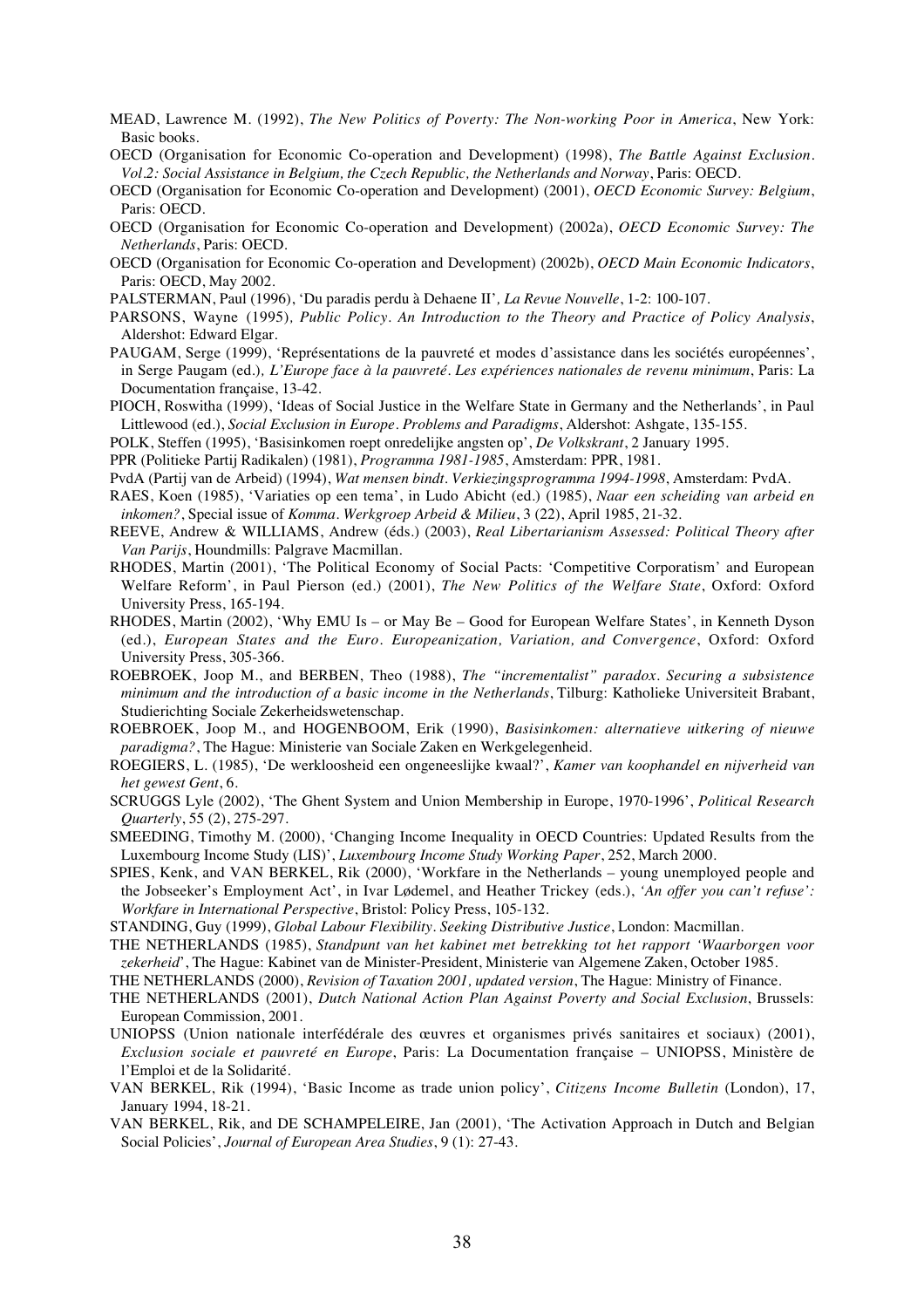MEAD, Lawrence M. (1992), *The New Politics of Poverty: The Non-working Poor in America*, New York: Basic books.

OECD (Organisation for Economic Co-operation and Development) (1998), *The Battle Against Exclusion. Vol.2: Social Assistance in Belgium, the Czech Republic, the Netherlands and Norway*, Paris: OECD.

OECD (Organisation for Economic Co-operation and Development) (2001), *OECD Economic Survey: Belgium*, Paris: OECD.

OECD (Organisation for Economic Co-operation and Development) (2002a), *OECD Economic Survey: The Netherlands*, Paris: OECD.

OECD (Organisation for Economic Co-operation and Development) (2002b), *OECD Main Economic Indicators*, Paris: OECD, May 2002.

PALSTERMAN, Paul (1996), 'Du paradis perdu à Dehaene II', *La Revue Nouvelle*, 1-2: 100-107.

PARSONS, Wayne (1995), *Public Policy. An Introduction to the Theory and Practice of Policy Analysis*, Aldershot: Edward Elgar.

PAUGAM, Serge (1999), 'Représentations de la pauvreté et modes d'assistance dans les sociétés européennes', in Serge Paugam (ed.), *L'Europe face à la pauvreté. Les expériences nationales de revenu minimum*, Paris: La Documentation française, 13-42.

PIOCH, Roswitha (1999), 'Ideas of Social Justice in the Welfare State in Germany and the Netherlands', in Paul Littlewood (ed.), *Social Exclusion in Europe. Problems and Paradigms*, Aldershot: Ashgate, 135-155.

POLK, Steffen (1995), 'Basisinkomen roept onredelijke angsten op', *De Volkskrant*, 2 January 1995.

PPR (Politieke Partij Radikalen) (1981), *Programma 1981-1985*, Amsterdam: PPR, 1981.

PvdA (Partij van de Arbeid) (1994), *Wat mensen bindt. Verkiezingsprogramma 1994-1998*, Amsterdam: PvdA.

RAES, Koen (1985), 'Variaties op een tema', in Ludo Abicht (ed.) (1985), *Naar een scheiding van arbeid en inkomen?*, Special issue of *Komma. Werkgroep Arbeid & Milieu*, 3 (22), April 1985, 21-32.

REEVE, Andrew & WILLIAMS, Andrew (éds.) (2003), *Real Libertarianism Assessed: Political Theory after Van Parijs*, Houndmills: Palgrave Macmillan.

RHODES, Martin (2001), 'The Political Economy of Social Pacts: 'Competitive Corporatism' and European Welfare Reform', in Paul Pierson (ed.) (2001), *The New Politics of the Welfare State*, Oxford: Oxford University Press, 165-194.

RHODES, Martin (2002), 'Why EMU Is – or May Be – Good for European Welfare States', in Kenneth Dyson (ed.), *European States and the Euro. Europeanization, Variation, and Convergence*, Oxford: Oxford University Press, 305-366.

ROEBROEK, Joop M., and BERBEN, Theo (1988), *The "incrementalist" paradox. Securing a subsistence minimum and the introduction of a basic income in the Netherlands*, Tilburg: Katholieke Universiteit Brabant, Studierichting Sociale Zekerheidswetenschap.

ROEBROEK, Joop M., and HOGENBOOM, Erik (1990), *Basisinkomen: alternatieve uitkering of nieuwe paradigma?*, The Hague: Ministerie van Sociale Zaken en Werkgelegenheid.

ROEGIERS, L. (1985), 'De werkloosheid een ongeneeslijke kwaal?', *Kamer van koophandel en nijverheid van het gewest Gent*, 6.

SCRUGGS Lyle (2002), 'The Ghent System and Union Membership in Europe, 1970-1996', *Political Research Quarterly*, 55 (2), 275-297.

SMEEDING, Timothy M. (2000), 'Changing Income Inequality in OECD Countries: Updated Results from the Luxembourg Income Study (LIS)', *Luxembourg Income Study Working Paper*, 252, March 2000.

SPIES, Kenk, and VAN BERKEL, Rik (2000), 'Workfare in the Netherlands – young unemployed people and the Jobseeker's Employment Act', in Ivar Lødemel, and Heather Trickey (eds.), *'An offer you can't refuse': Workfare in International Perspective*, Bristol: Policy Press, 105-132.

STANDING, Guy (1999), *Global Labour Flexibility. Seeking Distributive Justice*, London: Macmillan.

THE NETHERLANDS (1985), *Standpunt van het kabinet met betrekking tot het rapport 'Waarborgen voor zekerheid'*, The Hague: Kabinet van de Minister-President, Ministerie van Algemene Zaken, October 1985.

THE NETHERLANDS (2000), *Revision of Taxation 2001, updated version*, The Hague: Ministry of Finance.

THE NETHERLANDS (2001), *Dutch National Action Plan Against Poverty and Social Exclusion*, Brussels: European Commission, 2001.

UNIOPSS (Union nationale interfédérale des œuvres et organismes privés sanitaires et sociaux) (2001), *Exclusion sociale et pauvreté en Europe*, Paris: La Documentation française – UNIOPSS, Ministère de l'Emploi et de la Solidarité.

VAN BERKEL, Rik (1994), 'Basic Income as trade union policy', *Citizens Income Bulletin* (London), 17, January 1994, 18-21.

VAN BERKEL, Rik, and DE SCHAMPELEIRE, Jan (2001), 'The Activation Approach in Dutch and Belgian Social Policies', *Journal of European Area Studies*, 9 (1): 27-43.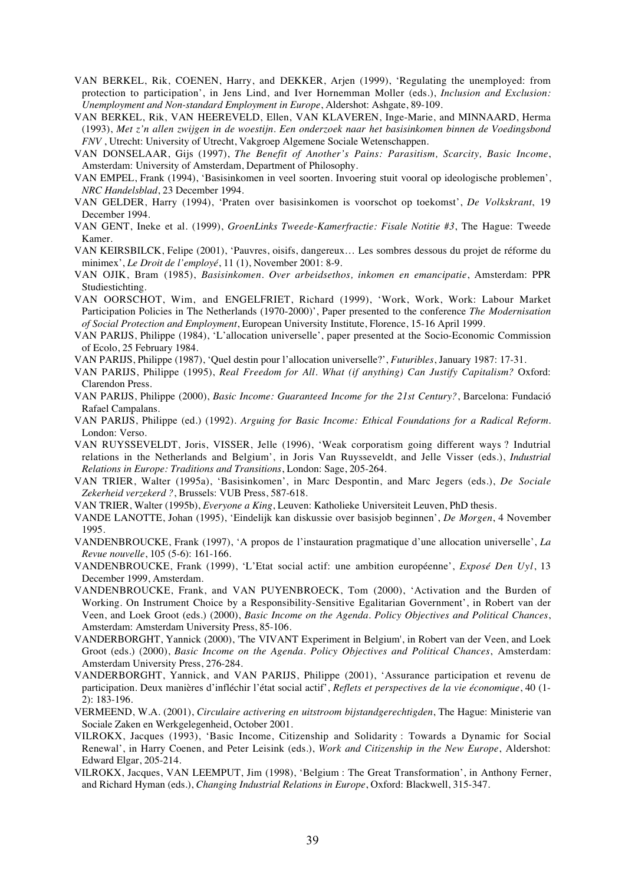VAN BERKEL, Rik, COENEN, Harry, and DEKKER, Arjen (1999), 'Regulating the unemployed: from protection to participation', in Jens Lind, and Iver Hornemman Moller (eds.), *Inclusion and Exclusion: Unemployment and Non-standard Employment in Europe*, Aldershot: Ashgate, 89-109.

VAN BERKEL, Rik, VAN HEEREVELD, Ellen, VAN KLAVEREN, Inge-Marie, and MINNAARD, Herma (1993), *Met z'n allen zwijgen in de woestijn. Een onderzoek naar het basisinkomen binnen de Voedingsbond FNV* , Utrecht: University of Utrecht, Vakgroep Algemene Sociale Wetenschappen.

VAN DONSELAAR, Gijs (1997), *The Benefit of Another's Pains: Parasitism, Scarcity, Basic Income*, Amsterdam: University of Amsterdam, Department of Philosophy.

VAN EMPEL, Frank (1994), 'Basisinkomen in veel soorten. Invoering stuit vooral op ideologische problemen', *NRC Handelsblad*, 23 December 1994.

VAN GELDER, Harry (1994), 'Praten over basisinkomen is voorschot op toekomst', *De Volkskrant*, 19 December 1994.

VAN GENT, Ineke et al. (1999), *GroenLinks Tweede-Kamerfractie: Fisale Notitie #3*, The Hague: Tweede Kamer.

VAN KEIRSBILCK, Felipe (2001), 'Pauvres, oisifs, dangereux… Les sombres dessous du projet de réforme du minimex', *Le Droit de l'employé*, 11 (1), November 2001: 8-9.

VAN OJIK, Bram (1985), *Basisinkomen. Over arbeidsethos, inkomen en emancipatie*, Amsterdam: PPR Studiestichting.

VAN OORSCHOT, Wim, and ENGELFRIET, Richard (1999), 'Work, Work, Work: Labour Market Participation Policies in The Netherlands (1970-2000)', Paper presented to the conference *The Modernisation of Social Protection and Employment*, European University Institute, Florence, 15-16 April 1999.

VAN PARIJS, Philippe (1984), 'L'allocation universelle', paper presented at the Socio-Economic Commission of Ecolo, 25 February 1984.

VAN PARIJS, Philippe (1987), 'Quel destin pour l'allocation universelle?', *Futuribles*, January 1987: 17-31.

VAN PARIJS, Philippe (1995), *Real Freedom for All. What (if anything) Can Justify Capitalism?* Oxford: Clarendon Press.

VAN PARIJS, Philippe (2000), *Basic Income: Guaranteed Income for the 21st Century?*, Barcelona: Fundació Rafael Campalans.

VAN PARIJS, Philippe (ed.) (1992). *Arguing for Basic Income: Ethical Foundations for a Radical Reform.* London: Verso.

VAN RUYSSEVELDT, Joris, VISSER, Jelle (1996), 'Weak corporatism going different ways ? Indutrial relations in the Netherlands and Belgium', in Joris Van Ruysseveldt, and Jelle Visser (eds.), *Industrial Relations in Europe: Traditions and Transitions*, London: Sage, 205-264.

VAN TRIER, Walter (1995a), 'Basisinkomen', in Marc Despontin, and Marc Jegers (eds.), *De Sociale Zekerheid verzekerd ?*, Brussels: VUB Press, 587-618.

VAN TRIER, Walter (1995b), *Everyone a King*, Leuven: Katholieke Universiteit Leuven, PhD thesis.

VANDE LANOTTE, Johan (1995), 'Eindelijk kan diskussie over basisjob beginnen', *De Morgen*, 4 November 1995.

VANDENBROUCKE, Frank (1997), 'A propos de l'instauration pragmatique d'une allocation universelle', *La Revue nouvelle*, 105 (5-6): 161-166.

VANDENBROUCKE, Frank (1999), 'L'Etat social actif: une ambition européenne', *Exposé Den Uyl*, 13 December 1999, Amsterdam.

VANDENBROUCKE, Frank, and VAN PUYENBROECK, Tom (2000), 'Activation and the Burden of Working. On Instrument Choice by a Responsibility-Sensitive Egalitarian Government', in Robert van der Veen, and Loek Groot (eds.) (2000), *Basic Income on the Agenda. Policy Objectives and Political Chances*, Amsterdam: Amsterdam University Press, 85-106.

VANDERBORGHT, Yannick (2000), 'The VIVANT Experiment in Belgium', in Robert van der Veen, and Loek Groot (eds.) (2000), *Basic Income on the Agenda. Policy Objectives and Political Chances*, Amsterdam: Amsterdam University Press, 276-284.

VANDERBORGHT, Yannick, and VAN PARIJS, Philippe (2001), 'Assurance participation et revenu de participation. Deux manières d'infléchir l'état social actif', *Reflets et perspectives de la vie économique*, 40 (1-2): 183-196.

VERMEEND, W.A. (2001), *Circulaire activering en uitstroom bijstandgerechtigden*, The Hague: Ministerie van Sociale Zaken en Werkgelegenheid, October 2001.

VILROKX, Jacques (1993), 'Basic Income, Citizenship and Solidarity : Towards a Dynamic for Social Renewal', in Harry Coenen, and Peter Leisink (eds.), *Work and Citizenship in the New Europe*, Aldershot: Edward Elgar, 205-214.

VILROKX, Jacques, VAN LEEMPUT, Jim (1998), 'Belgium : The Great Transformation', in Anthony Ferner, and Richard Hyman (eds.), *Changing Industrial Relations in Europe*, Oxford: Blackwell, 315-347.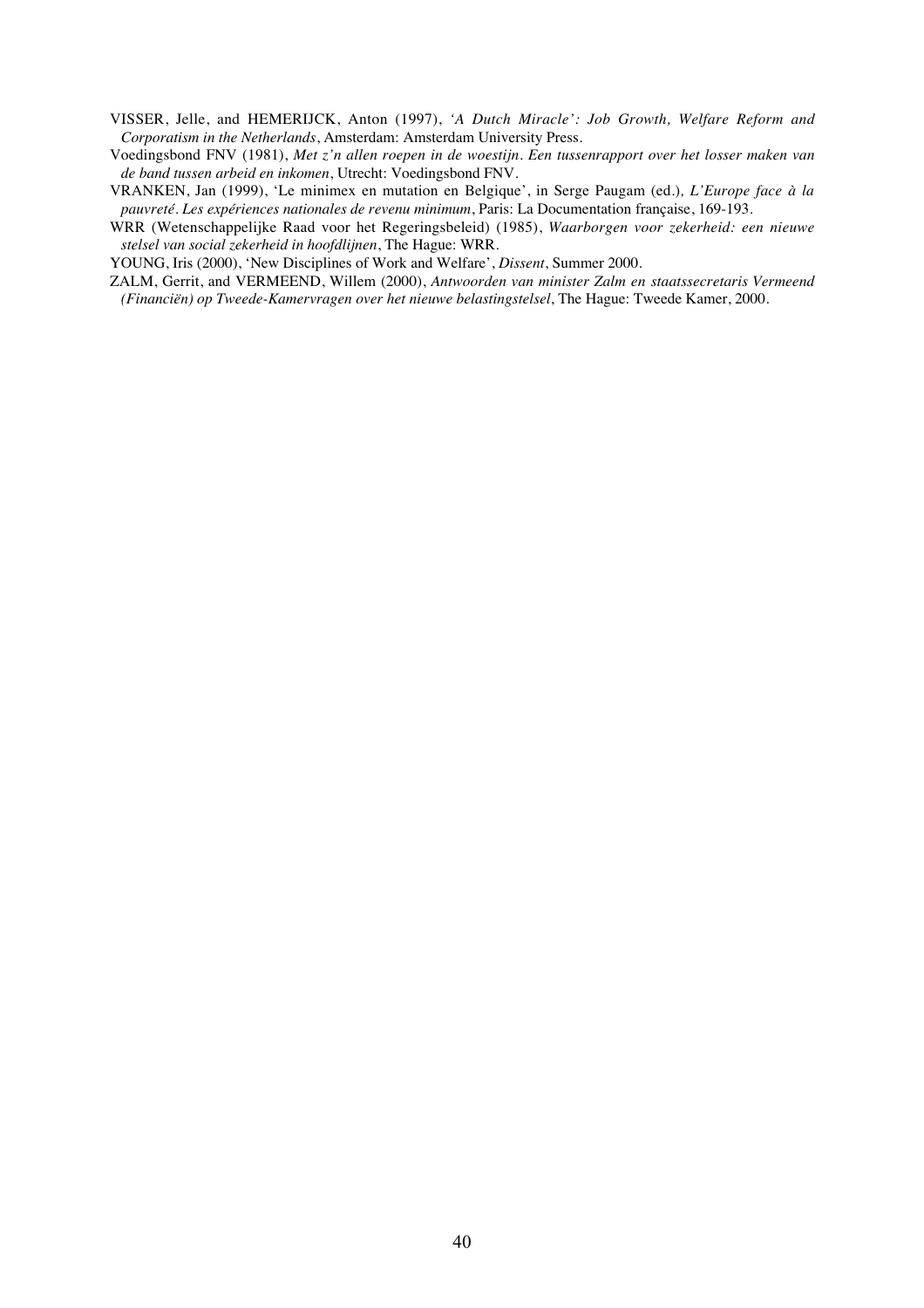VISSER, Jelle, and HEMERIJCK, Anton (1997), *'A Dutch Miracle': Job Growth, Welfare Reform and Corporatism in the Netherlands*, Amsterdam: Amsterdam University Press.

Voedingsbond FNV (1981), *Met z'n allen roepen in de woestijn. Een tussenrapport over het losser maken van de band tussen arbeid en inkomen*, Utrecht: Voedingsbond FNV.

VRANKEN, Jan (1999), 'Le minimex en mutation en Belgique', in Serge Paugam (ed.), *L'Europe face à la pauvreté. Les expériences nationales de revenu minimum*, Paris: La Documentation française, 169-193.

WRR (Wetenschappelijke Raad voor het Regeringsbeleid) (1985), *Waarborgen voor zekerheid: een nieuwe stelsel van social zekerheid in hoofdlijnen*, The Hague: WRR.

YOUNG, Iris (2000), 'New Disciplines of Work and Welfare', *Dissent*, Summer 2000.

ZALM, Gerrit, and VERMEEND, Willem (2000), *Antwoorden van minister Zalm en staatssecretaris Vermeend (Financiën) op Tweede-Kamervragen over het nieuwe belastingstelsel*, The Hague: Tweede Kamer, 2000.